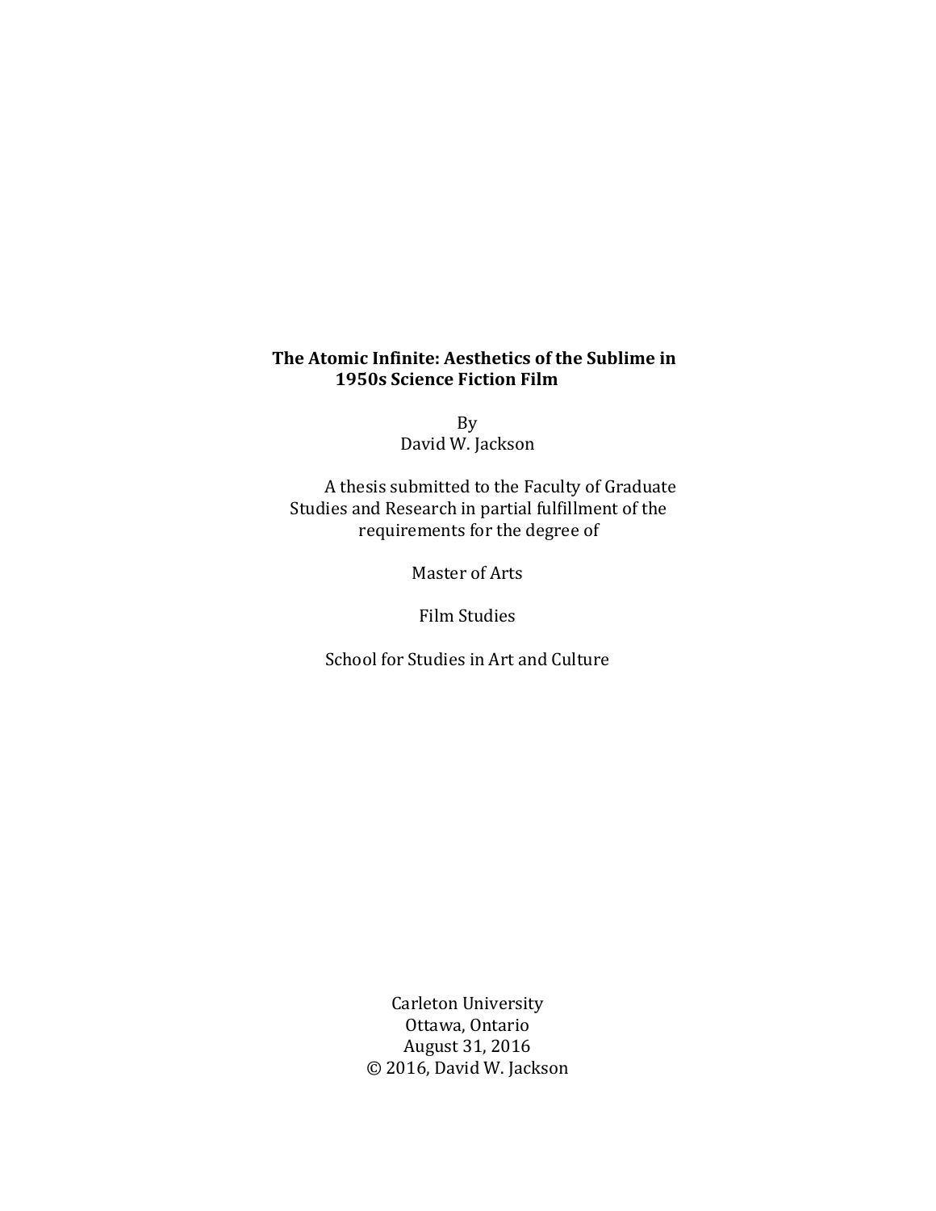# The Atomic Infinite: Aesthetics of the Sublime in 1950s Science Fiction Film

By
David W. Jackson

A thesis submitted to the Faculty of Graduate Studies and Research in partial fulfillment of the requirements for the degree of

Master of Arts

Film Studies

School for Studies in Art and Culture

Carleton University
Ottawa, Ontario
August 31, 2016
© 2016, David W. Jackson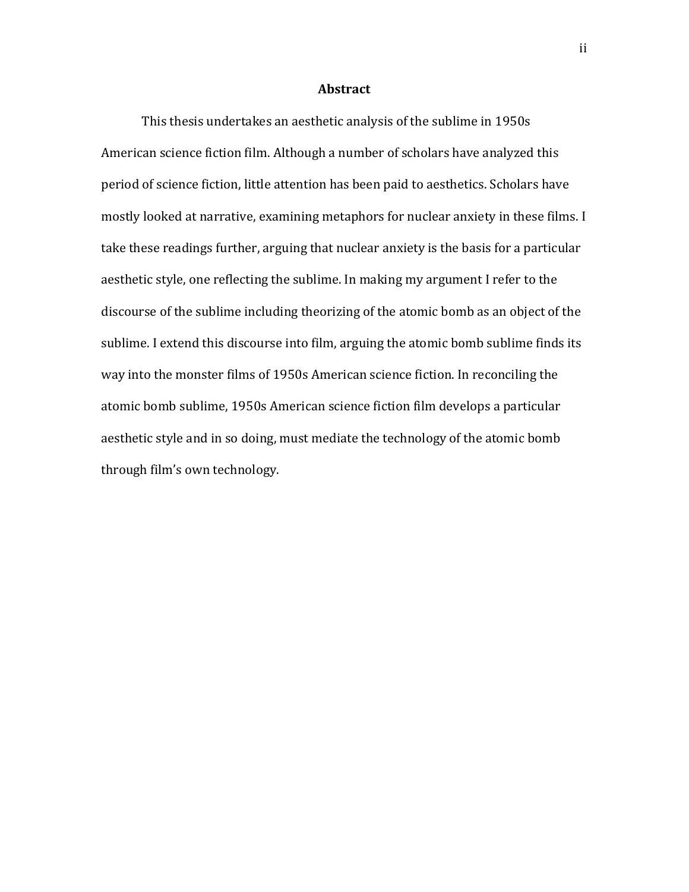# Abstract

This thesis undertakes an aesthetic analysis of the sublime in 1950s American science fiction film. Although a number of scholars have analyzed this period of science fiction, little attention has been paid to aesthetics. Scholars have mostly looked at narrative, examining metaphors for nuclear anxiety in these films. I take these readings further, arguing that nuclear anxiety is the basis for a particular aesthetic style, one reflecting the sublime. In making my argument I refer to the discourse of the sublime including theorizing of the atomic bomb as an object of the sublime. I extend this discourse into film, arguing the atomic bomb sublime finds its way into the monster films of 1950s American science fiction. In reconciling the atomic bomb sublime, 1950s American science fiction film develops a particular aesthetic style and in so doing, must mediate the technology of the atomic bomb through film's own technology.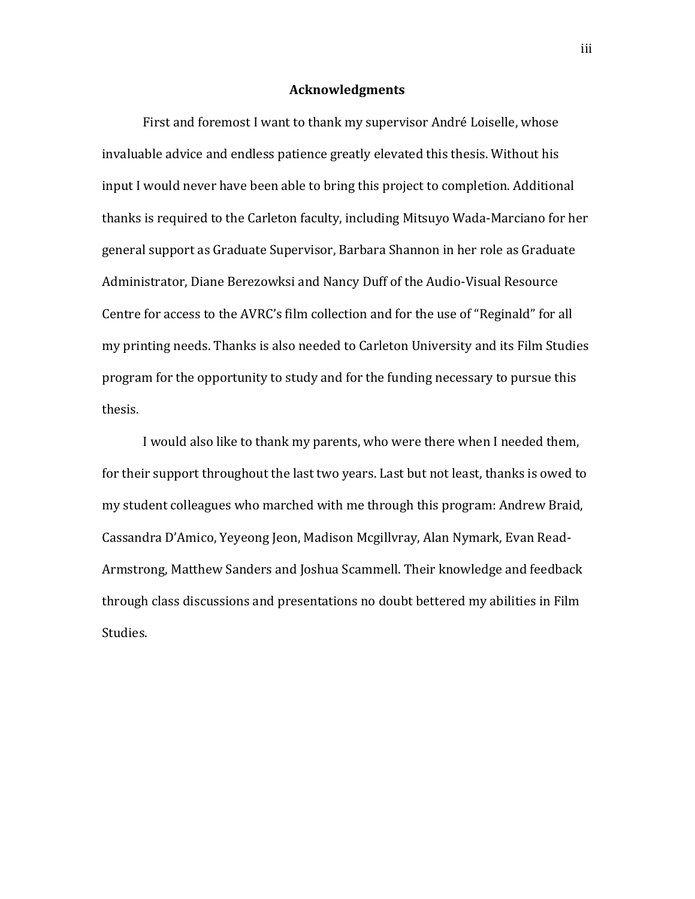## Acknowledgments

First and foremost I want to thank my supervisor André Loiselle, whose invaluable advice and endless patience greatly elevated this thesis. Without his input I would never have been able to bring this project to completion. Additional thanks is required to the Carleton faculty, including Mitsuyo Wada-Marciano for her general support as Graduate Supervisor, Barbara Shannon in her role as Graduate Administrator, Diane Berezowksi and Nancy Duff of the Audio-Visual Resource Centre for access to the AVRC's film collection and for the use of "Reginald" for all my printing needs. Thanks is also needed to Carleton University and its Film Studies program for the opportunity to study and for the funding necessary to pursue this thesis.

I would also like to thank my parents, who were there when I needed them, for their support throughout the last two years. Last but not least, thanks is owed to my student colleagues who marched with me through this program: Andrew Braid, Cassandra D'Amico, Yeyeong Jeon, Madison Mcgillvray, Alan Nymark, Evan Read-Armstrong, Matthew Sanders and Joshua Scammell. Their knowledge and feedback through class discussions and presentations no doubt bettered my abilities in Film Studies.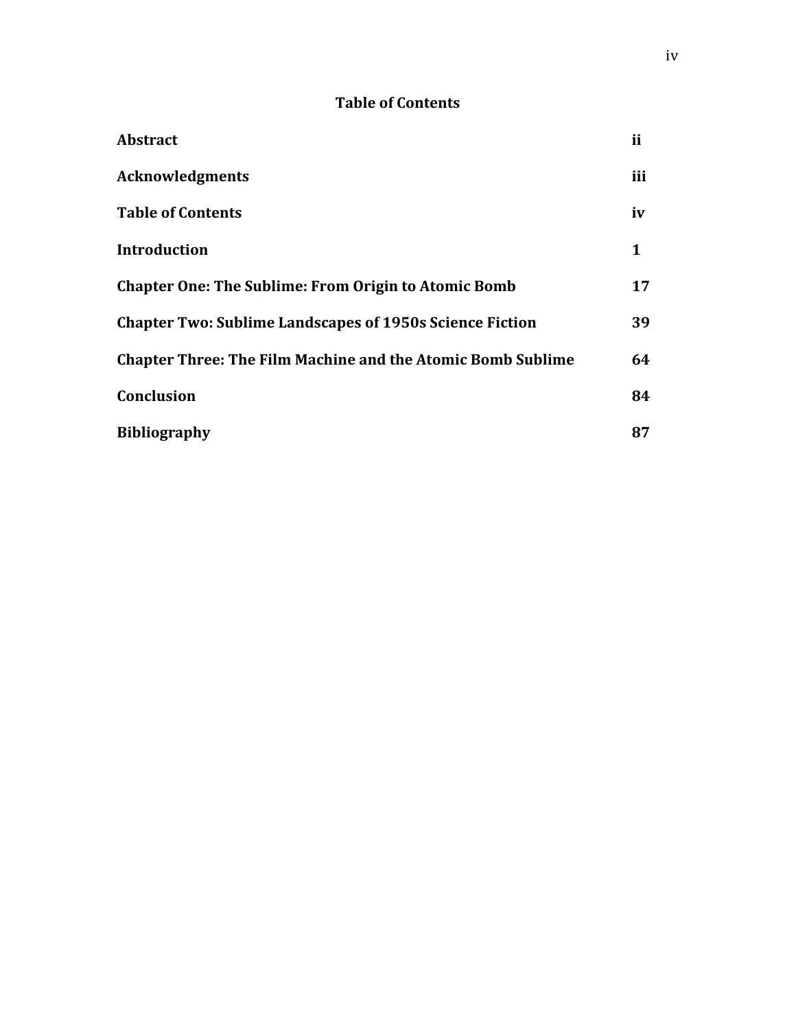## Table of Contents

| | |
|---|---|
| **Abstract** | **ii** |
| **Acknowledgments** | **iii** |
| **Table of Contents** | **iv** |
| **Introduction** | **1** |
| **Chapter One: The Sublime: From Origin to Atomic Bomb** | **17** |
| **Chapter Two: Sublime Landscapes of 1950s Science Fiction** | **39** |
| **Chapter Three: The Film Machine and the Atomic Bomb Sublime** | **64** |
| **Conclusion** | **84** |
| **Bibliography** | **87** |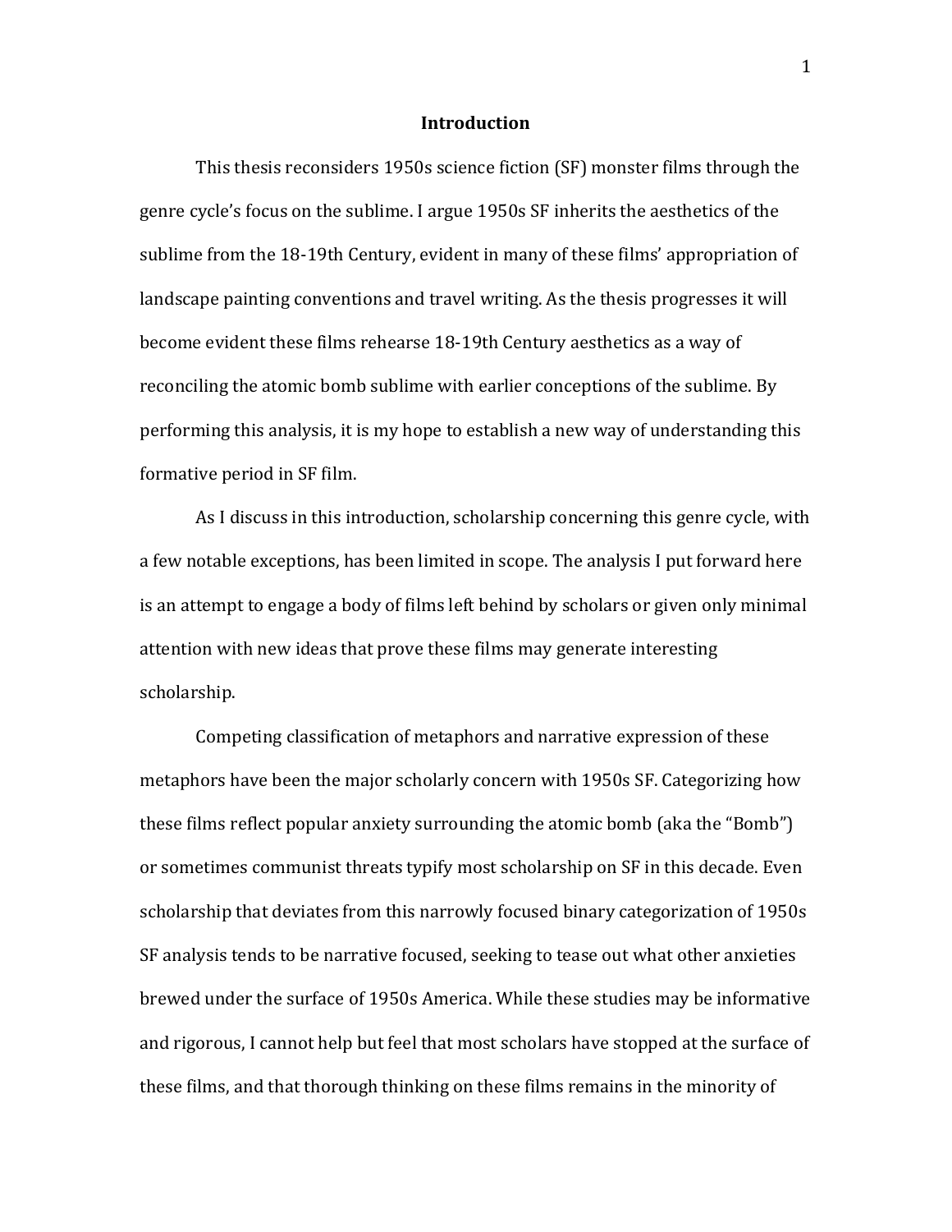# Introduction

This thesis reconsiders 1950s science fiction (SF) monster films through the genre cycle's focus on the sublime. I argue 1950s SF inherits the aesthetics of the sublime from the 18-19th Century, evident in many of these films' appropriation of landscape painting conventions and travel writing. As the thesis progresses it will become evident these films rehearse 18-19th Century aesthetics as a way of reconciling the atomic bomb sublime with earlier conceptions of the sublime. By performing this analysis, it is my hope to establish a new way of understanding this formative period in SF film.

As I discuss in this introduction, scholarship concerning this genre cycle, with a few notable exceptions, has been limited in scope. The analysis I put forward here is an attempt to engage a body of films left behind by scholars or given only minimal attention with new ideas that prove these films may generate interesting scholarship.

Competing classification of metaphors and narrative expression of these metaphors have been the major scholarly concern with 1950s SF. Categorizing how these films reflect popular anxiety surrounding the atomic bomb (aka the "Bomb") or sometimes communist threats typify most scholarship on SF in this decade. Even scholarship that deviates from this narrowly focused binary categorization of 1950s SF analysis tends to be narrative focused, seeking to tease out what other anxieties brewed under the surface of 1950s America. While these studies may be informative and rigorous, I cannot help but feel that most scholars have stopped at the surface of these films, and that thorough thinking on these films remains in the minority of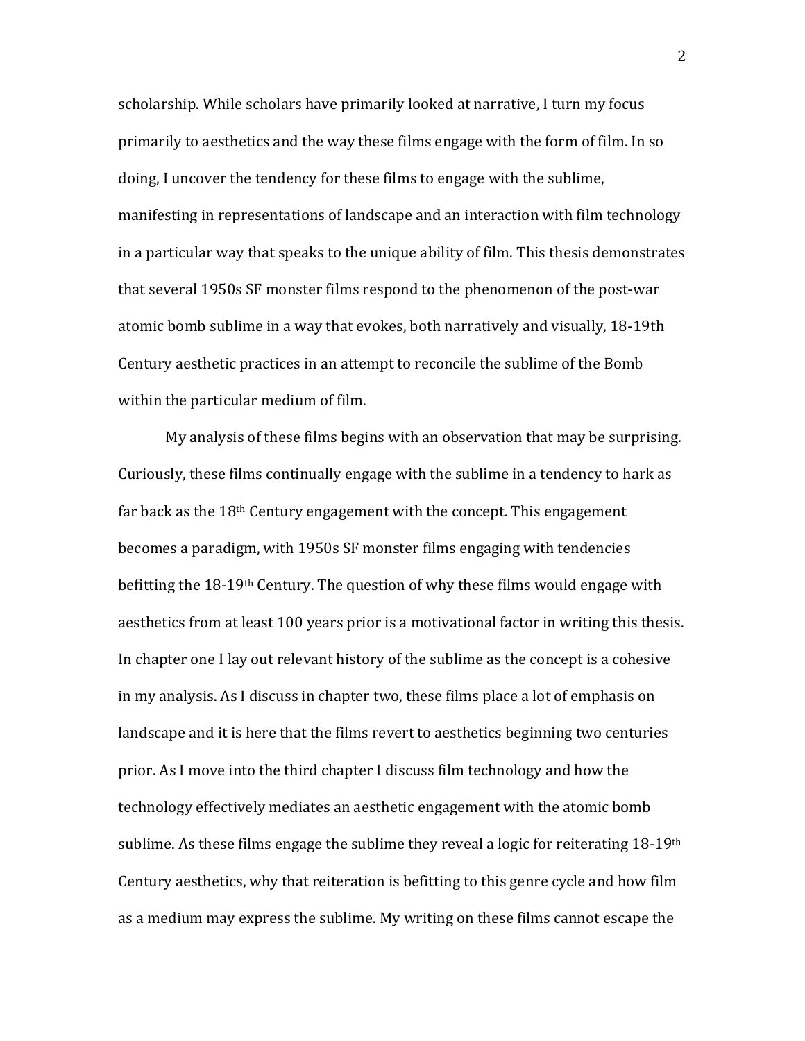scholarship. While scholars have primarily looked at narrative, I turn my focus primarily to aesthetics and the way these films engage with the form of film. In so doing, I uncover the tendency for these films to engage with the sublime, manifesting in representations of landscape and an interaction with film technology in a particular way that speaks to the unique ability of film. This thesis demonstrates that several 1950s SF monster films respond to the phenomenon of the post-war atomic bomb sublime in a way that evokes, both narratively and visually, 18-19th Century aesthetic practices in an attempt to reconcile the sublime of the Bomb within the particular medium of film.

My analysis of these films begins with an observation that may be surprising. Curiously, these films continually engage with the sublime in a tendency to hark as far back as the 18th Century engagement with the concept. This engagement becomes a paradigm, with 1950s SF monster films engaging with tendencies befitting the 18-19th Century. The question of why these films would engage with aesthetics from at least 100 years prior is a motivational factor in writing this thesis. In chapter one I lay out relevant history of the sublime as the concept is a cohesive in my analysis. As I discuss in chapter two, these films place a lot of emphasis on landscape and it is here that the films revert to aesthetics beginning two centuries prior. As I move into the third chapter I discuss film technology and how the technology effectively mediates an aesthetic engagement with the atomic bomb sublime. As these films engage the sublime they reveal a logic for reiterating 18-19th Century aesthetics, why that reiteration is befitting to this genre cycle and how film as a medium may express the sublime. My writing on these films cannot escape the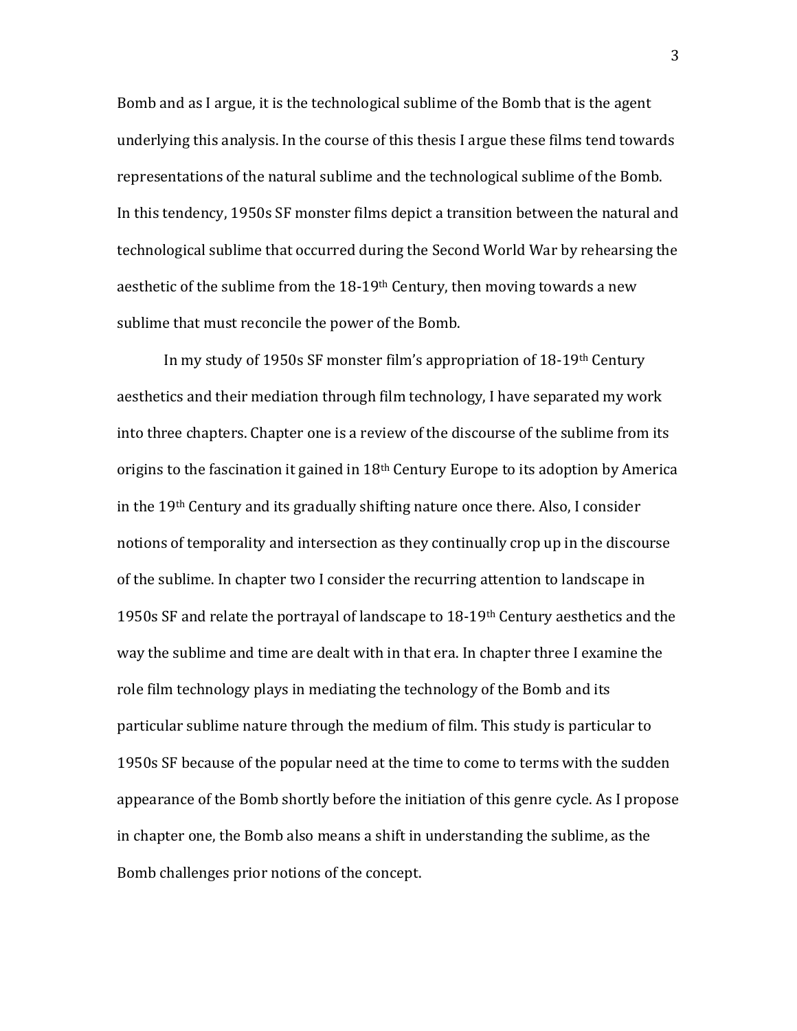Bomb and as I argue, it is the technological sublime of the Bomb that is the agent underlying this analysis. In the course of this thesis I argue these films tend towards representations of the natural sublime and the technological sublime of the Bomb. In this tendency, 1950s SF monster films depict a transition between the natural and technological sublime that occurred during the Second World War by rehearsing the aesthetic of the sublime from the 18-19th Century, then moving towards a new sublime that must reconcile the power of the Bomb.

In my study of 1950s SF monster film's appropriation of 18-19th Century aesthetics and their mediation through film technology, I have separated my work into three chapters. Chapter one is a review of the discourse of the sublime from its origins to the fascination it gained in 18th Century Europe to its adoption by America in the 19th Century and its gradually shifting nature once there. Also, I consider notions of temporality and intersection as they continually crop up in the discourse of the sublime. In chapter two I consider the recurring attention to landscape in 1950s SF and relate the portrayal of landscape to 18-19th Century aesthetics and the way the sublime and time are dealt with in that era. In chapter three I examine the role film technology plays in mediating the technology of the Bomb and its particular sublime nature through the medium of film. This study is particular to 1950s SF because of the popular need at the time to come to terms with the sudden appearance of the Bomb shortly before the initiation of this genre cycle. As I propose in chapter one, the Bomb also means a shift in understanding the sublime, as the Bomb challenges prior notions of the concept.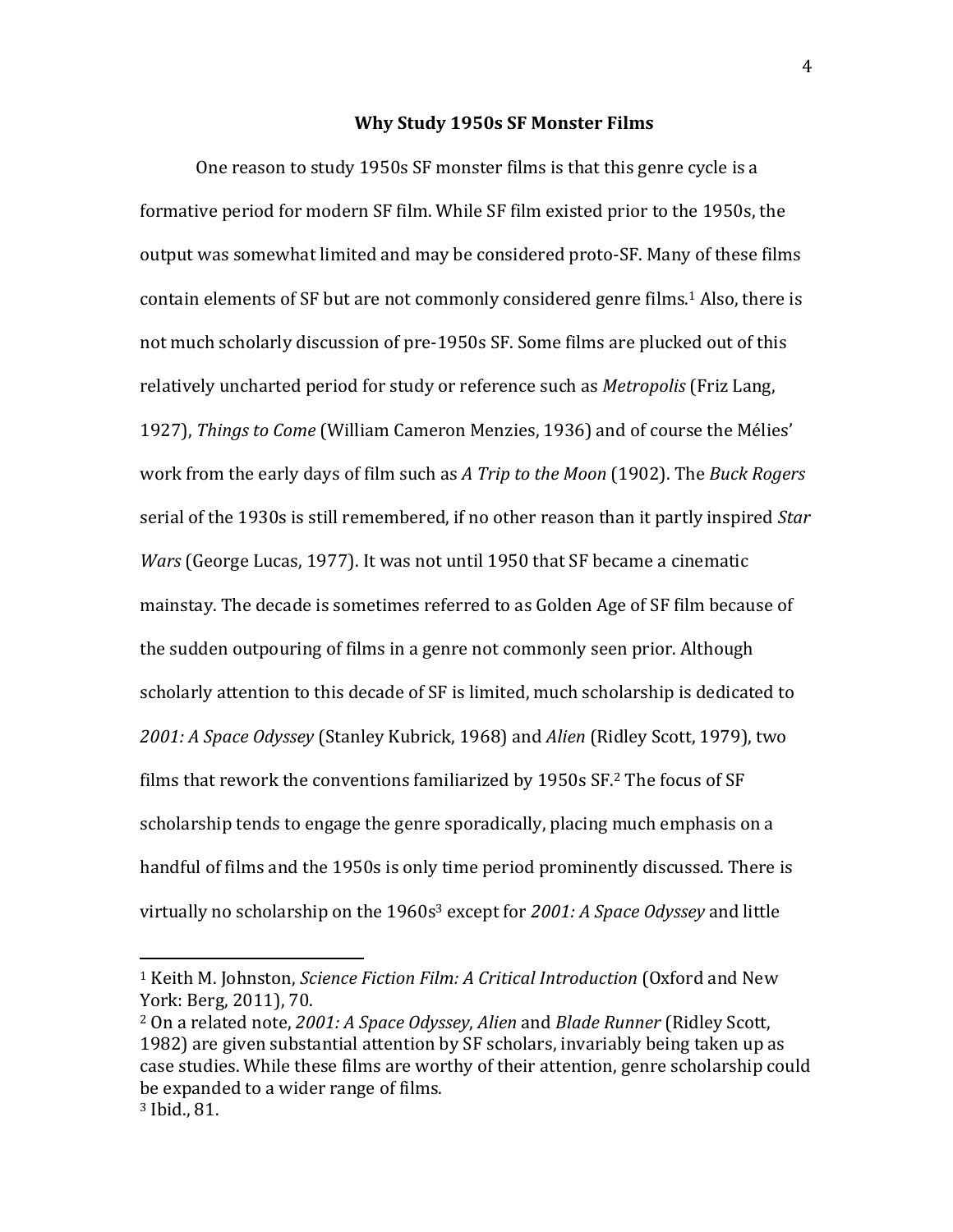## Why Study 1950s SF Monster Films

One reason to study 1950s SF monster films is that this genre cycle is a formative period for modern SF film. While SF film existed prior to the 1950s, the output was somewhat limited and may be considered proto-SF. Many of these films contain elements of SF but are not commonly considered genre films.[1] Also, there is not much scholarly discussion of pre-1950s SF. Some films are plucked out of this relatively uncharted period for study or reference such as *Metropolis* (Friz Lang, 1927), *Things to Come* (William Cameron Menzies, 1936) and of course the Mélies' work from the early days of film such as *A Trip to the Moon* (1902). The *Buck Rogers* serial of the 1930s is still remembered, if no other reason than it partly inspired *Star Wars* (George Lucas, 1977). It was not until 1950 that SF became a cinematic mainstay. The decade is sometimes referred to as Golden Age of SF film because of the sudden outpouring of films in a genre not commonly seen prior. Although scholarly attention to this decade of SF is limited, much scholarship is dedicated to *2001: A Space Odyssey* (Stanley Kubrick, 1968) and *Alien* (Ridley Scott, 1979), two films that rework the conventions familiarized by 1950s SF.[2] The focus of SF scholarship tends to engage the genre sporadically, placing much emphasis on a handful of films and the 1950s is only time period prominently discussed. There is virtually no scholarship on the 1960s[3] except for *2001: A Space Odyssey* and little

---

[1] Keith M. Johnston, *Science Fiction Film: A Critical Introduction* (Oxford and New York: Berg, 2011), 70.

[2] On a related note, *2001: A Space Odyssey*, *Alien* and *Blade Runner* (Ridley Scott, 1982) are given substantial attention by SF scholars, invariably being taken up as case studies. While these films are worthy of their attention, genre scholarship could be expanded to a wider range of films.

[3] Ibid., 81.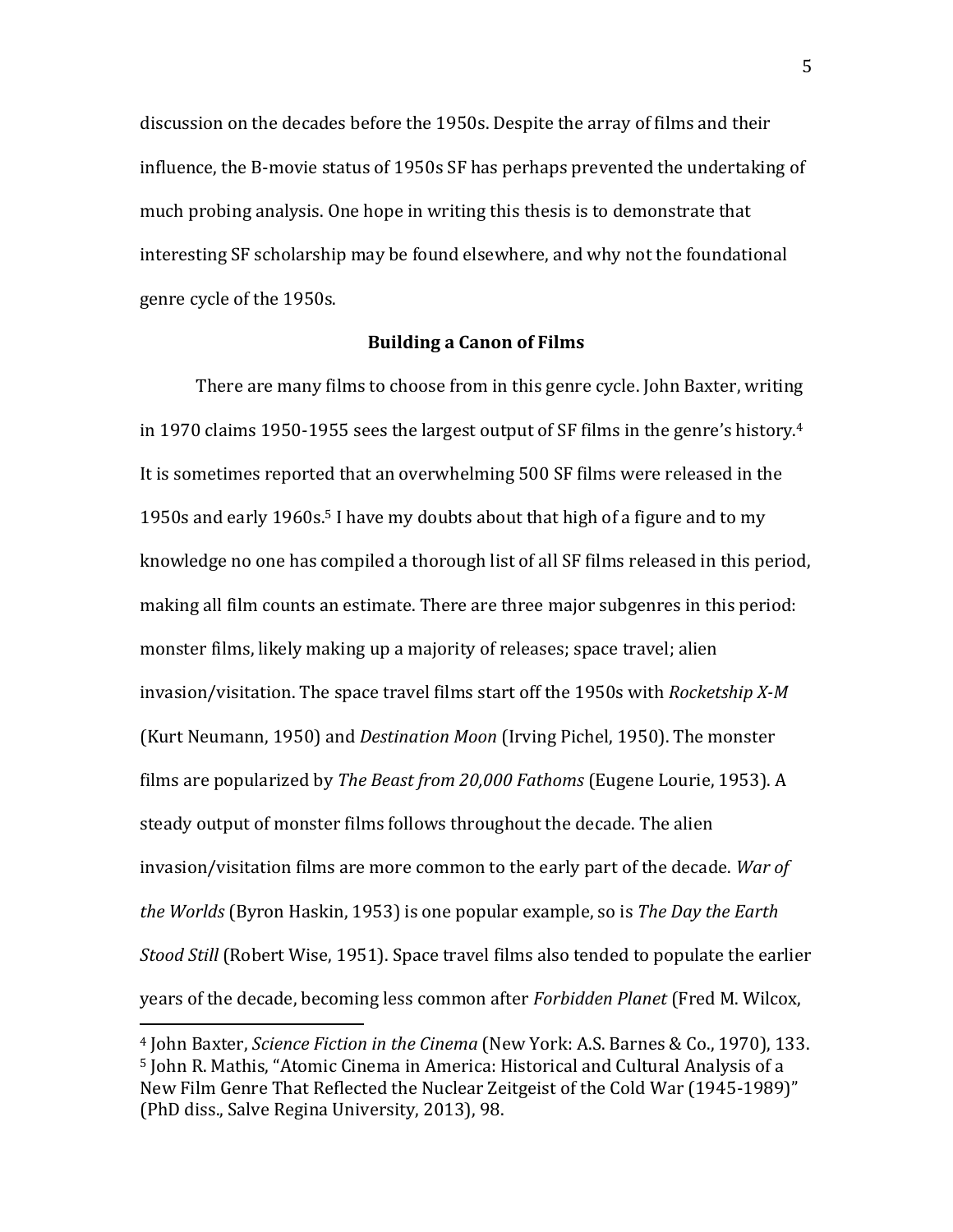discussion on the decades before the 1950s. Despite the array of films and their influence, the B-movie status of 1950s SF has perhaps prevented the undertaking of much probing analysis. One hope in writing this thesis is to demonstrate that interesting SF scholarship may be found elsewhere, and why not the foundational genre cycle of the 1950s.

## Building a Canon of Films

There are many films to choose from in this genre cycle. John Baxter, writing in 1970 claims 1950-1955 sees the largest output of SF films in the genre's history.[4] It is sometimes reported that an overwhelming 500 SF films were released in the 1950s and early 1960s.[5] I have my doubts about that high of a figure and to my knowledge no one has compiled a thorough list of all SF films released in this period, making all film counts an estimate. There are three major subgenres in this period: monster films, likely making up a majority of releases; space travel; alien invasion/visitation. The space travel films start off the 1950s with *Rocketship X-M* (Kurt Neumann, 1950) and *Destination Moon* (Irving Pichel, 1950). The monster films are popularized by *The Beast from 20,000 Fathoms* (Eugene Lourie, 1953). A steady output of monster films follows throughout the decade. The alien invasion/visitation films are more common to the early part of the decade. *War of the Worlds* (Byron Haskin, 1953) is one popular example, so is *The Day the Earth Stood Still* (Robert Wise, 1951). Space travel films also tended to populate the earlier years of the decade, becoming less common after *Forbidden Planet* (Fred M. Wilcox,

---

[4] John Baxter, *Science Fiction in the Cinema* (New York: A.S. Barnes & Co., 1970), 133.
[5] John R. Mathis, "Atomic Cinema in America: Historical and Cultural Analysis of a New Film Genre That Reflected the Nuclear Zeitgeist of the Cold War (1945-1989)" (PhD diss., Salve Regina University, 2013), 98.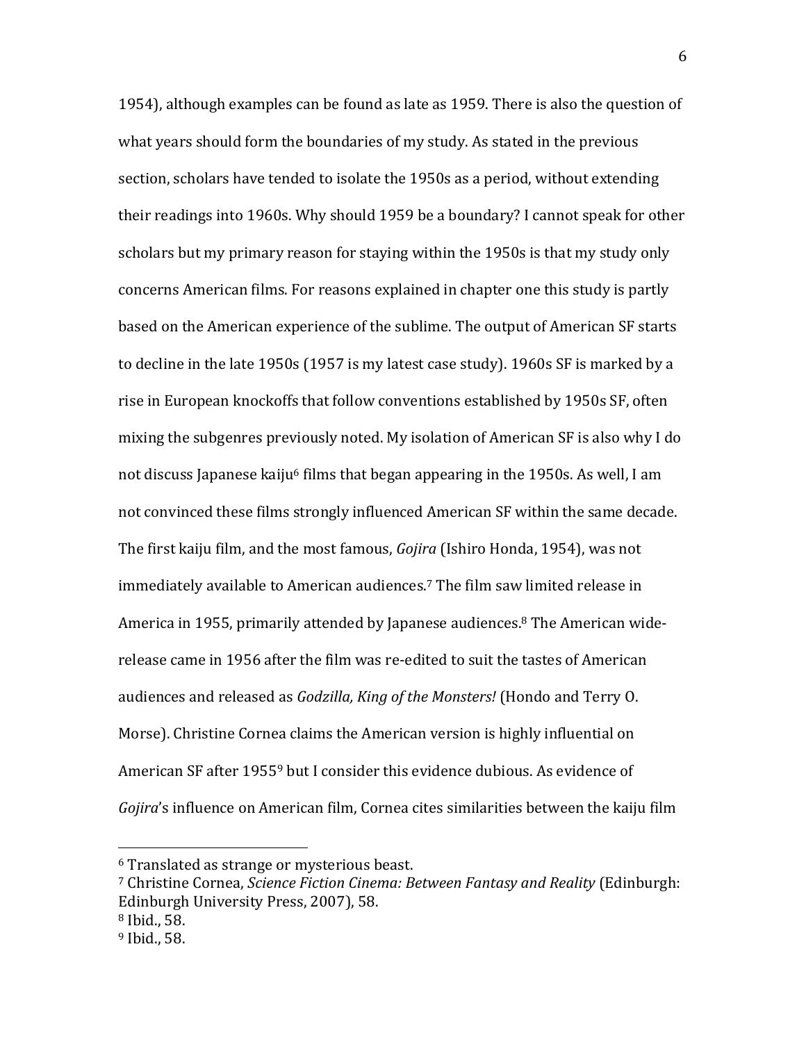1954), although examples can be found as late as 1959. There is also the question of what years should form the boundaries of my study. As stated in the previous section, scholars have tended to isolate the 1950s as a period, without extending their readings into 1960s. Why should 1959 be a boundary? I cannot speak for other scholars but my primary reason for staying within the 1950s is that my study only concerns American films. For reasons explained in chapter one this study is partly based on the American experience of the sublime. The output of American SF starts to decline in the late 1950s (1957 is my latest case study). 1960s SF is marked by a rise in European knockoffs that follow conventions established by 1950s SF, often mixing the subgenres previously noted. My isolation of American SF is also why I do not discuss Japanese kaiju[6] films that began appearing in the 1950s. As well, I am not convinced these films strongly influenced American SF within the same decade. The first kaiju film, and the most famous, *Gojira* (Ishiro Honda, 1954), was not immediately available to American audiences.[7] The film saw limited release in America in 1955, primarily attended by Japanese audiences.[8] The American wide-release came in 1956 after the film was re-edited to suit the tastes of American audiences and released as *Godzilla, King of the Monsters!* (Hondo and Terry O. Morse). Christine Cornea claims the American version is highly influential on American SF after 1955[9] but I consider this evidence dubious. As evidence of *Gojira*'s influence on American film, Cornea cites similarities between the kaiju film

---

[6] Translated as strange or mysterious beast.

[7] Christine Cornea, *Science Fiction Cinema: Between Fantasy and Reality* (Edinburgh: Edinburgh University Press, 2007), 58.

[8] Ibid., 58.

[9] Ibid., 58.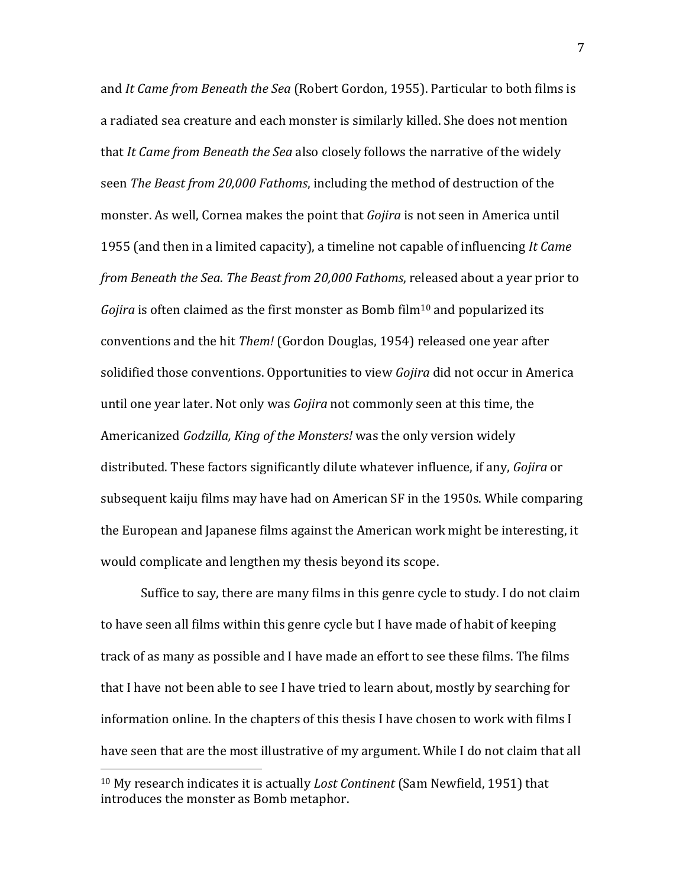and *It Came from Beneath the Sea* (Robert Gordon, 1955). Particular to both films is a radiated sea creature and each monster is similarly killed. She does not mention that *It Came from Beneath the Sea* also closely follows the narrative of the widely seen *The Beast from 20,000 Fathoms*, including the method of destruction of the monster. As well, Cornea makes the point that *Gojira* is not seen in America until 1955 (and then in a limited capacity), a timeline not capable of influencing *It Came from Beneath the Sea*. *The Beast from 20,000 Fathoms*, released about a year prior to *Gojira* is often claimed as the first monster as Bomb film[10] and popularized its conventions and the hit *Them!* (Gordon Douglas, 1954) released one year after solidified those conventions. Opportunities to view *Gojira* did not occur in America until one year later. Not only was *Gojira* not commonly seen at this time, the Americanized *Godzilla, King of the Monsters!* was the only version widely distributed. These factors significantly dilute whatever influence, if any, *Gojira* or subsequent kaiju films may have had on American SF in the 1950s. While comparing the European and Japanese films against the American work might be interesting, it would complicate and lengthen my thesis beyond its scope.

Suffice to say, there are many films in this genre cycle to study. I do not claim to have seen all films within this genre cycle but I have made of habit of keeping track of as many as possible and I have made an effort to see these films. The films that I have not been able to see I have tried to learn about, mostly by searching for information online. In the chapters of this thesis I have chosen to work with films I have seen that are the most illustrative of my argument. While I do not claim that all

[10] My research indicates it is actually *Lost Continent* (Sam Newfield, 1951) that introduces the monster as Bomb metaphor.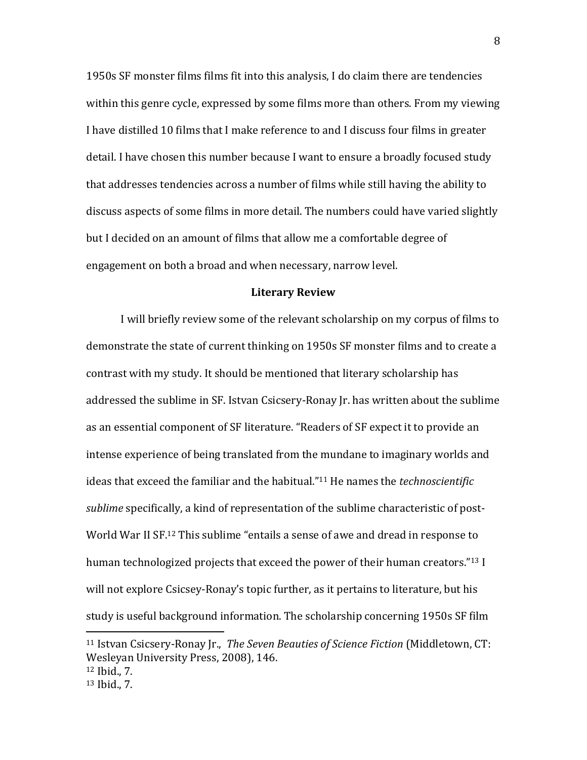1950s SF monster films films fit into this analysis, I do claim there are tendencies within this genre cycle, expressed by some films more than others. From my viewing I have distilled 10 films that I make reference to and I discuss four films in greater detail. I have chosen this number because I want to ensure a broadly focused study that addresses tendencies across a number of films while still having the ability to discuss aspects of some films in more detail. The numbers could have varied slightly but I decided on an amount of films that allow me a comfortable degree of engagement on both a broad and when necessary, narrow level.

## Literary Review

I will briefly review some of the relevant scholarship on my corpus of films to demonstrate the state of current thinking on 1950s SF monster films and to create a contrast with my study. It should be mentioned that literary scholarship has addressed the sublime in SF. Istvan Csicsery-Ronay Jr. has written about the sublime as an essential component of SF literature. "Readers of SF expect it to provide an intense experience of being translated from the mundane to imaginary worlds and ideas that exceed the familiar and the habitual."[11] He names the *technoscientific sublime* specifically, a kind of representation of the sublime characteristic of post-World War II SF.[12] This sublime "entails a sense of awe and dread in response to human technologized projects that exceed the power of their human creators."[13] I will not explore Csicsey-Ronay's topic further, as it pertains to literature, but his study is useful background information. The scholarship concerning 1950s SF film

---

[11] Istvan Csicsery-Ronay Jr., *The Seven Beauties of Science Fiction* (Middletown, CT: Wesleyan University Press, 2008), 146.

[12] Ibid., 7.

[13] Ibid., 7.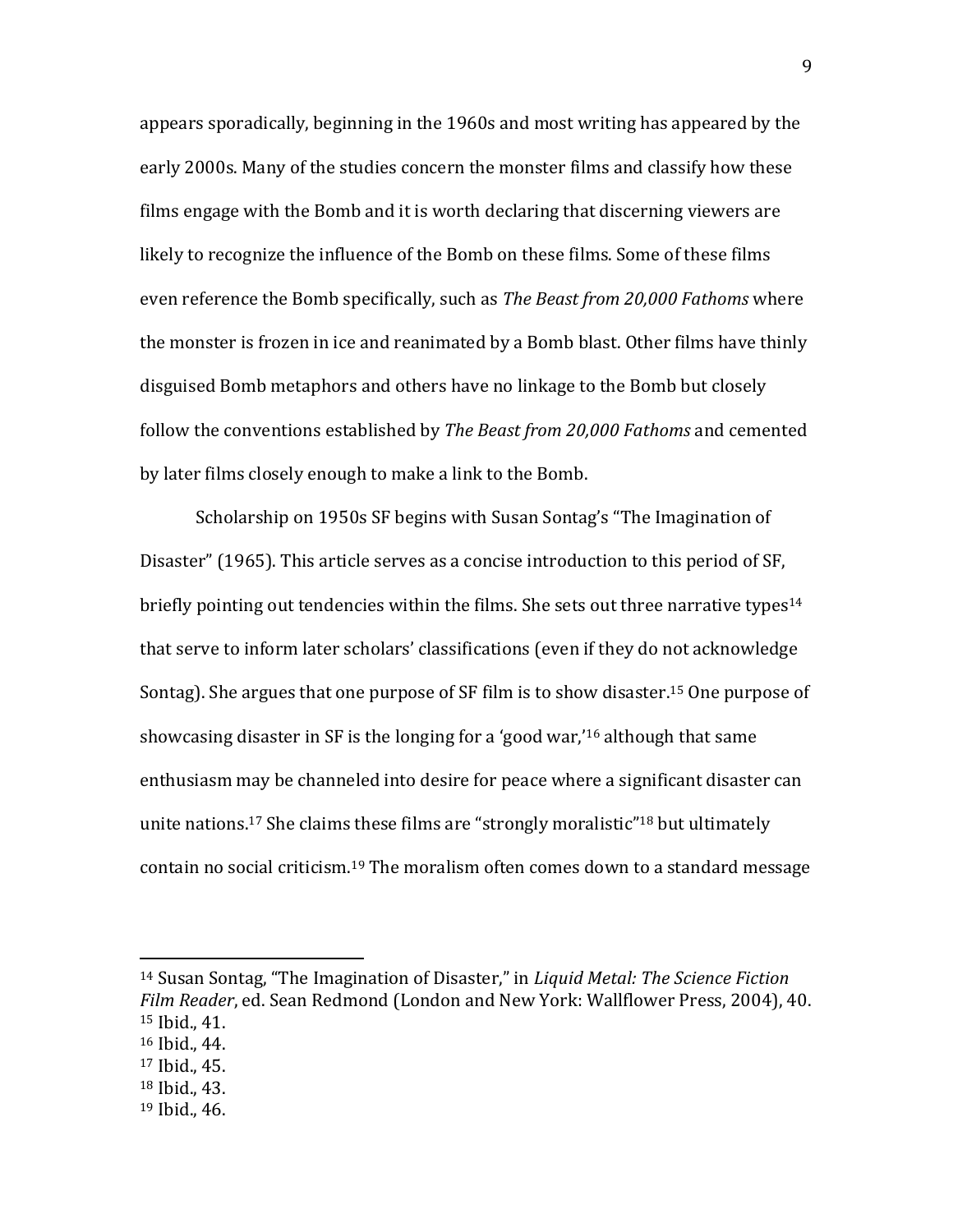appears sporadically, beginning in the 1960s and most writing has appeared by the early 2000s. Many of the studies concern the monster films and classify how these films engage with the Bomb and it is worth declaring that discerning viewers are likely to recognize the influence of the Bomb on these films. Some of these films even reference the Bomb specifically, such as *The Beast from 20,000 Fathoms* where the monster is frozen in ice and reanimated by a Bomb blast. Other films have thinly disguised Bomb metaphors and others have no linkage to the Bomb but closely follow the conventions established by *The Beast from 20,000 Fathoms* and cemented by later films closely enough to make a link to the Bomb.

Scholarship on 1950s SF begins with Susan Sontag's "The Imagination of Disaster" (1965). This article serves as a concise introduction to this period of SF, briefly pointing out tendencies within the films. She sets out three narrative types[14] that serve to inform later scholars' classifications (even if they do not acknowledge Sontag). She argues that one purpose of SF film is to show disaster.[15] One purpose of showcasing disaster in SF is the longing for a 'good war,'[16] although that same enthusiasm may be channeled into desire for peace where a significant disaster can unite nations.[17] She claims these films are "strongly moralistic"[18] but ultimately contain no social criticism.[19] The moralism often comes down to a standard message

---

[14] Susan Sontag, "The Imagination of Disaster," in *Liquid Metal: The Science Fiction Film Reader*, ed. Sean Redmond (London and New York: Wallflower Press, 2004), 40.
[15] Ibid., 41.
[16] Ibid., 44.
[17] Ibid., 45.
[18] Ibid., 43.
[19] Ibid., 46.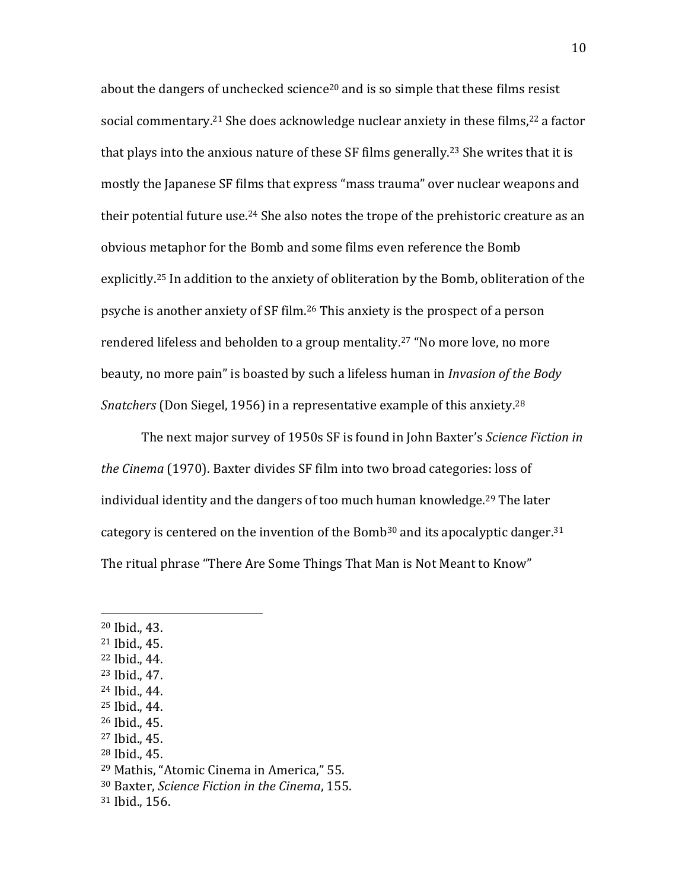about the dangers of unchecked science[20] and is so simple that these films resist social commentary.[21] She does acknowledge nuclear anxiety in these films,[22] a factor that plays into the anxious nature of these SF films generally.[23] She writes that it is mostly the Japanese SF films that express "mass trauma" over nuclear weapons and their potential future use.[24] She also notes the trope of the prehistoric creature as an obvious metaphor for the Bomb and some films even reference the Bomb explicitly.[25] In addition to the anxiety of obliteration by the Bomb, obliteration of the psyche is another anxiety of SF film.[26] This anxiety is the prospect of a person rendered lifeless and beholden to a group mentality.[27] "No more love, no more beauty, no more pain" is boasted by such a lifeless human in *Invasion of the Body Snatchers* (Don Siegel, 1956) in a representative example of this anxiety.[28]

The next major survey of 1950s SF is found in John Baxter's *Science Fiction in the Cinema* (1970). Baxter divides SF film into two broad categories: loss of individual identity and the dangers of too much human knowledge.[29] The later category is centered on the invention of the Bomb[30] and its apocalyptic danger.[31] The ritual phrase "There Are Some Things That Man is Not Meant to Know"

---

[20] Ibid., 43.
[21] Ibid., 45.
[22] Ibid., 44.
[23] Ibid., 47.
[24] Ibid., 44.
[25] Ibid., 44.
[26] Ibid., 45.
[27] Ibid., 45.
[28] Ibid., 45.
[29] Mathis, "Atomic Cinema in America," 55.
[30] Baxter, *Science Fiction in the Cinema*, 155.
[31] Ibid., 156.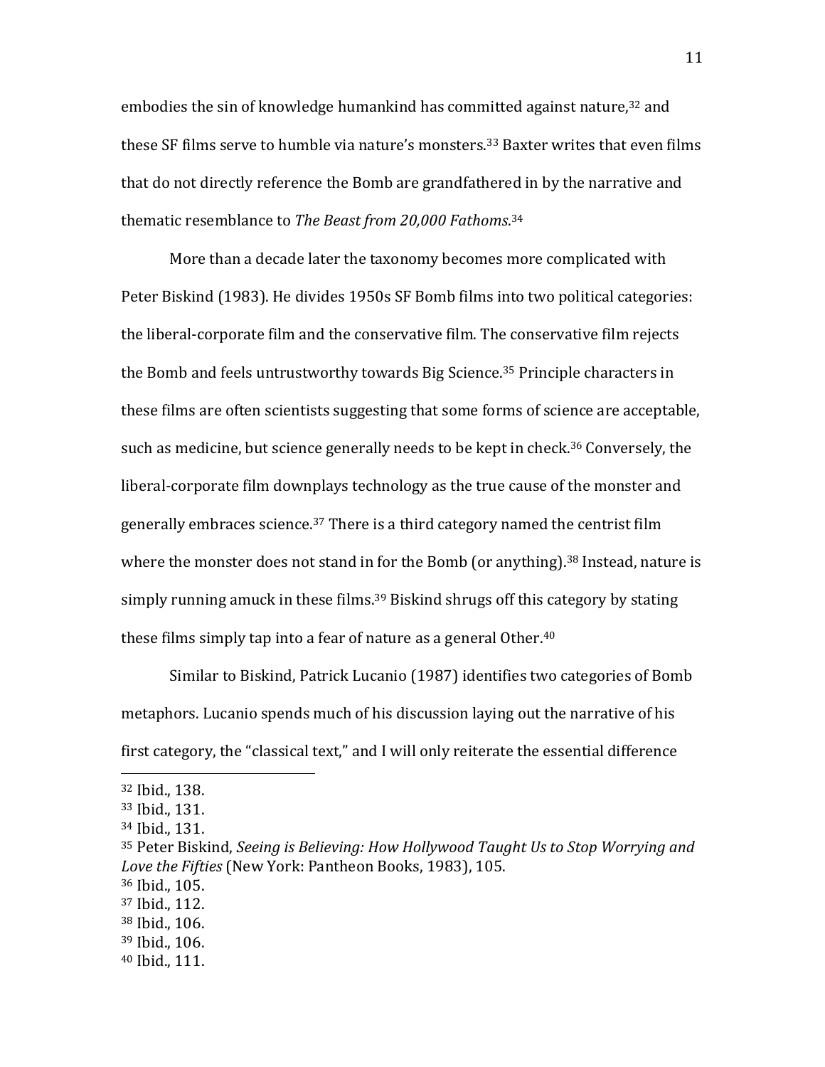embodies the sin of knowledge humankind has committed against nature,[32] and these SF films serve to humble via nature's monsters.[33] Baxter writes that even films that do not directly reference the Bomb are grandfathered in by the narrative and thematic resemblance to *The Beast from 20,000 Fathoms*.[34]

More than a decade later the taxonomy becomes more complicated with Peter Biskind (1983). He divides 1950s SF Bomb films into two political categories: the liberal-corporate film and the conservative film. The conservative film rejects the Bomb and feels untrustworthy towards Big Science.[35] Principle characters in these films are often scientists suggesting that some forms of science are acceptable, such as medicine, but science generally needs to be kept in check.[36] Conversely, the liberal-corporate film downplays technology as the true cause of the monster and generally embraces science.[37] There is a third category named the centrist film where the monster does not stand in for the Bomb (or anything).[38] Instead, nature is simply running amuck in these films.[39] Biskind shrugs off this category by stating these films simply tap into a fear of nature as a general Other.[40]

Similar to Biskind, Patrick Lucanio (1987) identifies two categories of Bomb metaphors. Lucanio spends much of his discussion laying out the narrative of his first category, the "classical text," and I will only reiterate the essential difference

---

[32] Ibid., 138.
[33] Ibid., 131.
[34] Ibid., 131.
[35] Peter Biskind, *Seeing is Believing: How Hollywood Taught Us to Stop Worrying and Love the Fifties* (New York: Pantheon Books, 1983), 105.
[36] Ibid., 105.
[37] Ibid., 112.
[38] Ibid., 106.
[39] Ibid., 106.
[40] Ibid., 111.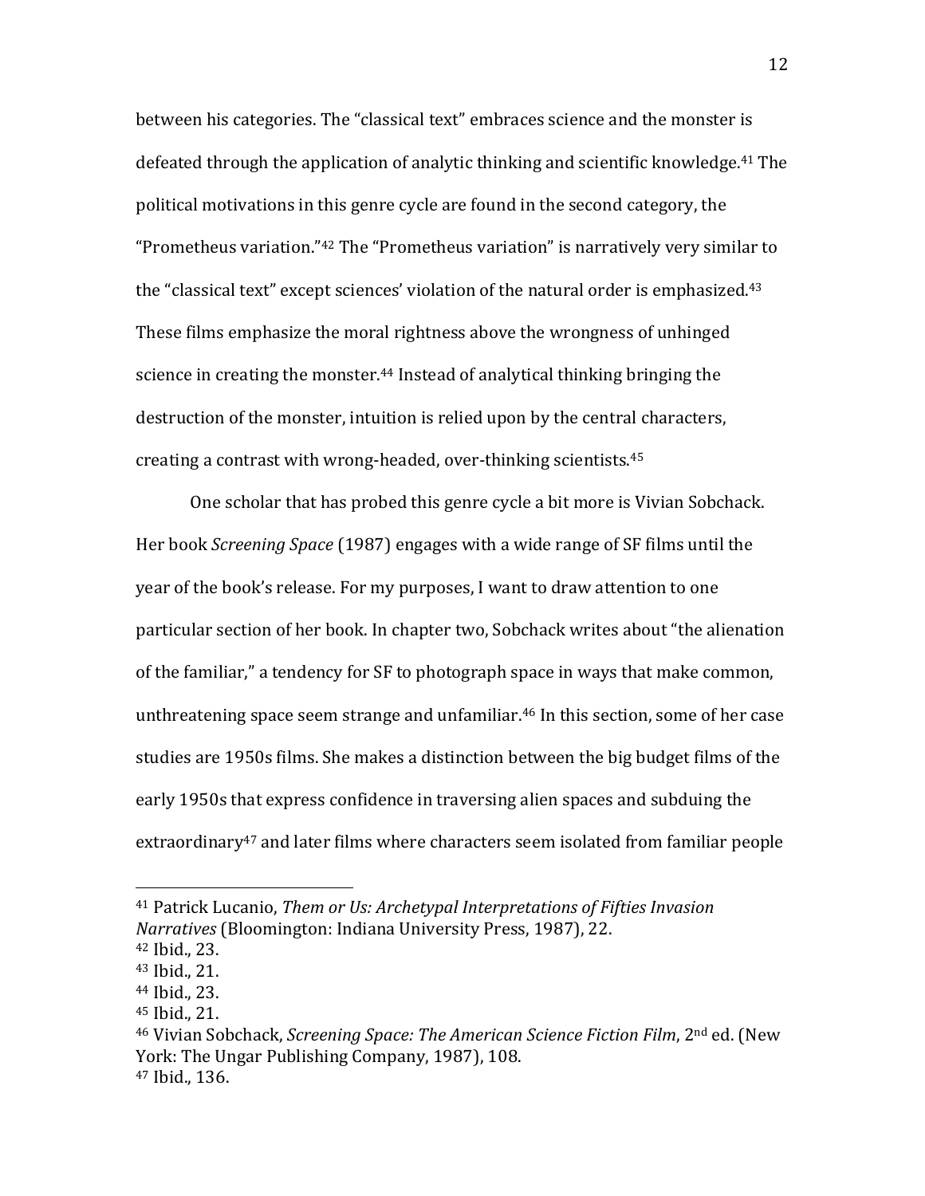between his categories. The "classical text" embraces science and the monster is defeated through the application of analytic thinking and scientific knowledge.[41] The political motivations in this genre cycle are found in the second category, the "Prometheus variation."[42] The "Prometheus variation" is narratively very similar to the "classical text" except sciences' violation of the natural order is emphasized.[43] These films emphasize the moral rightness above the wrongness of unhinged science in creating the monster.[44] Instead of analytical thinking bringing the destruction of the monster, intuition is relied upon by the central characters, creating a contrast with wrong-headed, over-thinking scientists.[45]

One scholar that has probed this genre cycle a bit more is Vivian Sobchack. Her book *Screening Space* (1987) engages with a wide range of SF films until the year of the book's release. For my purposes, I want to draw attention to one particular section of her book. In chapter two, Sobchack writes about "the alienation of the familiar," a tendency for SF to photograph space in ways that make common, unthreatening space seem strange and unfamiliar.[46] In this section, some of her case studies are 1950s films. She makes a distinction between the big budget films of the early 1950s that express confidence in traversing alien spaces and subduing the extraordinary[47] and later films where characters seem isolated from familiar people

---

[41] Patrick Lucanio, *Them or Us: Archetypal Interpretations of Fifties Invasion Narratives* (Bloomington: Indiana University Press, 1987), 22.
[42] Ibid., 23.
[43] Ibid., 21.
[44] Ibid., 23.
[45] Ibid., 21.
[46] Vivian Sobchack, *Screening Space: The American Science Fiction Film*, 2nd ed. (New York: The Ungar Publishing Company, 1987), 108.
[47] Ibid., 136.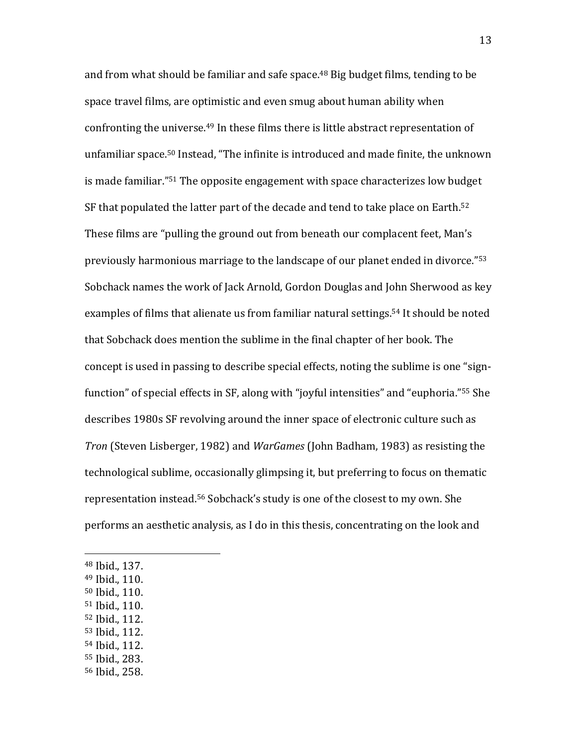and from what should be familiar and safe space.[48] Big budget films, tending to be space travel films, are optimistic and even smug about human ability when confronting the universe.[49] In these films there is little abstract representation of unfamiliar space.[50] Instead, "The infinite is introduced and made finite, the unknown is made familiar."[51] The opposite engagement with space characterizes low budget SF that populated the latter part of the decade and tend to take place on Earth.[52] These films are "pulling the ground out from beneath our complacent feet, Man's previously harmonious marriage to the landscape of our planet ended in divorce."[53] Sobchack names the work of Jack Arnold, Gordon Douglas and John Sherwood as key examples of films that alienate us from familiar natural settings.[54] It should be noted that Sobchack does mention the sublime in the final chapter of her book. The concept is used in passing to describe special effects, noting the sublime is one "sign-function" of special effects in SF, along with "joyful intensities" and "euphoria."[55] She describes 1980s SF revolving around the inner space of electronic culture such as *Tron* (Steven Lisberger, 1982) and *WarGames* (John Badham, 1983) as resisting the technological sublime, occasionally glimpsing it, but preferring to focus on thematic representation instead.[56] Sobchack's study is one of the closest to my own. She performs an aesthetic analysis, as I do in this thesis, concentrating on the look and

---

[48] Ibid., 137.
[49] Ibid., 110.
[50] Ibid., 110.
[51] Ibid., 110.
[52] Ibid., 112.
[53] Ibid., 112.
[54] Ibid., 112.
[55] Ibid., 283.
[56] Ibid., 258.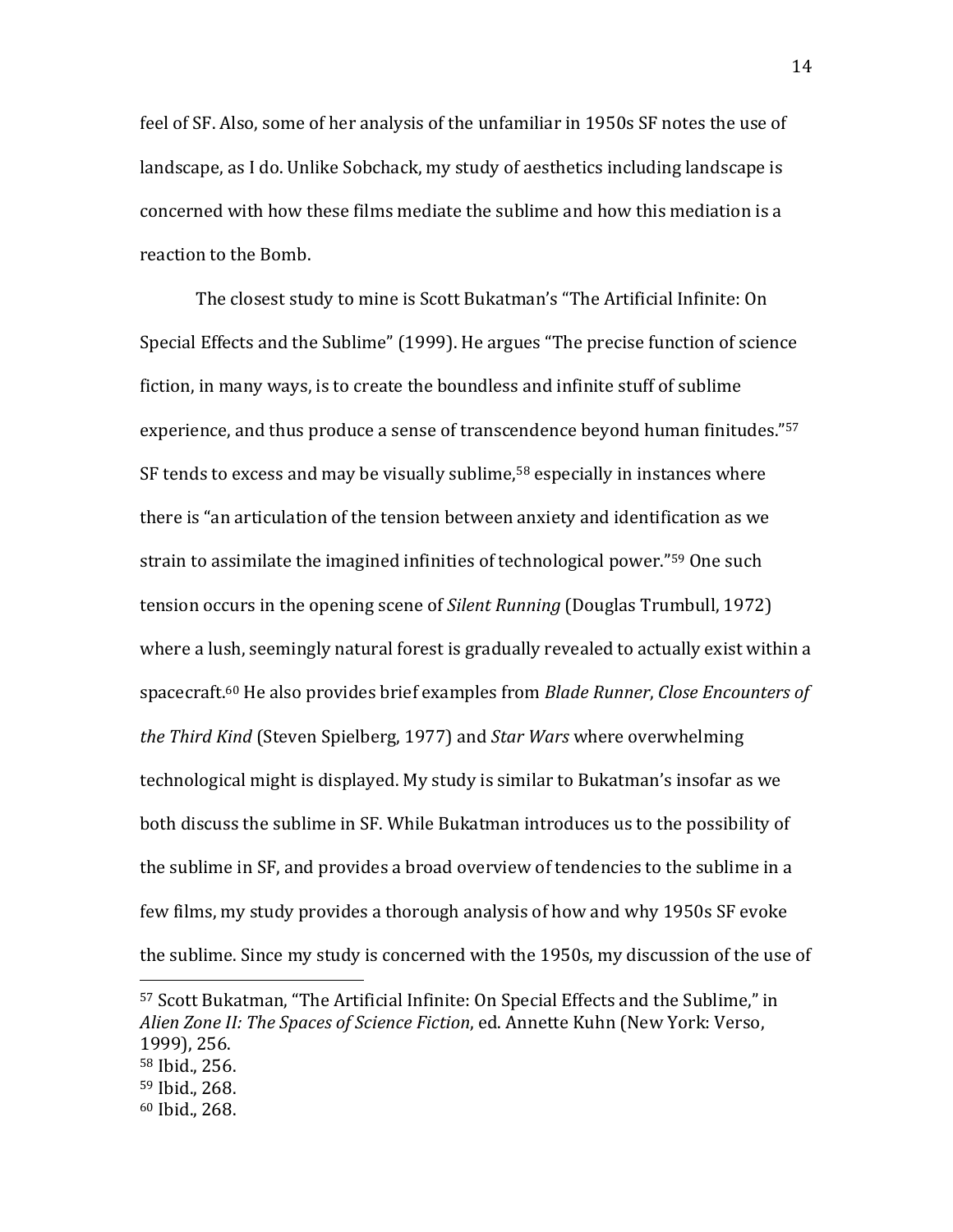feel of SF. Also, some of her analysis of the unfamiliar in 1950s SF notes the use of landscape, as I do. Unlike Sobchack, my study of aesthetics including landscape is concerned with how these films mediate the sublime and how this mediation is a reaction to the Bomb.

The closest study to mine is Scott Bukatman's "The Artificial Infinite: On Special Effects and the Sublime" (1999). He argues "The precise function of science fiction, in many ways, is to create the boundless and infinite stuff of sublime experience, and thus produce a sense of transcendence beyond human finitudes."[57] SF tends to excess and may be visually sublime,[58] especially in instances where there is "an articulation of the tension between anxiety and identification as we strain to assimilate the imagined infinities of technological power."[59] One such tension occurs in the opening scene of *Silent Running* (Douglas Trumbull, 1972) where a lush, seemingly natural forest is gradually revealed to actually exist within a spacecraft.[60] He also provides brief examples from *Blade Runner*, *Close Encounters of the Third Kind* (Steven Spielberg, 1977) and *Star Wars* where overwhelming technological might is displayed. My study is similar to Bukatman's insofar as we both discuss the sublime in SF. While Bukatman introduces us to the possibility of the sublime in SF, and provides a broad overview of tendencies to the sublime in a few films, my study provides a thorough analysis of how and why 1950s SF evoke the sublime. Since my study is concerned with the 1950s, my discussion of the use of

---

[57] Scott Bukatman, "The Artificial Infinite: On Special Effects and the Sublime," in *Alien Zone II: The Spaces of Science Fiction*, ed. Annette Kuhn (New York: Verso, 1999), 256.
[58] Ibid., 256.
[59] Ibid., 268.
[60] Ibid., 268.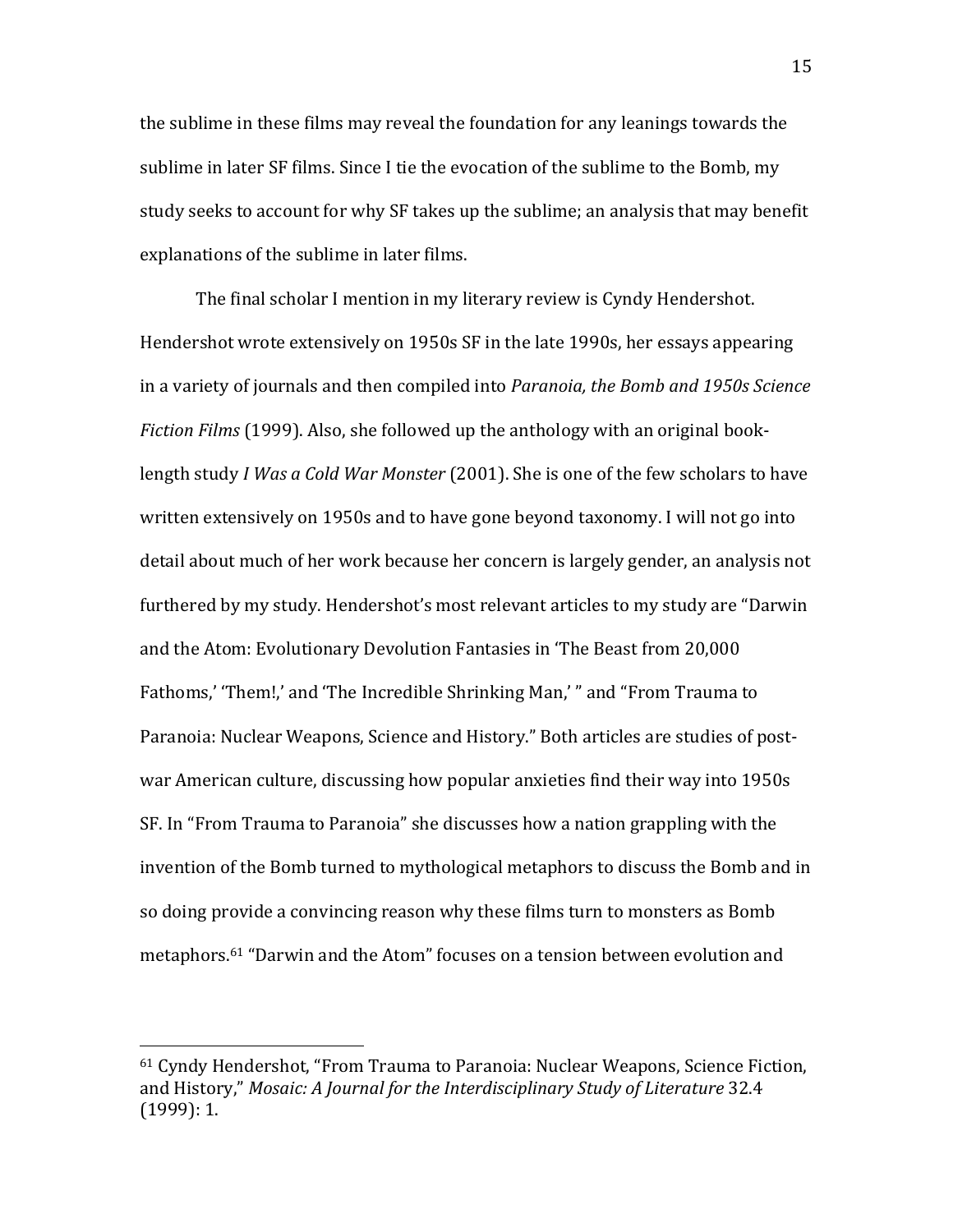the sublime in these films may reveal the foundation for any leanings towards the sublime in later SF films. Since I tie the evocation of the sublime to the Bomb, my study seeks to account for why SF takes up the sublime; an analysis that may benefit explanations of the sublime in later films.

The final scholar I mention in my literary review is Cyndy Hendershot. Hendershot wrote extensively on 1950s SF in the late 1990s, her essays appearing in a variety of journals and then compiled into *Paranoia, the Bomb and 1950s Science Fiction Films* (1999). Also, she followed up the anthology with an original book-length study *I Was a Cold War Monster* (2001). She is one of the few scholars to have written extensively on 1950s and to have gone beyond taxonomy. I will not go into detail about much of her work because her concern is largely gender, an analysis not furthered by my study. Hendershot's most relevant articles to my study are "Darwin and the Atom: Evolutionary Devolution Fantasies in 'The Beast from 20,000 Fathoms,' 'Them!,' and 'The Incredible Shrinking Man,' " and "From Trauma to Paranoia: Nuclear Weapons, Science and History." Both articles are studies of post-war American culture, discussing how popular anxieties find their way into 1950s SF. In "From Trauma to Paranoia" she discusses how a nation grappling with the invention of the Bomb turned to mythological metaphors to discuss the Bomb and in so doing provide a convincing reason why these films turn to monsters as Bomb metaphors.[61] "Darwin and the Atom" focuses on a tension between evolution and

---

[61] Cyndy Hendershot, "From Trauma to Paranoia: Nuclear Weapons, Science Fiction, and History," *Mosaic: A Journal for the Interdisciplinary Study of Literature* 32.4 (1999): 1.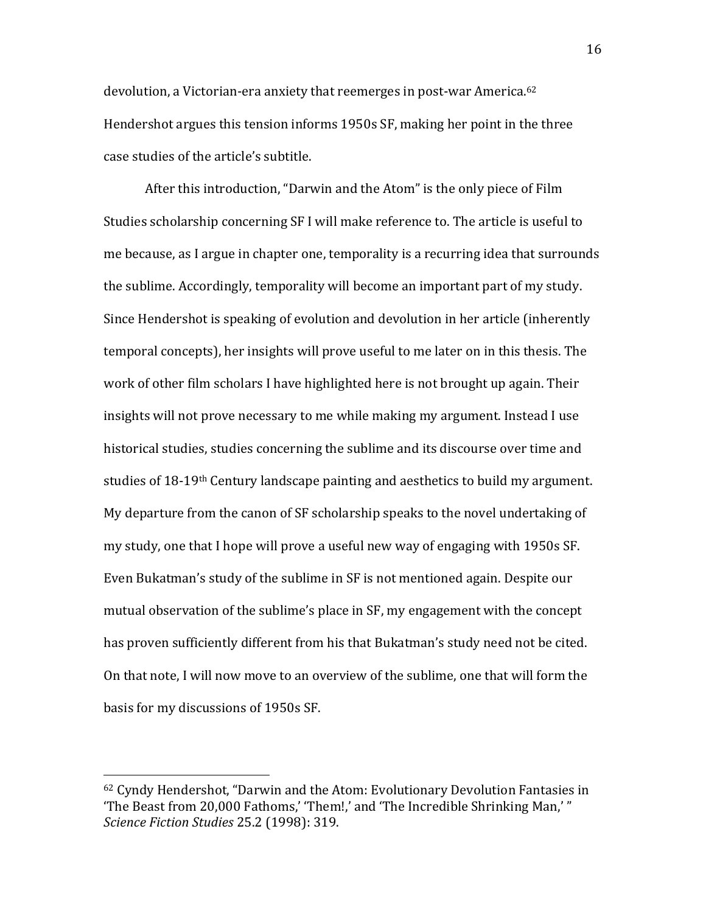devolution, a Victorian-era anxiety that reemerges in post-war America.[62] Hendershot argues this tension informs 1950s SF, making her point in the three case studies of the article's subtitle.

After this introduction, "Darwin and the Atom" is the only piece of Film Studies scholarship concerning SF I will make reference to. The article is useful to me because, as I argue in chapter one, temporality is a recurring idea that surrounds the sublime. Accordingly, temporality will become an important part of my study. Since Hendershot is speaking of evolution and devolution in her article (inherently temporal concepts), her insights will prove useful to me later on in this thesis. The work of other film scholars I have highlighted here is not brought up again. Their insights will not prove necessary to me while making my argument. Instead I use historical studies, studies concerning the sublime and its discourse over time and studies of 18-19th Century landscape painting and aesthetics to build my argument. My departure from the canon of SF scholarship speaks to the novel undertaking of my study, one that I hope will prove a useful new way of engaging with 1950s SF. Even Bukatman's study of the sublime in SF is not mentioned again. Despite our mutual observation of the sublime's place in SF, my engagement with the concept has proven sufficiently different from his that Bukatman's study need not be cited. On that note, I will now move to an overview of the sublime, one that will form the basis for my discussions of 1950s SF.

---

[62] Cyndy Hendershot, "Darwin and the Atom: Evolutionary Devolution Fantasies in 'The Beast from 20,000 Fathoms,' 'Them!,' and 'The Incredible Shrinking Man,' " *Science Fiction Studies* 25.2 (1998): 319.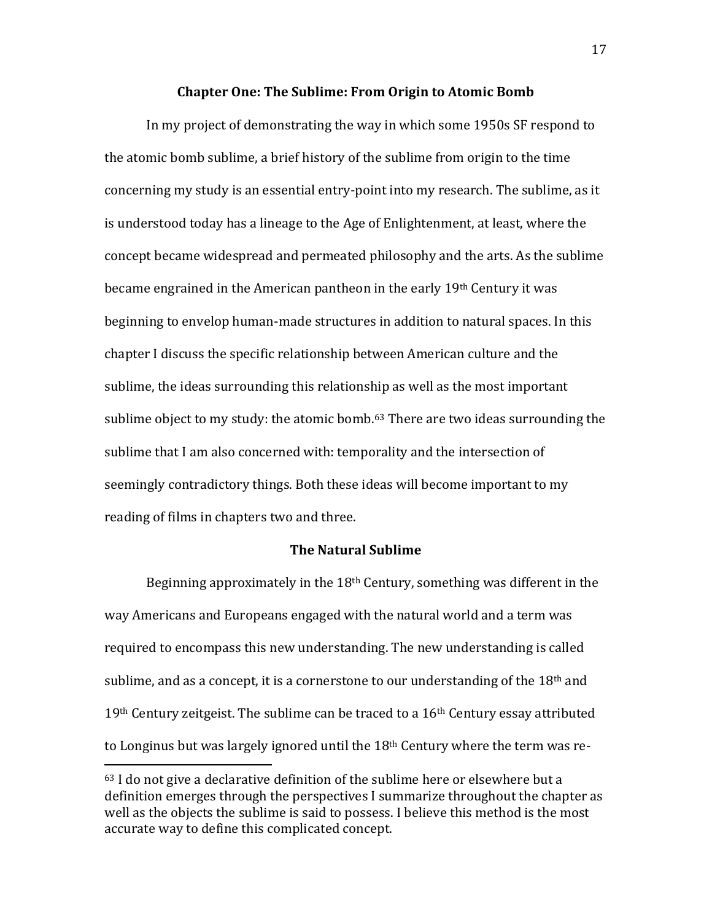## Chapter One: The Sublime: From Origin to Atomic Bomb

In my project of demonstrating the way in which some 1950s SF respond to the atomic bomb sublime, a brief history of the sublime from origin to the time concerning my study is an essential entry-point into my research. The sublime, as it is understood today has a lineage to the Age of Enlightenment, at least, where the concept became widespread and permeated philosophy and the arts. As the sublime became engrained in the American pantheon in the early 19th Century it was beginning to envelop human-made structures in addition to natural spaces. In this chapter I discuss the specific relationship between American culture and the sublime, the ideas surrounding this relationship as well as the most important sublime object to my study: the atomic bomb.[63] There are two ideas surrounding the sublime that I am also concerned with: temporality and the intersection of seemingly contradictory things. Both these ideas will become important to my reading of films in chapters two and three.

### The Natural Sublime

Beginning approximately in the 18th Century, something was different in the way Americans and Europeans engaged with the natural world and a term was required to encompass this new understanding. The new understanding is called sublime, and as a concept, it is a cornerstone to our understanding of the 18th and 19th Century zeitgeist. The sublime can be traced to a 16th Century essay attributed to Longinus but was largely ignored until the 18th Century where the term was re-

[63] I do not give a declarative definition of the sublime here or elsewhere but a definition emerges through the perspectives I summarize throughout the chapter as well as the objects the sublime is said to possess. I believe this method is the most accurate way to define this complicated concept.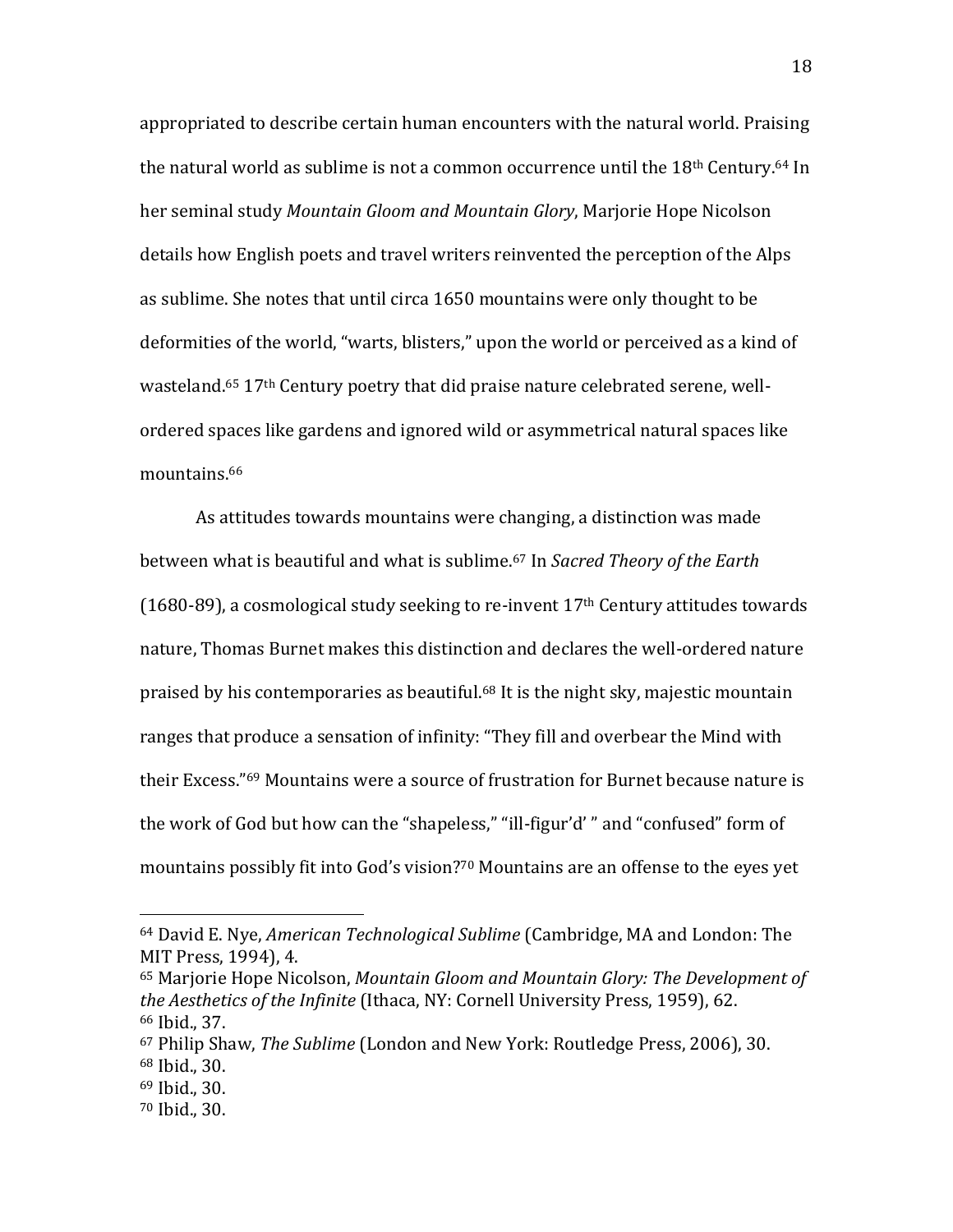appropriated to describe certain human encounters with the natural world. Praising the natural world as sublime is not a common occurrence until the 18th Century.[64] In her seminal study *Mountain Gloom and Mountain Glory*, Marjorie Hope Nicolson details how English poets and travel writers reinvented the perception of the Alps as sublime. She notes that until circa 1650 mountains were only thought to be deformities of the world, "warts, blisters," upon the world or perceived as a kind of wasteland.[65] 17th Century poetry that did praise nature celebrated serene, well-ordered spaces like gardens and ignored wild or asymmetrical natural spaces like mountains.[66]

As attitudes towards mountains were changing, a distinction was made between what is beautiful and what is sublime.[67] In *Sacred Theory of the Earth* (1680-89), a cosmological study seeking to re-invent 17th Century attitudes towards nature, Thomas Burnet makes this distinction and declares the well-ordered nature praised by his contemporaries as beautiful.[68] It is the night sky, majestic mountain ranges that produce a sensation of infinity: "They fill and overbear the Mind with their Excess."[69] Mountains were a source of frustration for Burnet because nature is the work of God but how can the "shapeless," "ill-figur'd' " and "confused" form of mountains possibly fit into God's vision?[70] Mountains are an offense to the eyes yet

---

[64] David E. Nye, *American Technological Sublime* (Cambridge, MA and London: The MIT Press, 1994), 4.
[65] Marjorie Hope Nicolson, *Mountain Gloom and Mountain Glory: The Development of the Aesthetics of the Infinite* (Ithaca, NY: Cornell University Press, 1959), 62.
[66] Ibid., 37.
[67] Philip Shaw, *The Sublime* (London and New York: Routledge Press, 2006), 30.
[68] Ibid., 30.
[69] Ibid., 30.
[70] Ibid., 30.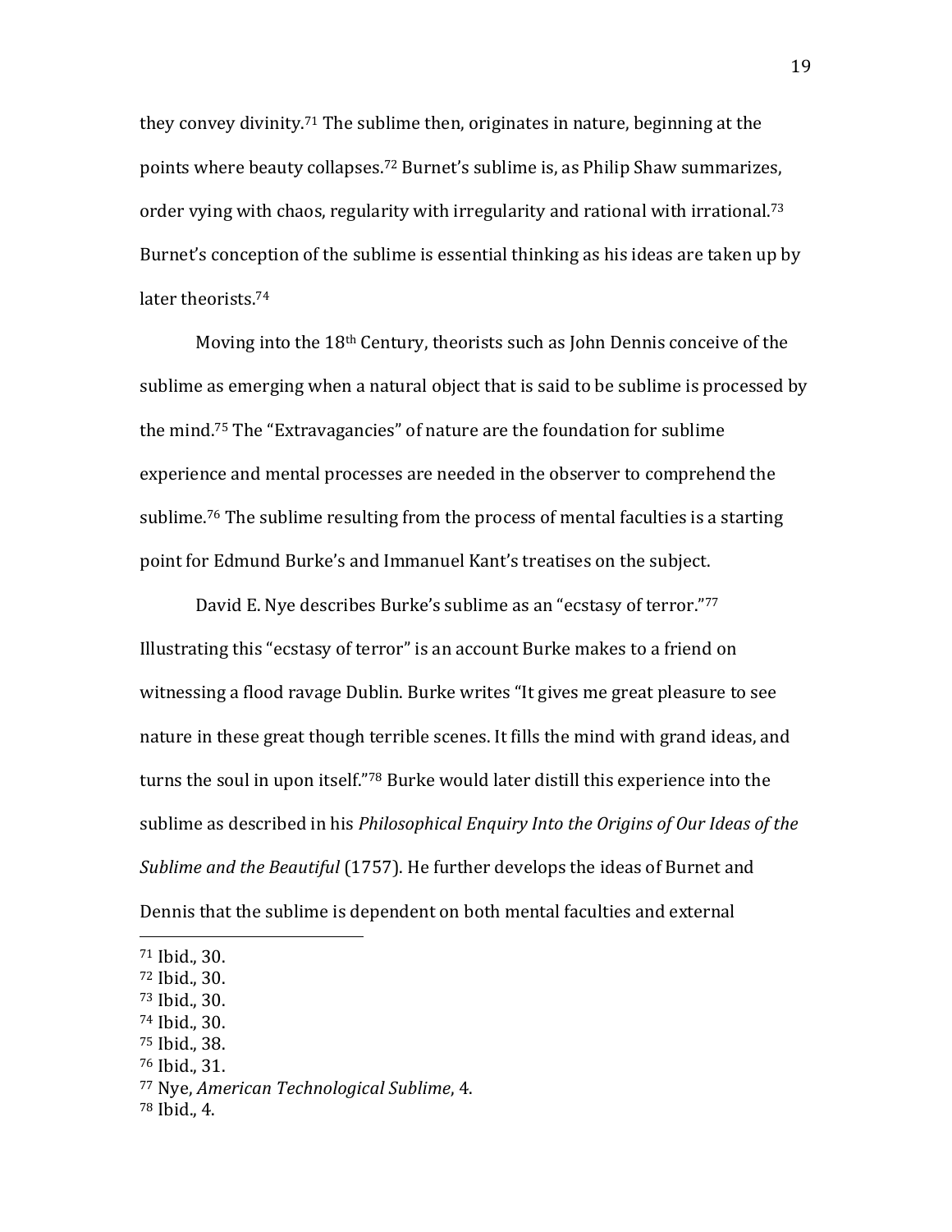they convey divinity.[71] The sublime then, originates in nature, beginning at the points where beauty collapses.[72] Burnet's sublime is, as Philip Shaw summarizes, order vying with chaos, regularity with irregularity and rational with irrational.[73] Burnet's conception of the sublime is essential thinking as his ideas are taken up by later theorists.[74]

Moving into the 18th Century, theorists such as John Dennis conceive of the sublime as emerging when a natural object that is said to be sublime is processed by the mind.[75] The "Extravagancies" of nature are the foundation for sublime experience and mental processes are needed in the observer to comprehend the sublime.[76] The sublime resulting from the process of mental faculties is a starting point for Edmund Burke's and Immanuel Kant's treatises on the subject.

David E. Nye describes Burke's sublime as an "ecstasy of terror."[77] Illustrating this "ecstasy of terror" is an account Burke makes to a friend on witnessing a flood ravage Dublin. Burke writes "It gives me great pleasure to see nature in these great though terrible scenes. It fills the mind with grand ideas, and turns the soul in upon itself."[78] Burke would later distill this experience into the sublime as described in his *Philosophical Enquiry Into the Origins of Our Ideas of the Sublime and the Beautiful* (1757). He further develops the ideas of Burnet and Dennis that the sublime is dependent on both mental faculties and external

---

[71] Ibid., 30.
[72] Ibid., 30.
[73] Ibid., 30.
[74] Ibid., 30.
[75] Ibid., 38.
[76] Ibid., 31.
[77] Nye, *American Technological Sublime*, 4.
[78] Ibid., 4.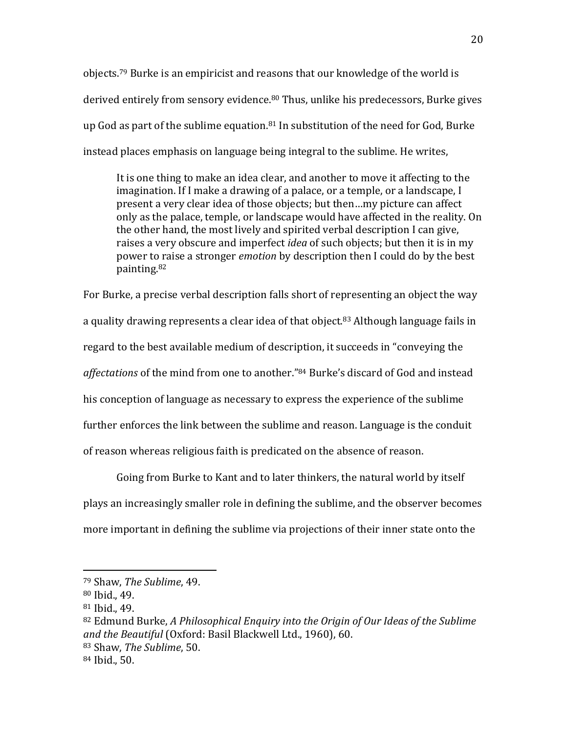objects.[79] Burke is an empiricist and reasons that our knowledge of the world is derived entirely from sensory evidence.[80] Thus, unlike his predecessors, Burke gives up God as part of the sublime equation.[81] In substitution of the need for God, Burke instead places emphasis on language being integral to the sublime. He writes,

> It is one thing to make an idea clear, and another to move it affecting to the imagination. If I make a drawing of a palace, or a temple, or a landscape, I present a very clear idea of those objects; but then…my picture can affect only as the palace, temple, or landscape would have affected in the reality. On the other hand, the most lively and spirited verbal description I can give, raises a very obscure and imperfect *idea* of such objects; but then it is in my power to raise a stronger *emotion* by description then I could do by the best painting.[82]

For Burke, a precise verbal description falls short of representing an object the way a quality drawing represents a clear idea of that object.[83] Although language fails in regard to the best available medium of description, it succeeds in "conveying the *affectations* of the mind from one to another."[84] Burke's discard of God and instead his conception of language as necessary to express the experience of the sublime further enforces the link between the sublime and reason. Language is the conduit of reason whereas religious faith is predicated on the absence of reason.

Going from Burke to Kant and to later thinkers, the natural world by itself plays an increasingly smaller role in defining the sublime, and the observer becomes more important in defining the sublime via projections of their inner state onto the

---

[79] Shaw, *The Sublime*, 49.
[80] Ibid., 49.
[81] Ibid., 49.
[82] Edmund Burke, *A Philosophical Enquiry into the Origin of Our Ideas of the Sublime and the Beautiful* (Oxford: Basil Blackwell Ltd., 1960), 60.
[83] Shaw, *The Sublime*, 50.
[84] Ibid., 50.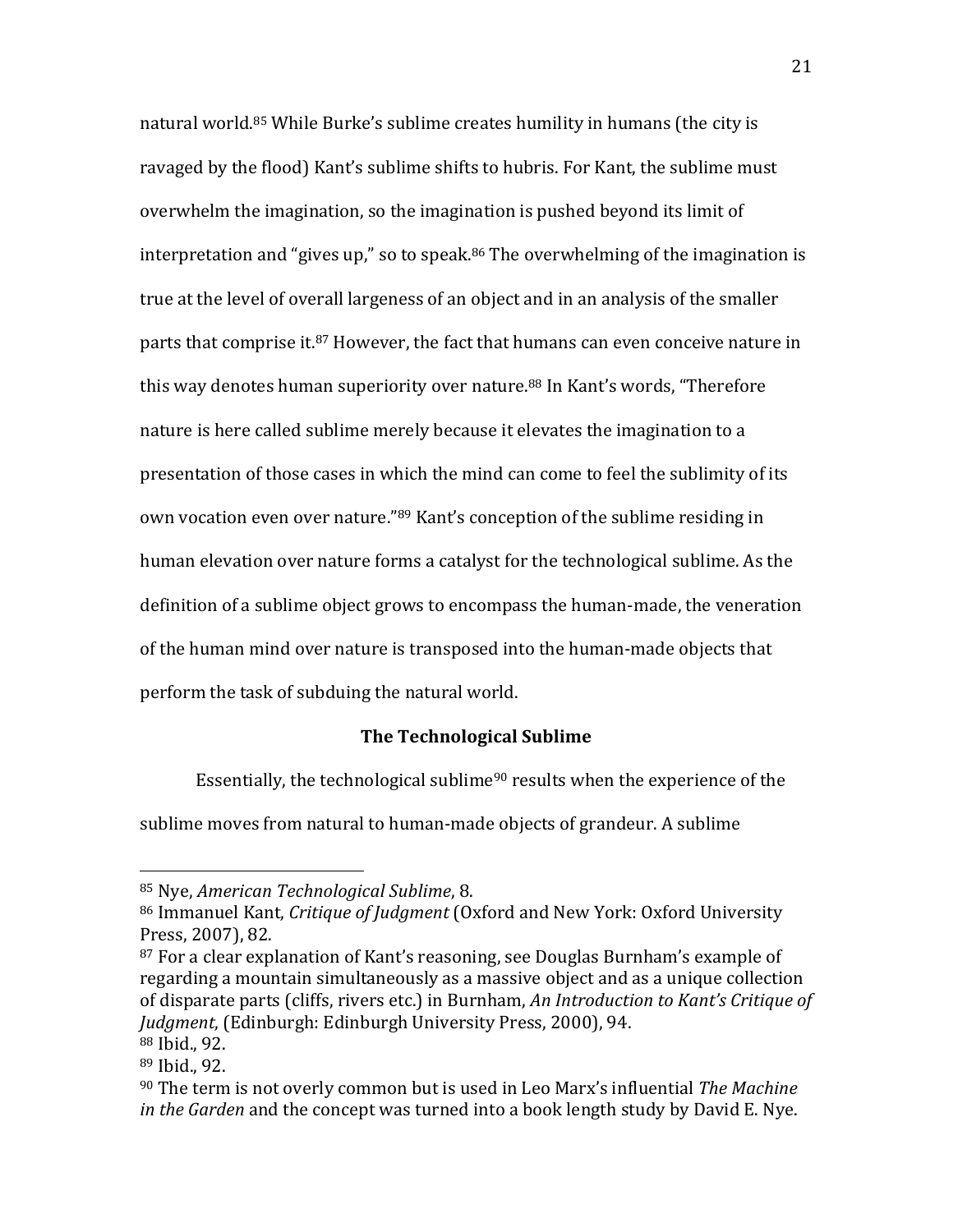natural world.[85] While Burke's sublime creates humility in humans (the city is ravaged by the flood) Kant's sublime shifts to hubris. For Kant, the sublime must overwhelm the imagination, so the imagination is pushed beyond its limit of interpretation and "gives up," so to speak.[86] The overwhelming of the imagination is true at the level of overall largeness of an object and in an analysis of the smaller parts that comprise it.[87] However, the fact that humans can even conceive nature in this way denotes human superiority over nature.[88] In Kant's words, "Therefore nature is here called sublime merely because it elevates the imagination to a presentation of those cases in which the mind can come to feel the sublimity of its own vocation even over nature."[89] Kant's conception of the sublime residing in human elevation over nature forms a catalyst for the technological sublime. As the definition of a sublime object grows to encompass the human-made, the veneration of the human mind over nature is transposed into the human-made objects that perform the task of subduing the natural world.

## The Technological Sublime

Essentially, the technological sublime[90] results when the experience of the sublime moves from natural to human-made objects of grandeur. A sublime

---

[85] Nye, *American Technological Sublime*, 8.

[86] Immanuel Kant, *Critique of Judgment* (Oxford and New York: Oxford University Press, 2007), 82.

[87] For a clear explanation of Kant's reasoning, see Douglas Burnham's example of regarding a mountain simultaneously as a massive object and as a unique collection of disparate parts (cliffs, rivers etc.) in Burnham, *An Introduction to Kant's Critique of Judgment*, (Edinburgh: Edinburgh University Press, 2000), 94.

[88] Ibid., 92.

[89] Ibid., 92.

[90] The term is not overly common but is used in Leo Marx's influential *The Machine in the Garden* and the concept was turned into a book length study by David E. Nye.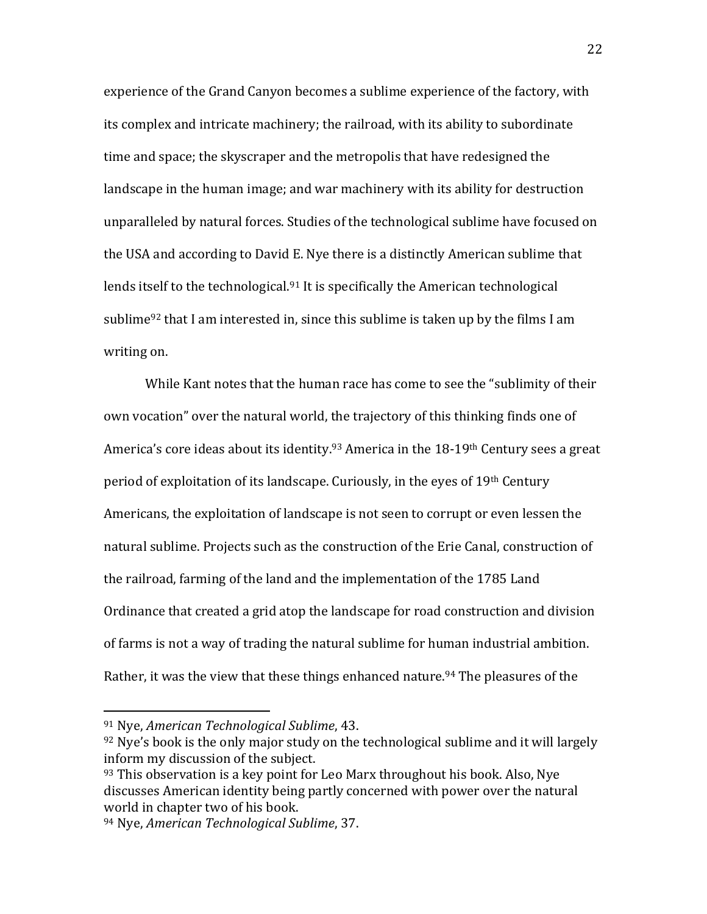experience of the Grand Canyon becomes a sublime experience of the factory, with its complex and intricate machinery; the railroad, with its ability to subordinate time and space; the skyscraper and the metropolis that have redesigned the landscape in the human image; and war machinery with its ability for destruction unparalleled by natural forces. Studies of the technological sublime have focused on the USA and according to David E. Nye there is a distinctly American sublime that lends itself to the technological.[91] It is specifically the American technological sublime[92] that I am interested in, since this sublime is taken up by the films I am writing on.

While Kant notes that the human race has come to see the "sublimity of their own vocation" over the natural world, the trajectory of this thinking finds one of America's core ideas about its identity.[93] America in the 18-19th Century sees a great period of exploitation of its landscape. Curiously, in the eyes of 19th Century Americans, the exploitation of landscape is not seen to corrupt or even lessen the natural sublime. Projects such as the construction of the Erie Canal, construction of the railroad, farming of the land and the implementation of the 1785 Land Ordinance that created a grid atop the landscape for road construction and division of farms is not a way of trading the natural sublime for human industrial ambition. Rather, it was the view that these things enhanced nature.[94] The pleasures of the

---

[91] Nye, *American Technological Sublime*, 43.

[92] Nye's book is the only major study on the technological sublime and it will largely inform my discussion of the subject.

[93] This observation is a key point for Leo Marx throughout his book. Also, Nye discusses American identity being partly concerned with power over the natural world in chapter two of his book.

[94] Nye, *American Technological Sublime*, 37.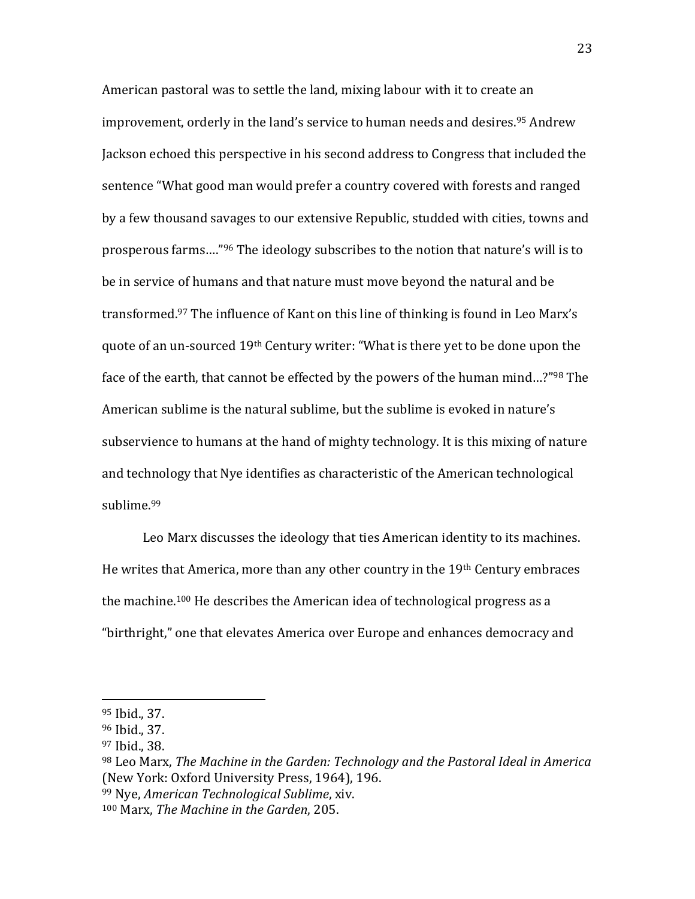American pastoral was to settle the land, mixing labour with it to create an improvement, orderly in the land's service to human needs and desires.[95] Andrew Jackson echoed this perspective in his second address to Congress that included the sentence "What good man would prefer a country covered with forests and ranged by a few thousand savages to our extensive Republic, studded with cities, towns and prosperous farms…."[96] The ideology subscribes to the notion that nature's will is to be in service of humans and that nature must move beyond the natural and be transformed.[97] The influence of Kant on this line of thinking is found in Leo Marx's quote of an un-sourced 19th Century writer: "What is there yet to be done upon the face of the earth, that cannot be effected by the powers of the human mind…?"[98] The American sublime is the natural sublime, but the sublime is evoked in nature's subservience to humans at the hand of mighty technology. It is this mixing of nature and technology that Nye identifies as characteristic of the American technological sublime.[99]

Leo Marx discusses the ideology that ties American identity to its machines. He writes that America, more than any other country in the 19th Century embraces the machine.[100] He describes the American idea of technological progress as a "birthright," one that elevates America over Europe and enhances democracy and

---

[95] Ibid., 37.
[96] Ibid., 37.
[97] Ibid., 38.
[98] Leo Marx, *The Machine in the Garden: Technology and the Pastoral Ideal in America* (New York: Oxford University Press, 1964), 196.
[99] Nye, *American Technological Sublime*, xiv.
[100] Marx, *The Machine in the Garden*, 205.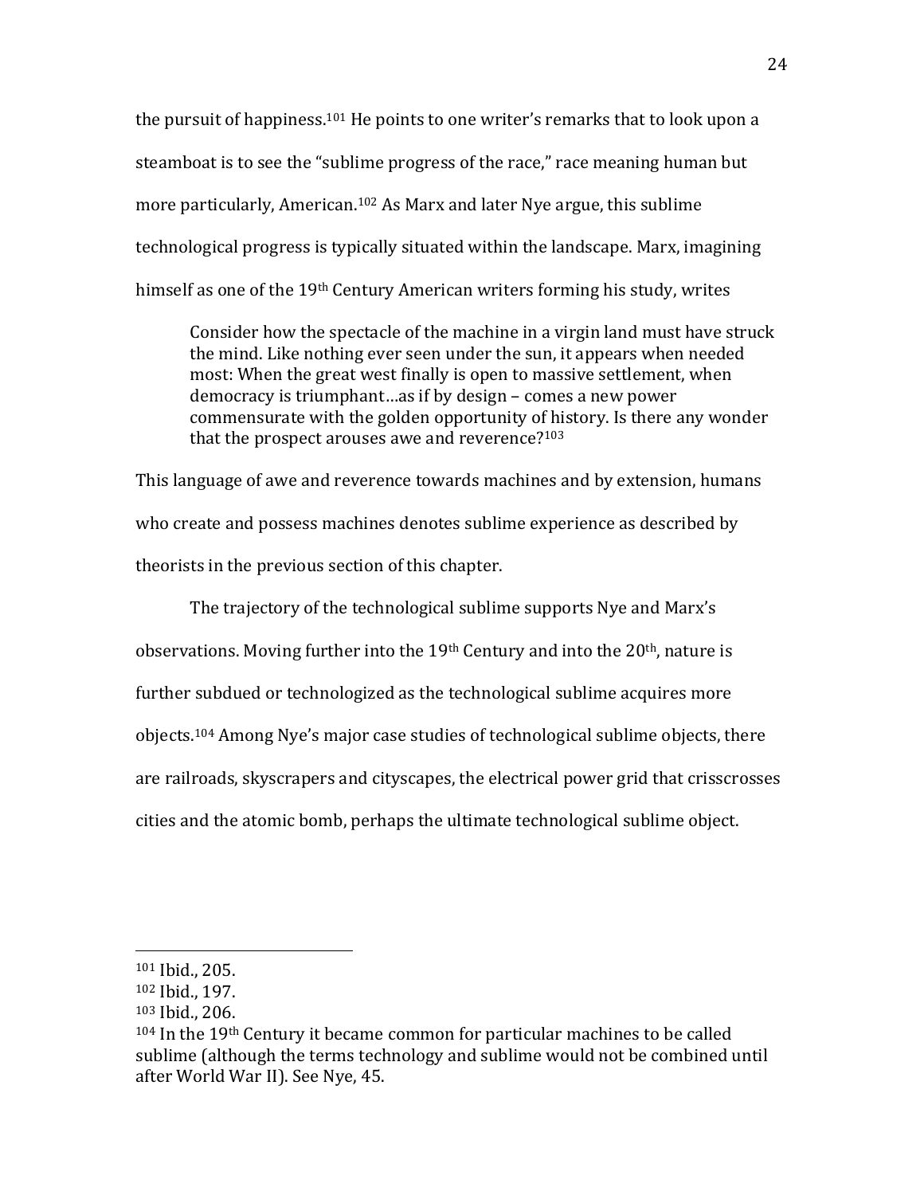the pursuit of happiness.[101] He points to one writer's remarks that to look upon a steamboat is to see the "sublime progress of the race," race meaning human but more particularly, American.[102] As Marx and later Nye argue, this sublime technological progress is typically situated within the landscape. Marx, imagining himself as one of the 19th Century American writers forming his study, writes

> Consider how the spectacle of the machine in a virgin land must have struck the mind. Like nothing ever seen under the sun, it appears when needed most: When the great west finally is open to massive settlement, when democracy is triumphant…as if by design – comes a new power commensurate with the golden opportunity of history. Is there any wonder that the prospect arouses awe and reverence?[103]

This language of awe and reverence towards machines and by extension, humans who create and possess machines denotes sublime experience as described by theorists in the previous section of this chapter.

The trajectory of the technological sublime supports Nye and Marx's observations. Moving further into the 19th Century and into the 20th, nature is further subdued or technologized as the technological sublime acquires more objects.[104] Among Nye's major case studies of technological sublime objects, there are railroads, skyscrapers and cityscapes, the electrical power grid that crisscrosses cities and the atomic bomb, perhaps the ultimate technological sublime object.

---

[101] Ibid., 205.

[102] Ibid., 197.

[103] Ibid., 206.

[104] In the 19th Century it became common for particular machines to be called sublime (although the terms technology and sublime would not be combined until after World War II). See Nye, 45.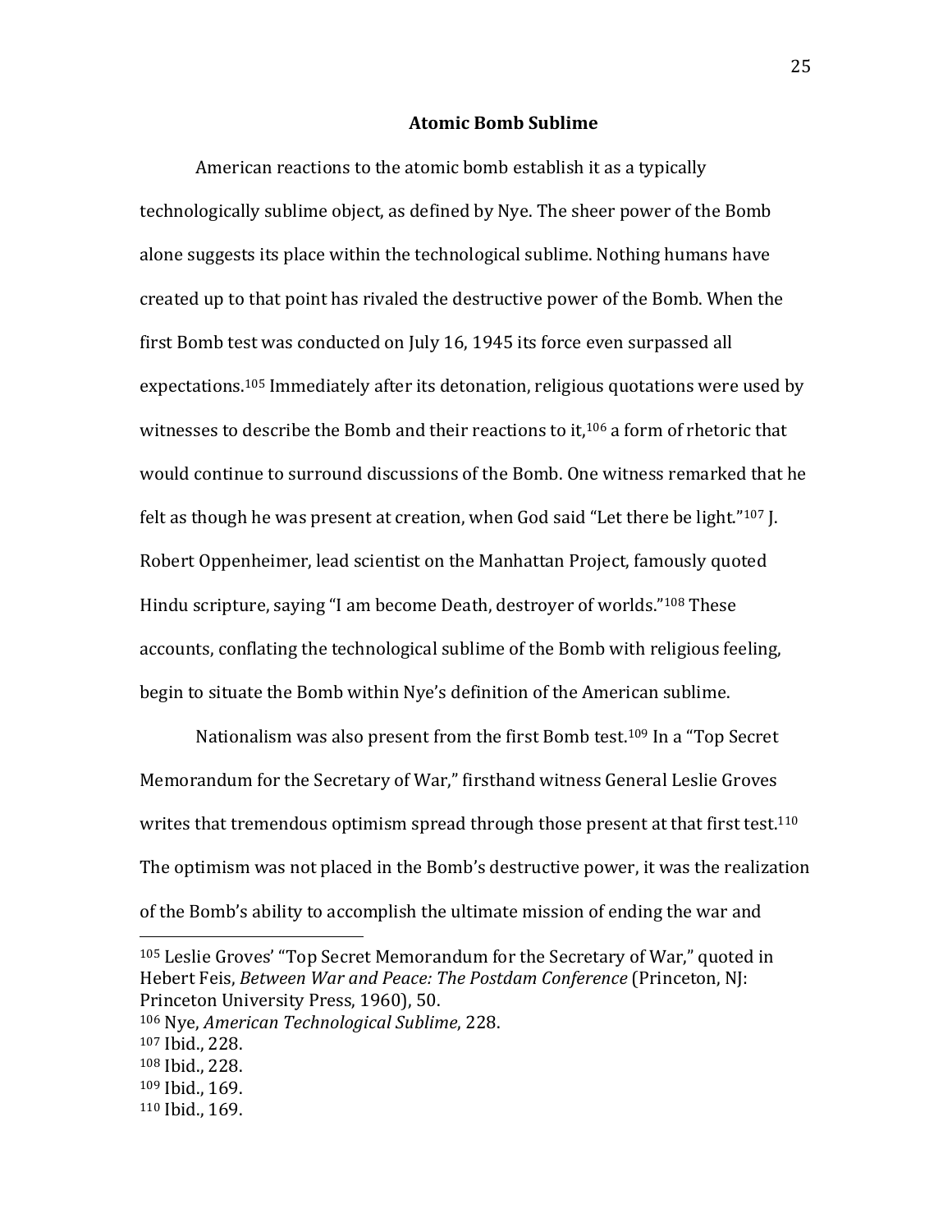## Atomic Bomb Sublime

American reactions to the atomic bomb establish it as a typically technologically sublime object, as defined by Nye. The sheer power of the Bomb alone suggests its place within the technological sublime. Nothing humans have created up to that point has rivaled the destructive power of the Bomb. When the first Bomb test was conducted on July 16, 1945 its force even surpassed all expectations.[105] Immediately after its detonation, religious quotations were used by witnesses to describe the Bomb and their reactions to it,[106] a form of rhetoric that would continue to surround discussions of the Bomb. One witness remarked that he felt as though he was present at creation, when God said "Let there be light."[107] J. Robert Oppenheimer, lead scientist on the Manhattan Project, famously quoted Hindu scripture, saying "I am become Death, destroyer of worlds."[108] These accounts, conflating the technological sublime of the Bomb with religious feeling, begin to situate the Bomb within Nye's definition of the American sublime.

Nationalism was also present from the first Bomb test.[109] In a "Top Secret Memorandum for the Secretary of War," firsthand witness General Leslie Groves writes that tremendous optimism spread through those present at that first test.[110] The optimism was not placed in the Bomb's destructive power, it was the realization of the Bomb's ability to accomplish the ultimate mission of ending the war and

---

[105] Leslie Groves' "Top Secret Memorandum for the Secretary of War," quoted in Hebert Feis, *Between War and Peace: The Postdam Conference* (Princeton, NJ: Princeton University Press, 1960), 50.
[106] Nye, *American Technological Sublime*, 228.
[107] Ibid., 228.
[108] Ibid., 228.
[109] Ibid., 169.
[110] Ibid., 169.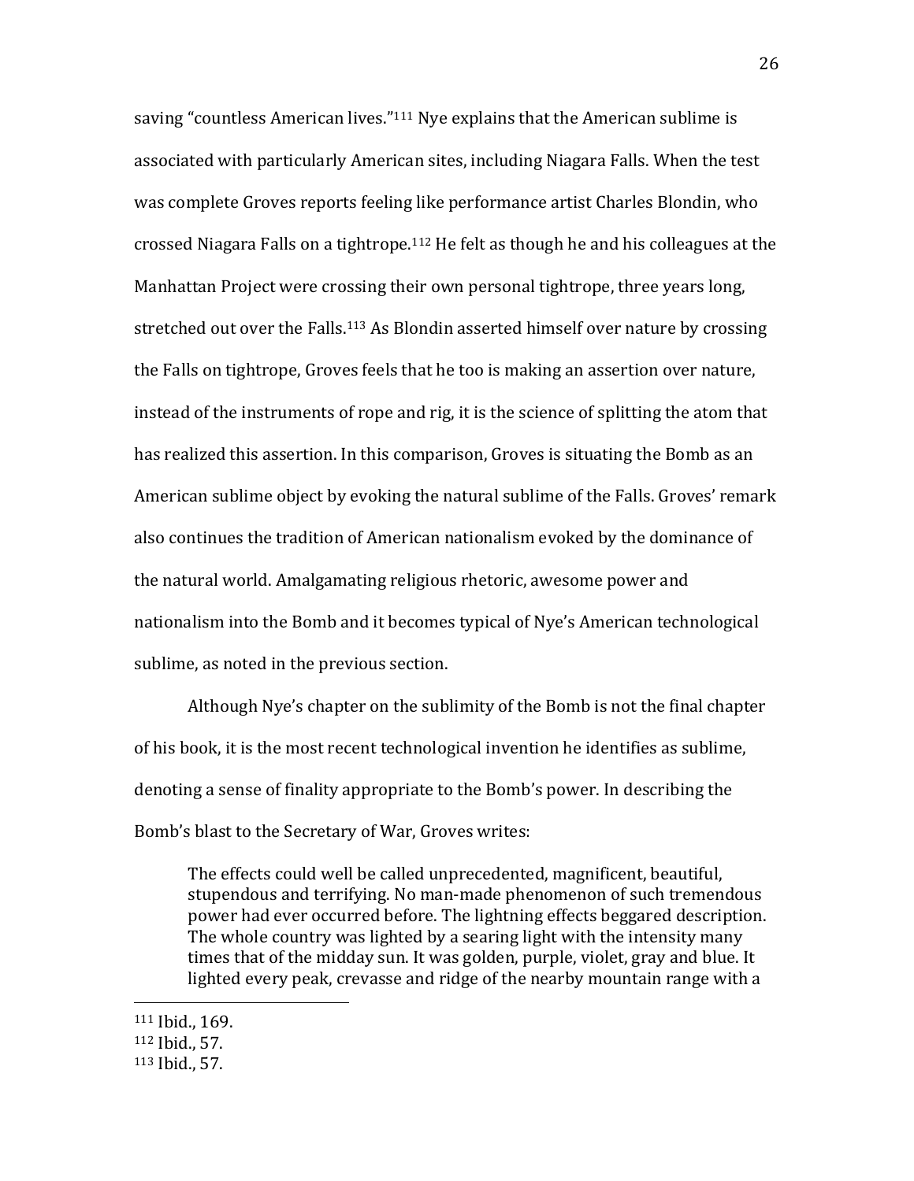saving “countless American lives.”[111] Nye explains that the American sublime is associated with particularly American sites, including Niagara Falls. When the test was complete Groves reports feeling like performance artist Charles Blondin, who crossed Niagara Falls on a tightrope.[112] He felt as though he and his colleagues at the Manhattan Project were crossing their own personal tightrope, three years long, stretched out over the Falls.[113] As Blondin asserted himself over nature by crossing the Falls on tightrope, Groves feels that he too is making an assertion over nature, instead of the instruments of rope and rig, it is the science of splitting the atom that has realized this assertion. In this comparison, Groves is situating the Bomb as an American sublime object by evoking the natural sublime of the Falls. Groves’ remark also continues the tradition of American nationalism evoked by the dominance of the natural world. Amalgamating religious rhetoric, awesome power and nationalism into the Bomb and it becomes typical of Nye’s American technological sublime, as noted in the previous section.

Although Nye’s chapter on the sublimity of the Bomb is not the final chapter of his book, it is the most recent technological invention he identifies as sublime, denoting a sense of finality appropriate to the Bomb’s power. In describing the Bomb’s blast to the Secretary of War, Groves writes:

> The effects could well be called unprecedented, magnificent, beautiful, stupendous and terrifying. No man-made phenomenon of such tremendous power had ever occurred before. The lightning effects beggared description. The whole country was lighted by a searing light with the intensity many times that of the midday sun. It was golden, purple, violet, gray and blue. It lighted every peak, crevasse and ridge of the nearby mountain range with a

---

[111] Ibid., 169.
[112] Ibid., 57.
[113] Ibid., 57.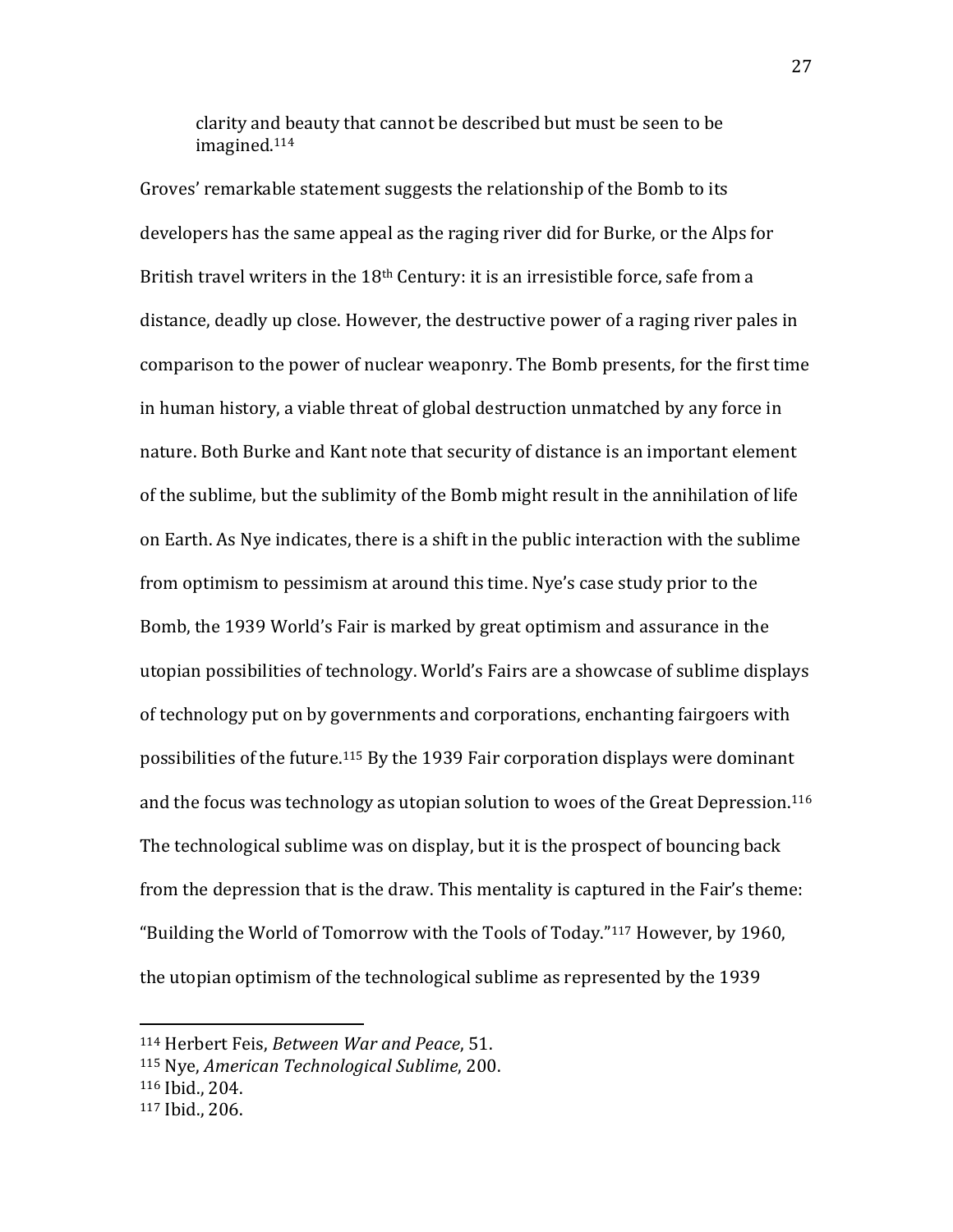> clarity and beauty that cannot be described but must be seen to be imagined.[114]

Groves' remarkable statement suggests the relationship of the Bomb to its developers has the same appeal as the raging river did for Burke, or the Alps for British travel writers in the 18th Century: it is an irresistible force, safe from a distance, deadly up close. However, the destructive power of a raging river pales in comparison to the power of nuclear weaponry. The Bomb presents, for the first time in human history, a viable threat of global destruction unmatched by any force in nature. Both Burke and Kant note that security of distance is an important element of the sublime, but the sublimity of the Bomb might result in the annihilation of life on Earth. As Nye indicates, there is a shift in the public interaction with the sublime from optimism to pessimism at around this time. Nye's case study prior to the Bomb, the 1939 World's Fair is marked by great optimism and assurance in the utopian possibilities of technology. World's Fairs are a showcase of sublime displays of technology put on by governments and corporations, enchanting fairgoers with possibilities of the future.[115] By the 1939 Fair corporation displays were dominant and the focus was technology as utopian solution to woes of the Great Depression.[116] The technological sublime was on display, but it is the prospect of bouncing back from the depression that is the draw. This mentality is captured in the Fair's theme: "Building the World of Tomorrow with the Tools of Today."[117] However, by 1960, the utopian optimism of the technological sublime as represented by the 1939

---

[114] Herbert Feis, *Between War and Peace*, 51.
[115] Nye, *American Technological Sublime*, 200.
[116] Ibid., 204.
[117] Ibid., 206.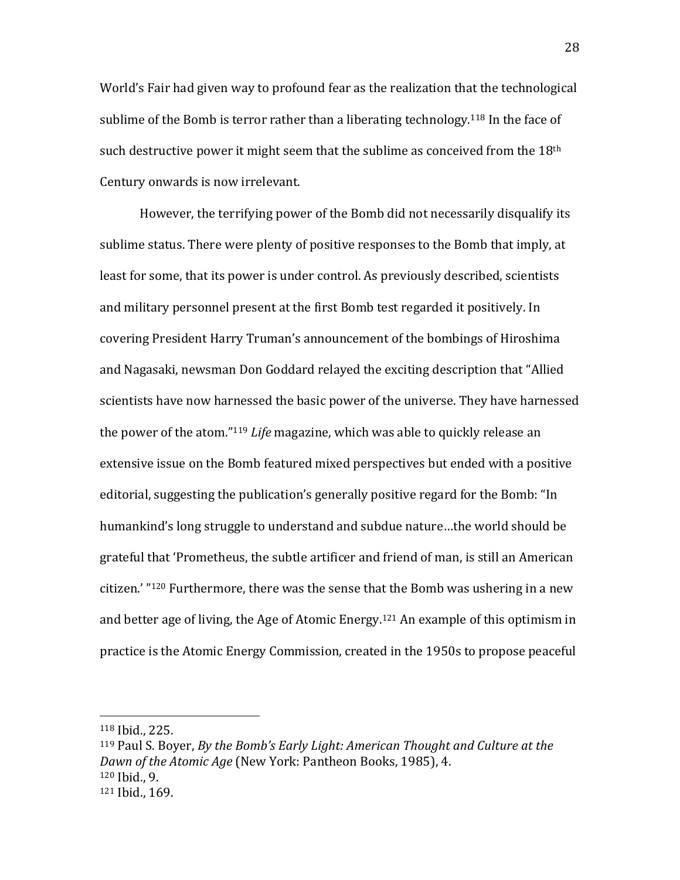World's Fair had given way to profound fear as the realization that the technological sublime of the Bomb is terror rather than a liberating technology.[118] In the face of such destructive power it might seem that the sublime as conceived from the 18th Century onwards is now irrelevant.

However, the terrifying power of the Bomb did not necessarily disqualify its sublime status. There were plenty of positive responses to the Bomb that imply, at least for some, that its power is under control. As previously described, scientists and military personnel present at the first Bomb test regarded it positively. In covering President Harry Truman's announcement of the bombings of Hiroshima and Nagasaki, newsman Don Goddard relayed the exciting description that "Allied scientists have now harnessed the basic power of the universe. They have harnessed the power of the atom."[119] *Life* magazine, which was able to quickly release an extensive issue on the Bomb featured mixed perspectives but ended with a positive editorial, suggesting the publication's generally positive regard for the Bomb: "In humankind's long struggle to understand and subdue nature…the world should be grateful that 'Prometheus, the subtle artificer and friend of man, is still an American citizen.' "[120] Furthermore, there was the sense that the Bomb was ushering in a new and better age of living, the Age of Atomic Energy.[121] An example of this optimism in practice is the Atomic Energy Commission, created in the 1950s to propose peaceful

---

[118] Ibid., 225.

[119] Paul S. Boyer, *By the Bomb's Early Light: American Thought and Culture at the Dawn of the Atomic Age* (New York: Pantheon Books, 1985), 4.

[120] Ibid., 9.

[121] Ibid., 169.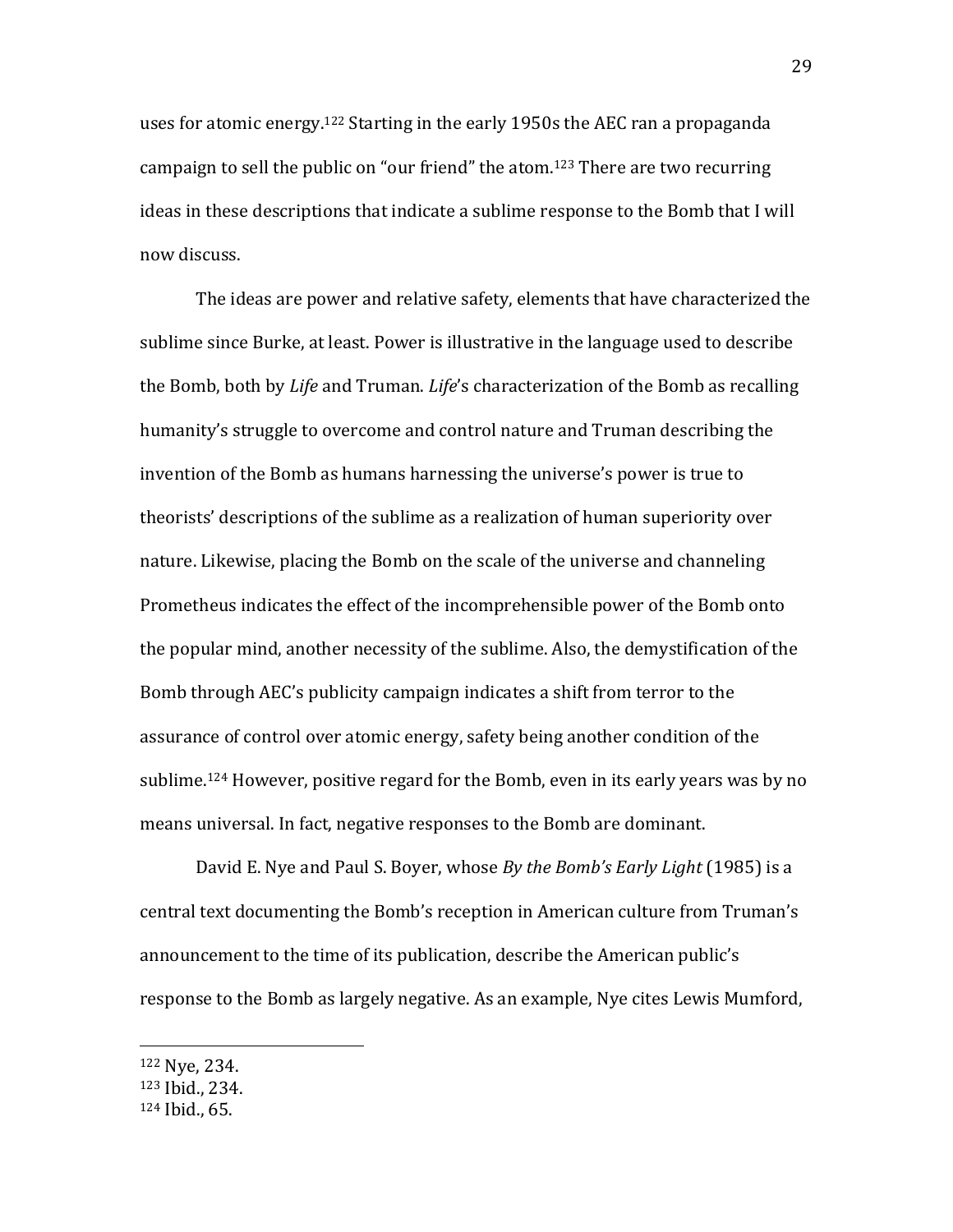uses for atomic energy.[122] Starting in the early 1950s the AEC ran a propaganda campaign to sell the public on "our friend" the atom.[123] There are two recurring ideas in these descriptions that indicate a sublime response to the Bomb that I will now discuss.

The ideas are power and relative safety, elements that have characterized the sublime since Burke, at least. Power is illustrative in the language used to describe the Bomb, both by *Life* and Truman. *Life*'s characterization of the Bomb as recalling humanity's struggle to overcome and control nature and Truman describing the invention of the Bomb as humans harnessing the universe's power is true to theorists' descriptions of the sublime as a realization of human superiority over nature. Likewise, placing the Bomb on the scale of the universe and channeling Prometheus indicates the effect of the incomprehensible power of the Bomb onto the popular mind, another necessity of the sublime. Also, the demystification of the Bomb through AEC's publicity campaign indicates a shift from terror to the assurance of control over atomic energy, safety being another condition of the sublime.[124] However, positive regard for the Bomb, even in its early years was by no means universal. In fact, negative responses to the Bomb are dominant.

David E. Nye and Paul S. Boyer, whose *By the Bomb's Early Light* (1985) is a central text documenting the Bomb's reception in American culture from Truman's announcement to the time of its publication, describe the American public's response to the Bomb as largely negative. As an example, Nye cites Lewis Mumford,

---

[122] Nye, 234.
[123] Ibid., 234.
[124] Ibid., 65.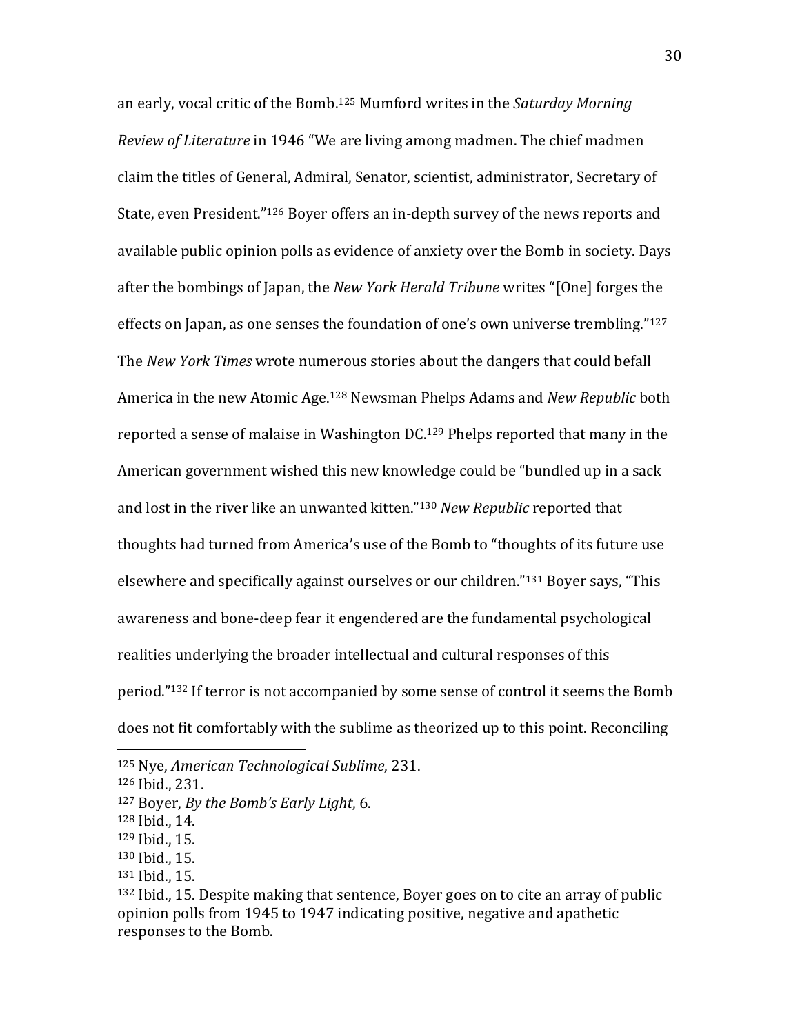an early, vocal critic of the Bomb.[125] Mumford writes in the *Saturday Morning Review of Literature* in 1946 "We are living among madmen. The chief madmen claim the titles of General, Admiral, Senator, scientist, administrator, Secretary of State, even President."[126] Boyer offers an in-depth survey of the news reports and available public opinion polls as evidence of anxiety over the Bomb in society. Days after the bombings of Japan, the *New York Herald Tribune* writes "[One] forges the effects on Japan, as one senses the foundation of one's own universe trembling."[127] The *New York Times* wrote numerous stories about the dangers that could befall America in the new Atomic Age.[128] Newsman Phelps Adams and *New Republic* both reported a sense of malaise in Washington DC.[129] Phelps reported that many in the American government wished this new knowledge could be "bundled up in a sack and lost in the river like an unwanted kitten."[130] *New Republic* reported that thoughts had turned from America's use of the Bomb to "thoughts of its future use elsewhere and specifically against ourselves or our children."[131] Boyer says, "This awareness and bone-deep fear it engendered are the fundamental psychological realities underlying the broader intellectual and cultural responses of this period."[132] If terror is not accompanied by some sense of control it seems the Bomb does not fit comfortably with the sublime as theorized up to this point. Reconciling

---

[125] Nye, *American Technological Sublime*, 231.

[126] Ibid., 231.

[127] Boyer, *By the Bomb's Early Light*, 6.

[128] Ibid., 14.

[129] Ibid., 15.

[130] Ibid., 15.

[131] Ibid., 15.

[132] Ibid., 15. Despite making that sentence, Boyer goes on to cite an array of public opinion polls from 1945 to 1947 indicating positive, negative and apathetic responses to the Bomb.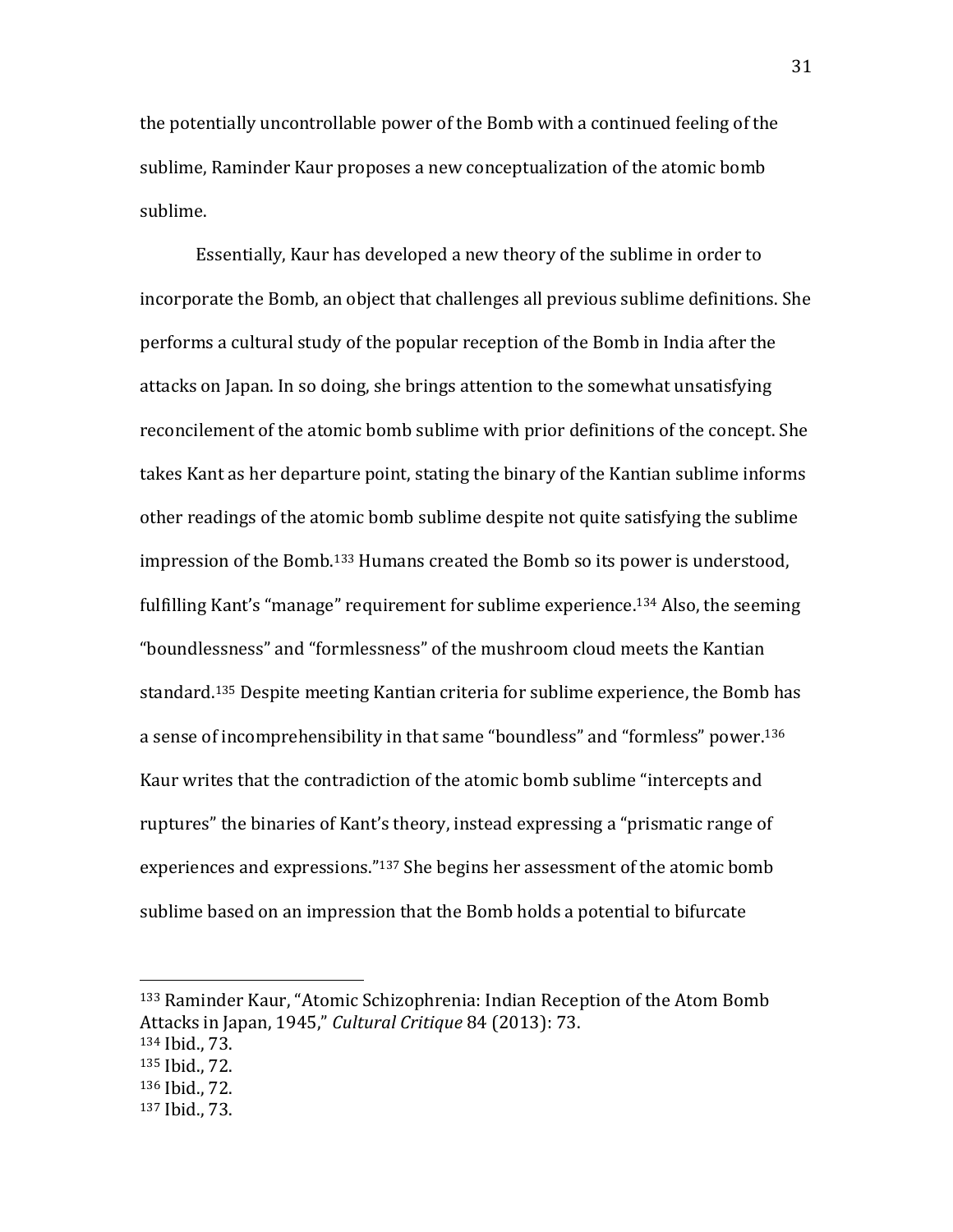the potentially uncontrollable power of the Bomb with a continued feeling of the sublime, Raminder Kaur proposes a new conceptualization of the atomic bomb sublime.

Essentially, Kaur has developed a new theory of the sublime in order to incorporate the Bomb, an object that challenges all previous sublime definitions. She performs a cultural study of the popular reception of the Bomb in India after the attacks on Japan. In so doing, she brings attention to the somewhat unsatisfying reconcilement of the atomic bomb sublime with prior definitions of the concept. She takes Kant as her departure point, stating the binary of the Kantian sublime informs other readings of the atomic bomb sublime despite not quite satisfying the sublime impression of the Bomb.[133] Humans created the Bomb so its power is understood, fulfilling Kant's "manage" requirement for sublime experience.[134] Also, the seeming "boundlessness" and "formlessness" of the mushroom cloud meets the Kantian standard.[135] Despite meeting Kantian criteria for sublime experience, the Bomb has a sense of incomprehensibility in that same "boundless" and "formless" power.[136] Kaur writes that the contradiction of the atomic bomb sublime "intercepts and ruptures" the binaries of Kant's theory, instead expressing a "prismatic range of experiences and expressions."[137] She begins her assessment of the atomic bomb sublime based on an impression that the Bomb holds a potential to bifurcate

---

[133] Raminder Kaur, "Atomic Schizophrenia: Indian Reception of the Atom Bomb Attacks in Japan, 1945," *Cultural Critique* 84 (2013): 73.
[134] Ibid., 73.
[135] Ibid., 72.
[136] Ibid., 72.
[137] Ibid., 73.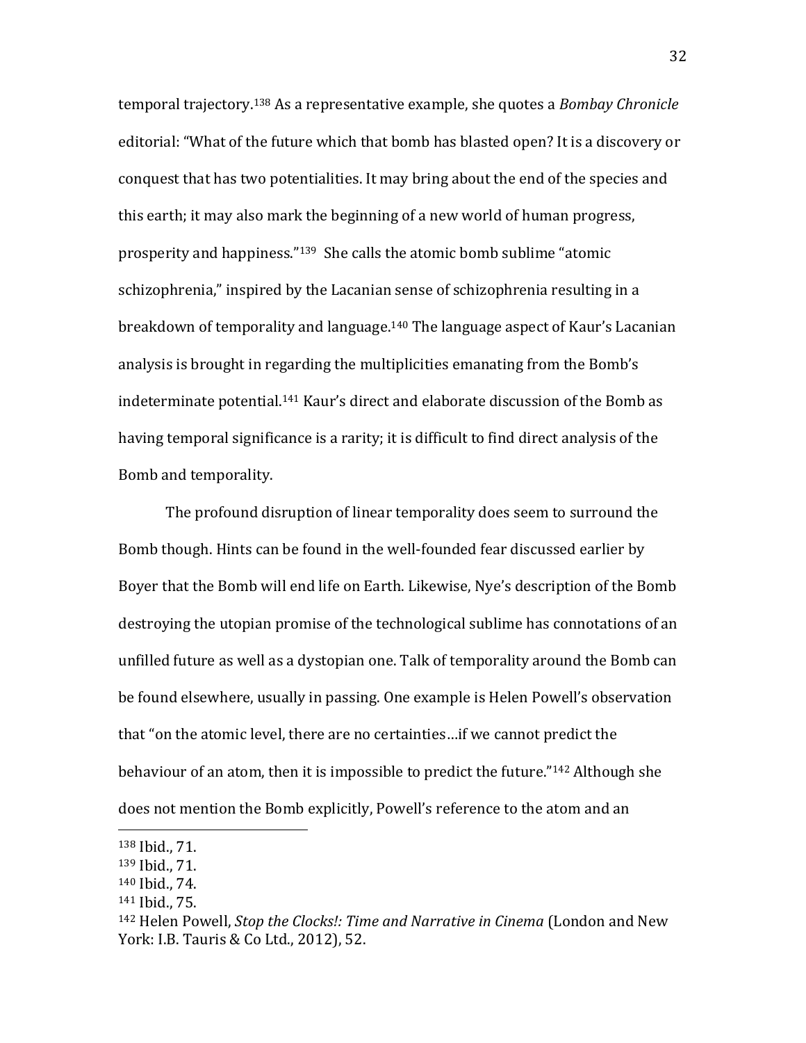temporal trajectory.[138] As a representative example, she quotes a *Bombay Chronicle* editorial: "What of the future which that bomb has blasted open? It is a discovery or conquest that has two potentialities. It may bring about the end of the species and this earth; it may also mark the beginning of a new world of human progress, prosperity and happiness."[139] She calls the atomic bomb sublime "atomic schizophrenia," inspired by the Lacanian sense of schizophrenia resulting in a breakdown of temporality and language.[140] The language aspect of Kaur's Lacanian analysis is brought in regarding the multiplicities emanating from the Bomb's indeterminate potential.[141] Kaur's direct and elaborate discussion of the Bomb as having temporal significance is a rarity; it is difficult to find direct analysis of the Bomb and temporality.

The profound disruption of linear temporality does seem to surround the Bomb though. Hints can be found in the well-founded fear discussed earlier by Boyer that the Bomb will end life on Earth. Likewise, Nye's description of the Bomb destroying the utopian promise of the technological sublime has connotations of an unfilled future as well as a dystopian one. Talk of temporality around the Bomb can be found elsewhere, usually in passing. One example is Helen Powell's observation that "on the atomic level, there are no certainties…if we cannot predict the behaviour of an atom, then it is impossible to predict the future."[142] Although she does not mention the Bomb explicitly, Powell's reference to the atom and an

---

[138] Ibid., 71.

[139] Ibid., 71.

[140] Ibid., 74.

[141] Ibid., 75.

[142] Helen Powell, *Stop the Clocks!: Time and Narrative in Cinema* (London and New York: I.B. Tauris & Co Ltd., 2012), 52.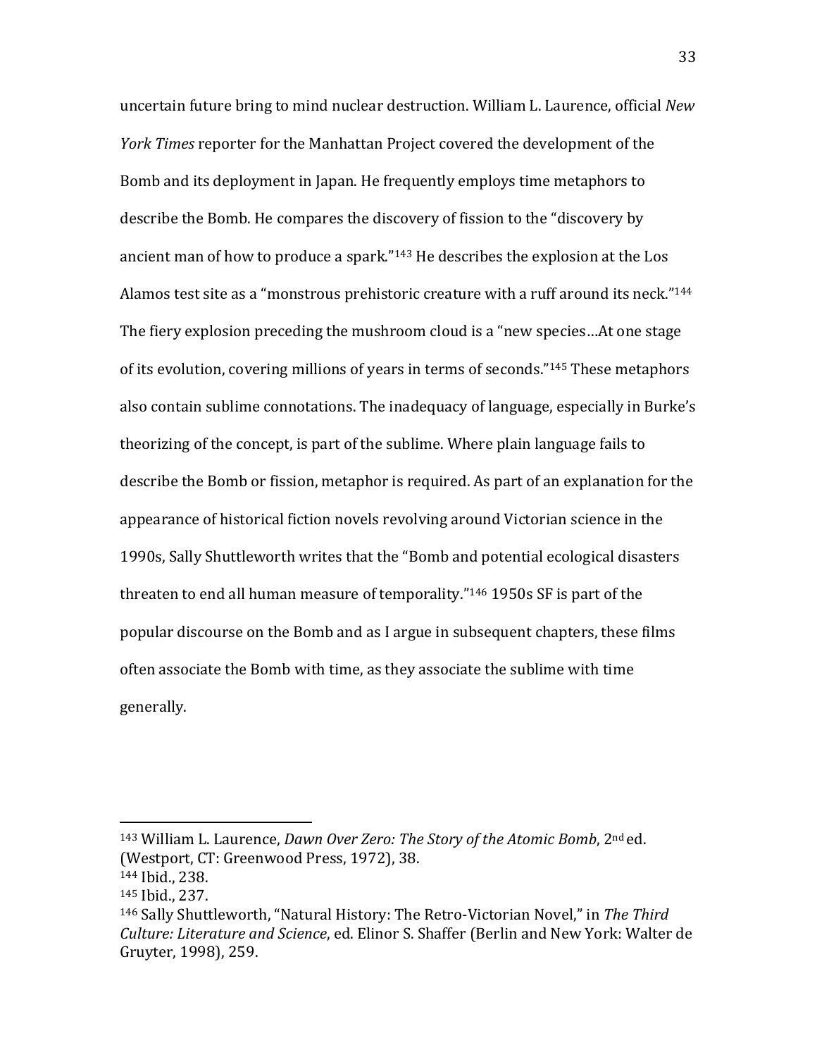uncertain future bring to mind nuclear destruction. William L. Laurence, official *New York Times* reporter for the Manhattan Project covered the development of the Bomb and its deployment in Japan. He frequently employs time metaphors to describe the Bomb. He compares the discovery of fission to the "discovery by ancient man of how to produce a spark."[143] He describes the explosion at the Los Alamos test site as a "monstrous prehistoric creature with a ruff around its neck."[144] The fiery explosion preceding the mushroom cloud is a "new species…At one stage of its evolution, covering millions of years in terms of seconds."[145] These metaphors also contain sublime connotations. The inadequacy of language, especially in Burke's theorizing of the concept, is part of the sublime. Where plain language fails to describe the Bomb or fission, metaphor is required. As part of an explanation for the appearance of historical fiction novels revolving around Victorian science in the 1990s, Sally Shuttleworth writes that the "Bomb and potential ecological disasters threaten to end all human measure of temporality."[146] 1950s SF is part of the popular discourse on the Bomb and as I argue in subsequent chapters, these films often associate the Bomb with time, as they associate the sublime with time generally.

---

[143] William L. Laurence, *Dawn Over Zero: The Story of the Atomic Bomb*, 2nd ed. (Westport, CT: Greenwood Press, 1972), 38.

[144] Ibid., 238.

[145] Ibid., 237.

[146] Sally Shuttleworth, "Natural History: The Retro-Victorian Novel," in *The Third Culture: Literature and Science*, ed. Elinor S. Shaffer (Berlin and New York: Walter de Gruyter, 1998), 259.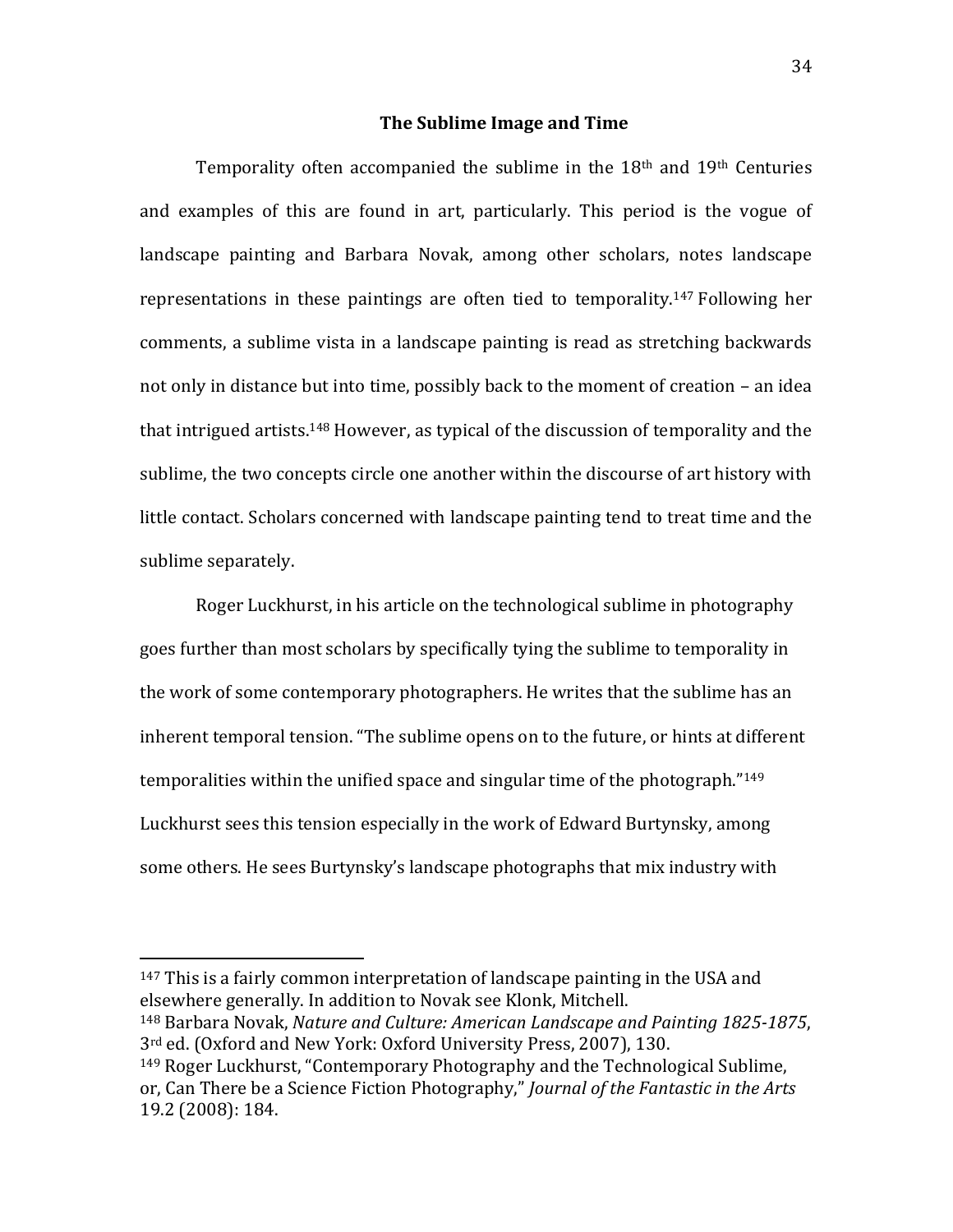## The Sublime Image and Time

Temporality often accompanied the sublime in the 18th and 19th Centuries and examples of this are found in art, particularly. This period is the vogue of landscape painting and Barbara Novak, among other scholars, notes landscape representations in these paintings are often tied to temporality.[147] Following her comments, a sublime vista in a landscape painting is read as stretching backwards not only in distance but into time, possibly back to the moment of creation – an idea that intrigued artists.[148] However, as typical of the discussion of temporality and the sublime, the two concepts circle one another within the discourse of art history with little contact. Scholars concerned with landscape painting tend to treat time and the sublime separately.

Roger Luckhurst, in his article on the technological sublime in photography goes further than most scholars by specifically tying the sublime to temporality in the work of some contemporary photographers. He writes that the sublime has an inherent temporal tension. "The sublime opens on to the future, or hints at different temporalities within the unified space and singular time of the photograph."[149] Luckhurst sees this tension especially in the work of Edward Burtynsky, among some others. He sees Burtynsky's landscape photographs that mix industry with

---

[147] This is a fairly common interpretation of landscape painting in the USA and elsewhere generally. In addition to Novak see Klonk, Mitchell.

[148] Barbara Novak, *Nature and Culture: American Landscape and Painting 1825-1875*, 3rd ed. (Oxford and New York: Oxford University Press, 2007), 130.

[149] Roger Luckhurst, "Contemporary Photography and the Technological Sublime, or, Can There be a Science Fiction Photography," *Journal of the Fantastic in the Arts* 19.2 (2008): 184.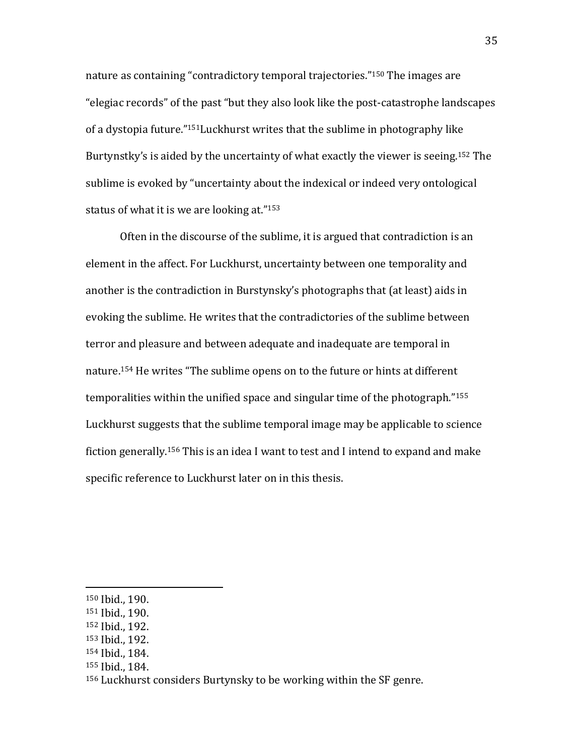nature as containing "contradictory temporal trajectories."[150] The images are "elegiac records" of the past "but they also look like the post-catastrophe landscapes of a dystopia future."[151]Luckhurst writes that the sublime in photography like Burtynstky's is aided by the uncertainty of what exactly the viewer is seeing.[152] The sublime is evoked by "uncertainty about the indexical or indeed very ontological status of what it is we are looking at."[153]

Often in the discourse of the sublime, it is argued that contradiction is an element in the affect. For Luckhurst, uncertainty between one temporality and another is the contradiction in Burstynsky's photographs that (at least) aids in evoking the sublime. He writes that the contradictories of the sublime between terror and pleasure and between adequate and inadequate are temporal in nature.[154] He writes "The sublime opens on to the future or hints at different temporalities within the unified space and singular time of the photograph."[155] Luckhurst suggests that the sublime temporal image may be applicable to science fiction generally.[156] This is an idea I want to test and I intend to expand and make specific reference to Luckhurst later on in this thesis.

---

[150] Ibid., 190.
[151] Ibid., 190.
[152] Ibid., 192.
[153] Ibid., 192.
[154] Ibid., 184.
[155] Ibid., 184.
[156] Luckhurst considers Burtynsky to be working within the SF genre.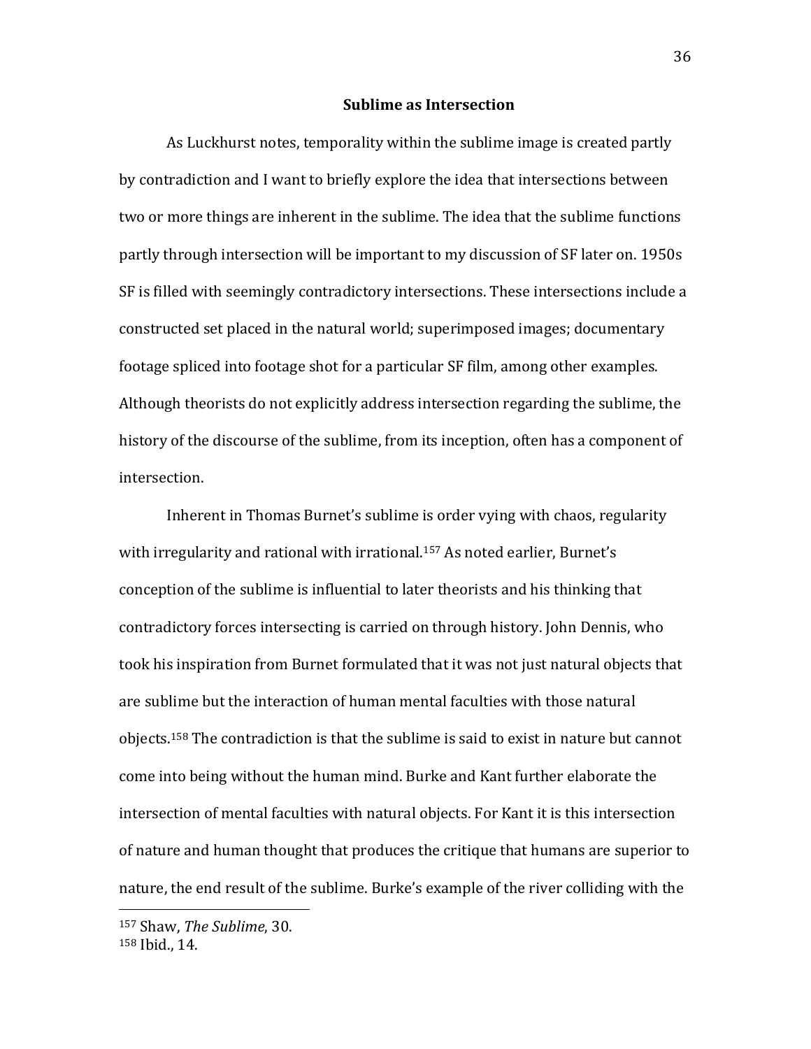## Sublime as Intersection

As Luckhurst notes, temporality within the sublime image is created partly by contradiction and I want to briefly explore the idea that intersections between two or more things are inherent in the sublime. The idea that the sublime functions partly through intersection will be important to my discussion of SF later on. 1950s SF is filled with seemingly contradictory intersections. These intersections include a constructed set placed in the natural world; superimposed images; documentary footage spliced into footage shot for a particular SF film, among other examples. Although theorists do not explicitly address intersection regarding the sublime, the history of the discourse of the sublime, from its inception, often has a component of intersection.

Inherent in Thomas Burnet's sublime is order vying with chaos, regularity with irregularity and rational with irrational.[157] As noted earlier, Burnet's conception of the sublime is influential to later theorists and his thinking that contradictory forces intersecting is carried on through history. John Dennis, who took his inspiration from Burnet formulated that it was not just natural objects that are sublime but the interaction of human mental faculties with those natural objects.[158] The contradiction is that the sublime is said to exist in nature but cannot come into being without the human mind. Burke and Kant further elaborate the intersection of mental faculties with natural objects. For Kant it is this intersection of nature and human thought that produces the critique that humans are superior to nature, the end result of the sublime. Burke's example of the river colliding with the

---

[157] Shaw, *The Sublime*, 30.
[158] Ibid., 14.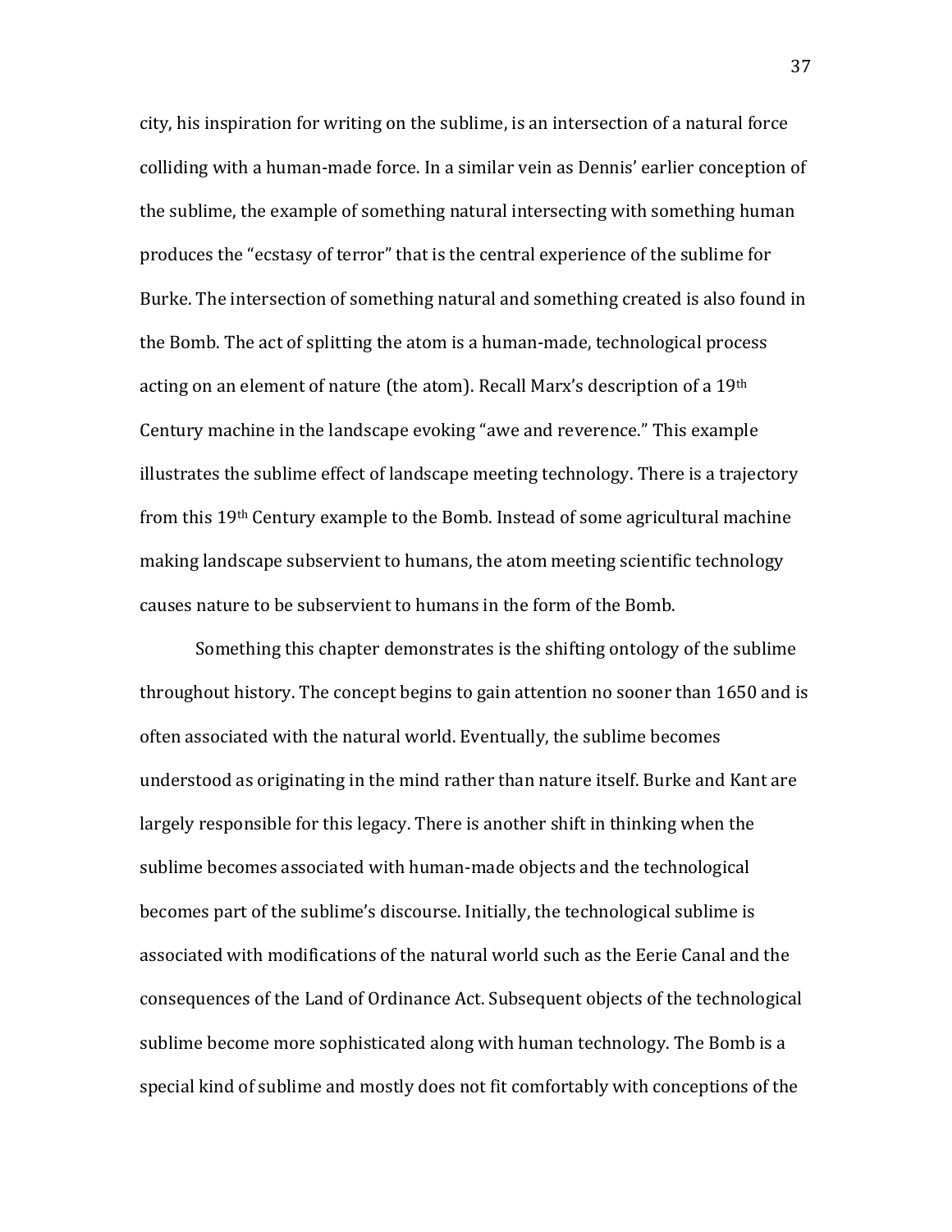city, his inspiration for writing on the sublime, is an intersection of a natural force colliding with a human-made force. In a similar vein as Dennis' earlier conception of the sublime, the example of something natural intersecting with something human produces the "ecstasy of terror" that is the central experience of the sublime for Burke. The intersection of something natural and something created is also found in the Bomb. The act of splitting the atom is a human-made, technological process acting on an element of nature (the atom). Recall Marx's description of a 19th Century machine in the landscape evoking "awe and reverence." This example illustrates the sublime effect of landscape meeting technology. There is a trajectory from this 19th Century example to the Bomb. Instead of some agricultural machine making landscape subservient to humans, the atom meeting scientific technology causes nature to be subservient to humans in the form of the Bomb.

Something this chapter demonstrates is the shifting ontology of the sublime throughout history. The concept begins to gain attention no sooner than 1650 and is often associated with the natural world. Eventually, the sublime becomes understood as originating in the mind rather than nature itself. Burke and Kant are largely responsible for this legacy. There is another shift in thinking when the sublime becomes associated with human-made objects and the technological becomes part of the sublime's discourse. Initially, the technological sublime is associated with modifications of the natural world such as the Eerie Canal and the consequences of the Land of Ordinance Act. Subsequent objects of the technological sublime become more sophisticated along with human technology. The Bomb is a special kind of sublime and mostly does not fit comfortably with conceptions of the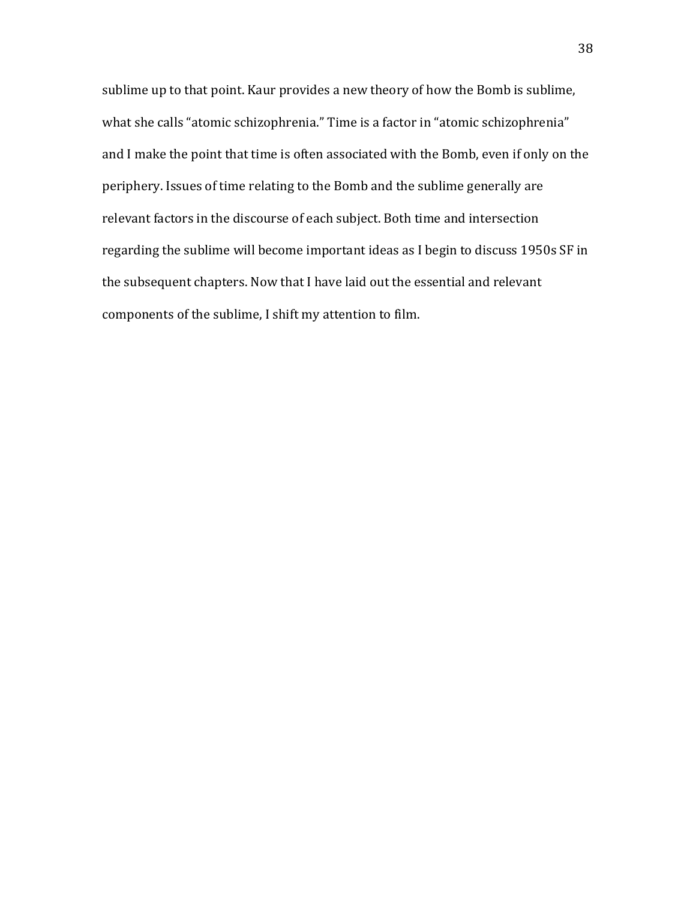sublime up to that point. Kaur provides a new theory of how the Bomb is sublime, what she calls "atomic schizophrenia." Time is a factor in "atomic schizophrenia" and I make the point that time is often associated with the Bomb, even if only on the periphery. Issues of time relating to the Bomb and the sublime generally are relevant factors in the discourse of each subject. Both time and intersection regarding the sublime will become important ideas as I begin to discuss 1950s SF in the subsequent chapters. Now that I have laid out the essential and relevant components of the sublime, I shift my attention to film.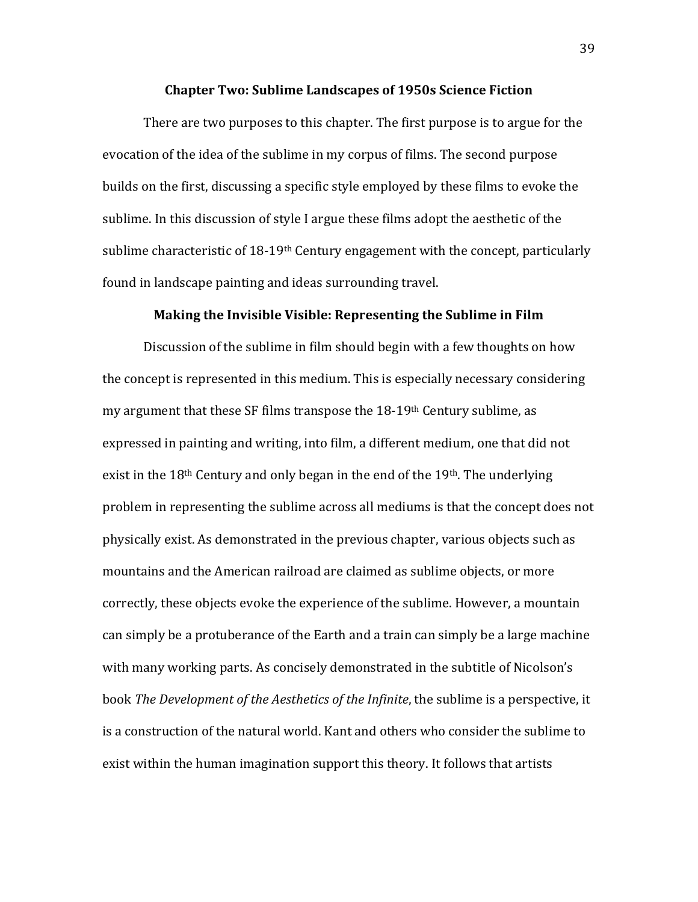## Chapter Two: Sublime Landscapes of 1950s Science Fiction

There are two purposes to this chapter. The first purpose is to argue for the evocation of the idea of the sublime in my corpus of films. The second purpose builds on the first, discussing a specific style employed by these films to evoke the sublime. In this discussion of style I argue these films adopt the aesthetic of the sublime characteristic of 18-19th Century engagement with the concept, particularly found in landscape painting and ideas surrounding travel.

### Making the Invisible Visible: Representing the Sublime in Film

Discussion of the sublime in film should begin with a few thoughts on how the concept is represented in this medium. This is especially necessary considering my argument that these SF films transpose the 18-19th Century sublime, as expressed in painting and writing, into film, a different medium, one that did not exist in the 18th Century and only began in the end of the 19th. The underlying problem in representing the sublime across all mediums is that the concept does not physically exist. As demonstrated in the previous chapter, various objects such as mountains and the American railroad are claimed as sublime objects, or more correctly, these objects evoke the experience of the sublime. However, a mountain can simply be a protuberance of the Earth and a train can simply be a large machine with many working parts. As concisely demonstrated in the subtitle of Nicolson's book *The Development of the Aesthetics of the Infinite*, the sublime is a perspective, it is a construction of the natural world. Kant and others who consider the sublime to exist within the human imagination support this theory. It follows that artists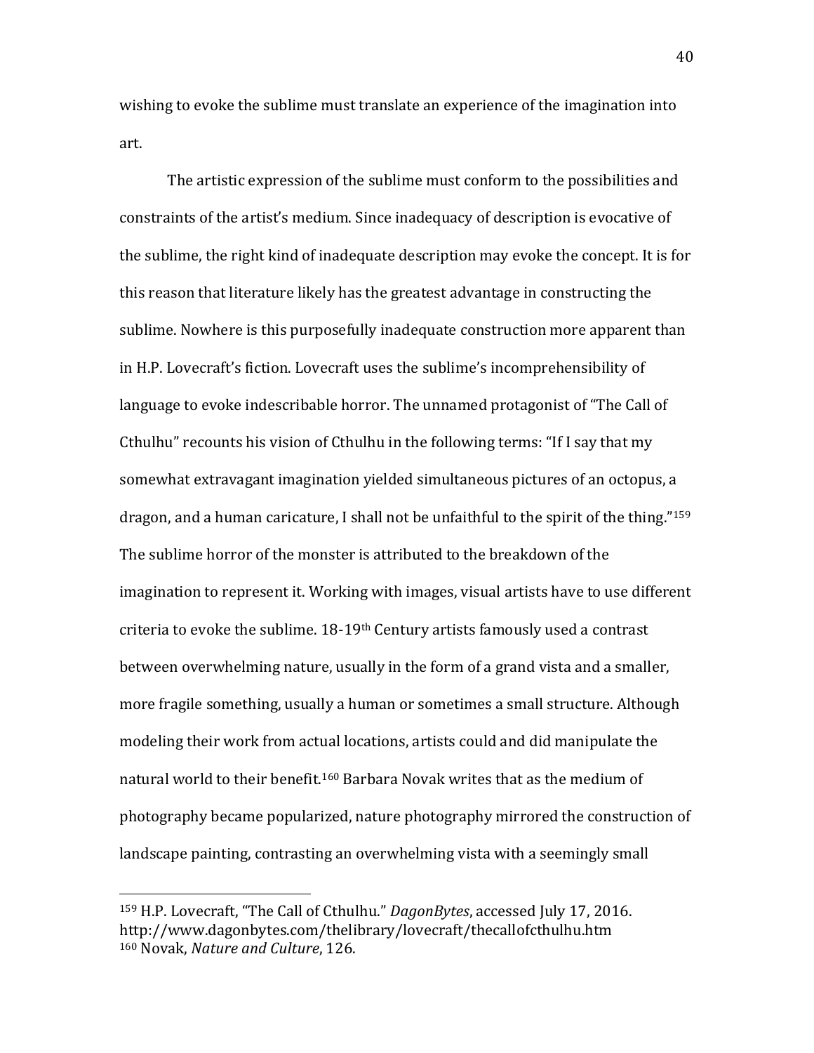wishing to evoke the sublime must translate an experience of the imagination into art.

The artistic expression of the sublime must conform to the possibilities and constraints of the artist's medium. Since inadequacy of description is evocative of the sublime, the right kind of inadequate description may evoke the concept. It is for this reason that literature likely has the greatest advantage in constructing the sublime. Nowhere is this purposefully inadequate construction more apparent than in H.P. Lovecraft's fiction. Lovecraft uses the sublime's incomprehensibility of language to evoke indescribable horror. The unnamed protagonist of "The Call of Cthulhu" recounts his vision of Cthulhu in the following terms: "If I say that my somewhat extravagant imagination yielded simultaneous pictures of an octopus, a dragon, and a human caricature, I shall not be unfaithful to the spirit of the thing."[159] The sublime horror of the monster is attributed to the breakdown of the imagination to represent it. Working with images, visual artists have to use different criteria to evoke the sublime. 18-19th Century artists famously used a contrast between overwhelming nature, usually in the form of a grand vista and a smaller, more fragile something, usually a human or sometimes a small structure. Although modeling their work from actual locations, artists could and did manipulate the natural world to their benefit.[160] Barbara Novak writes that as the medium of photography became popularized, nature photography mirrored the construction of landscape painting, contrasting an overwhelming vista with a seemingly small

---

[159] H.P. Lovecraft, "The Call of Cthulhu." *DagonBytes*, accessed July 17, 2016. http://www.dagonbytes.com/thelibrary/lovecraft/thecallofcthulhu.htm

[160] Novak, *Nature and Culture*, 126.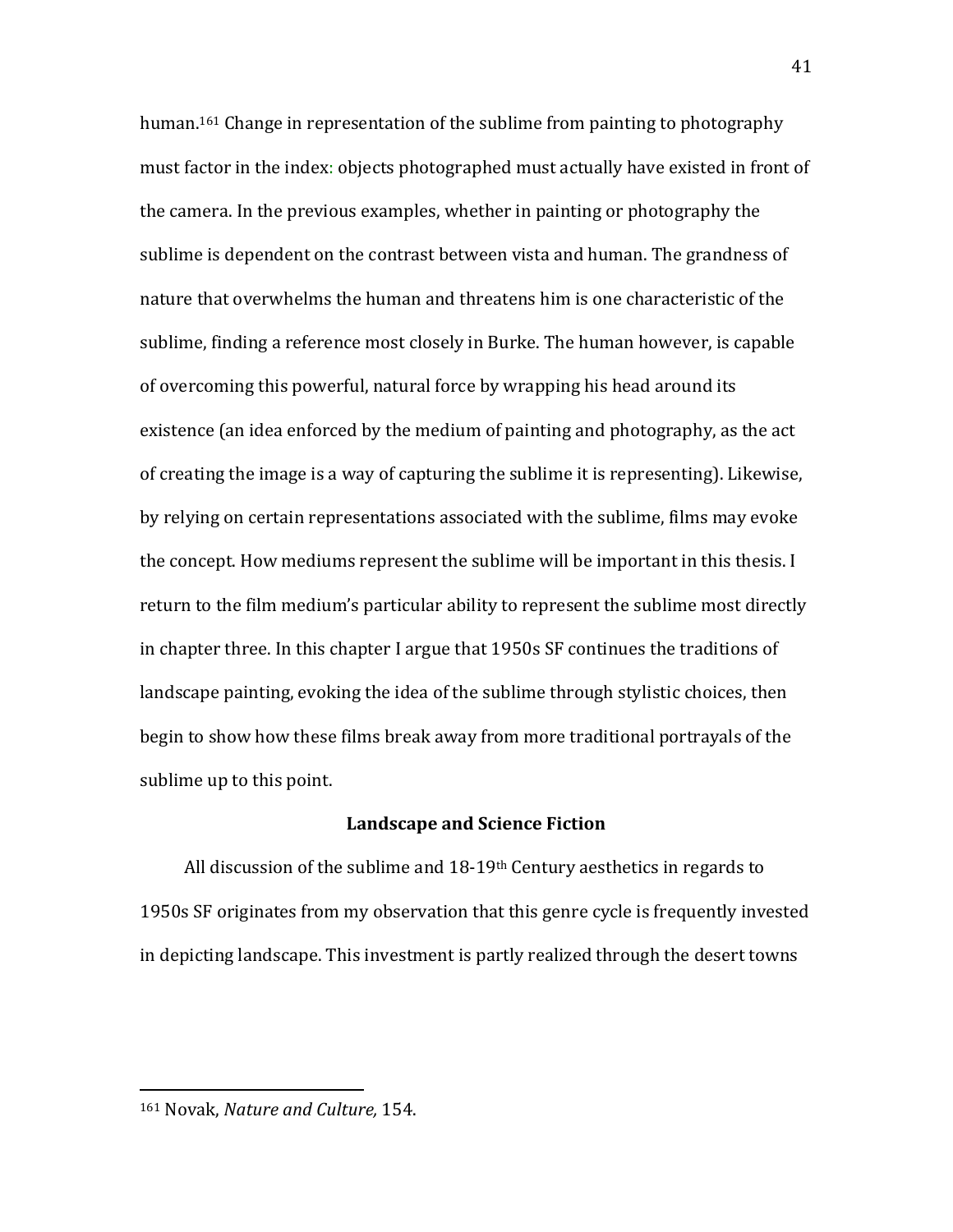human.[161] Change in representation of the sublime from painting to photography must factor in the index: objects photographed must actually have existed in front of the camera. In the previous examples, whether in painting or photography the sublime is dependent on the contrast between vista and human. The grandness of nature that overwhelms the human and threatens him is one characteristic of the sublime, finding a reference most closely in Burke. The human however, is capable of overcoming this powerful, natural force by wrapping his head around its existence (an idea enforced by the medium of painting and photography, as the act of creating the image is a way of capturing the sublime it is representing). Likewise, by relying on certain representations associated with the sublime, films may evoke the concept. How mediums represent the sublime will be important in this thesis. I return to the film medium's particular ability to represent the sublime most directly in chapter three. In this chapter I argue that 1950s SF continues the traditions of landscape painting, evoking the idea of the sublime through stylistic choices, then begin to show how these films break away from more traditional portrayals of the sublime up to this point.

### Landscape and Science Fiction

All discussion of the sublime and 18-19th Century aesthetics in regards to 1950s SF originates from my observation that this genre cycle is frequently invested in depicting landscape. This investment is partly realized through the desert towns

---

[161] Novak, *Nature and Culture,* 154.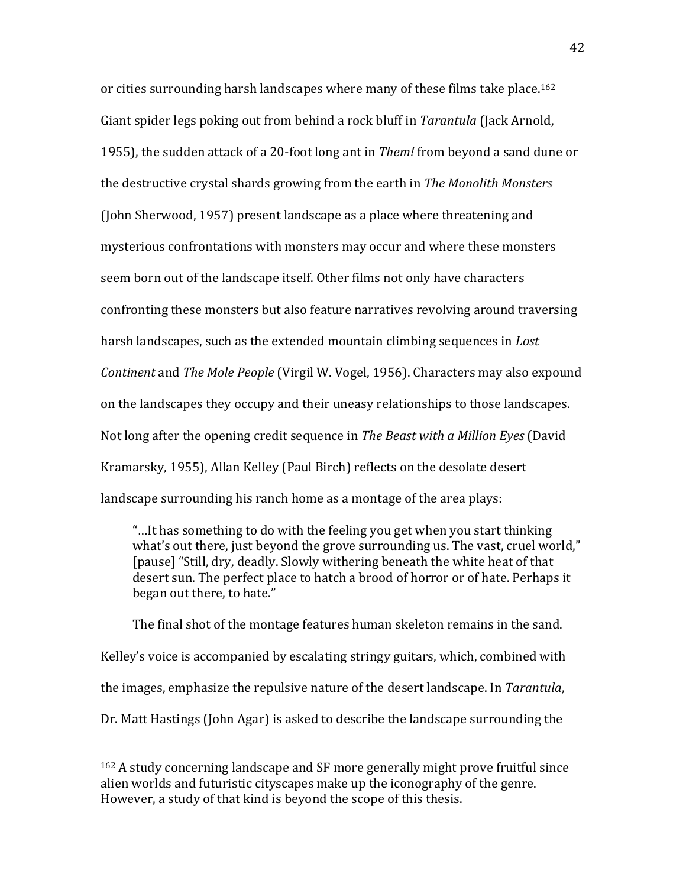or cities surrounding harsh landscapes where many of these films take place.[162] Giant spider legs poking out from behind a rock bluff in *Tarantula* (Jack Arnold, 1955), the sudden attack of a 20-foot long ant in *Them!* from beyond a sand dune or the destructive crystal shards growing from the earth in *The Monolith Monsters* (John Sherwood, 1957) present landscape as a place where threatening and mysterious confrontations with monsters may occur and where these monsters seem born out of the landscape itself. Other films not only have characters confronting these monsters but also feature narratives revolving around traversing harsh landscapes, such as the extended mountain climbing sequences in *Lost Continent* and *The Mole People* (Virgil W. Vogel, 1956). Characters may also expound on the landscapes they occupy and their uneasy relationships to those landscapes. Not long after the opening credit sequence in *The Beast with a Million Eyes* (David Kramarsky, 1955), Allan Kelley (Paul Birch) reflects on the desolate desert landscape surrounding his ranch home as a montage of the area plays:

> "…It has something to do with the feeling you get when you start thinking what's out there, just beyond the grove surrounding us. The vast, cruel world," [pause] "Still, dry, deadly. Slowly withering beneath the white heat of that desert sun. The perfect place to hatch a brood of horror or of hate. Perhaps it began out there, to hate."

The final shot of the montage features human skeleton remains in the sand. Kelley's voice is accompanied by escalating stringy guitars, which, combined with the images, emphasize the repulsive nature of the desert landscape. In *Tarantula*, Dr. Matt Hastings (John Agar) is asked to describe the landscape surrounding the

---

[162] A study concerning landscape and SF more generally might prove fruitful since alien worlds and futuristic cityscapes make up the iconography of the genre. However, a study of that kind is beyond the scope of this thesis.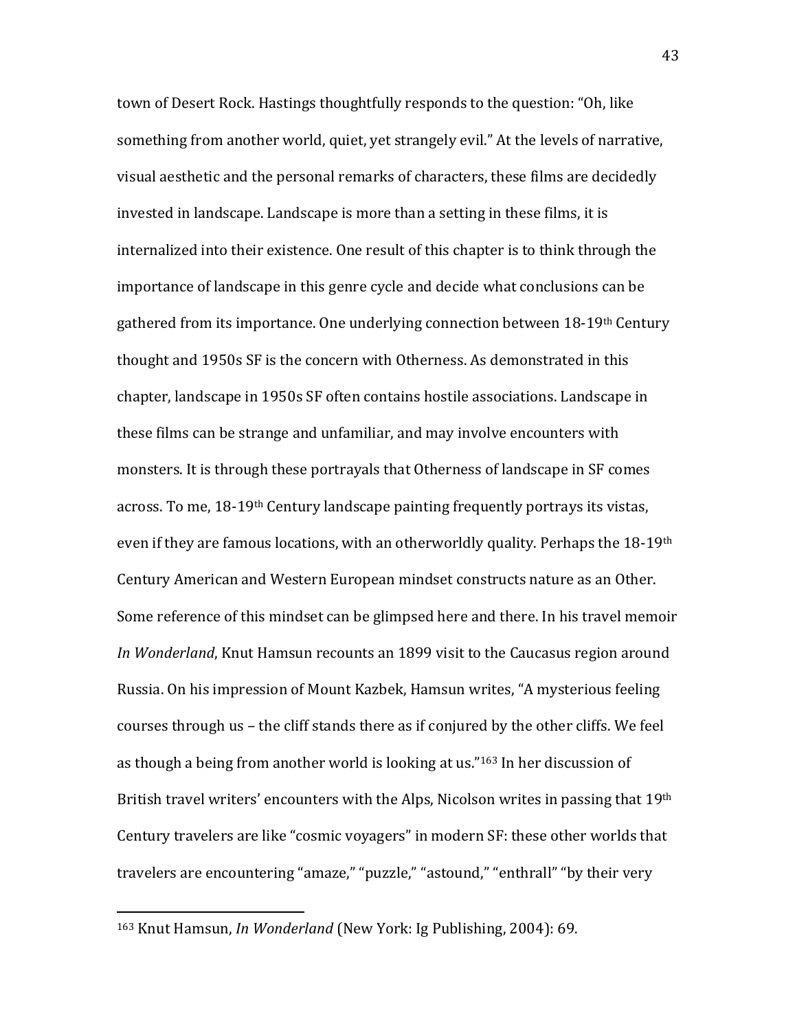town of Desert Rock. Hastings thoughtfully responds to the question: "Oh, like something from another world, quiet, yet strangely evil." At the levels of narrative, visual aesthetic and the personal remarks of characters, these films are decidedly invested in landscape. Landscape is more than a setting in these films, it is internalized into their existence. One result of this chapter is to think through the importance of landscape in this genre cycle and decide what conclusions can be gathered from its importance. One underlying connection between 18-19th Century thought and 1950s SF is the concern with Otherness. As demonstrated in this chapter, landscape in 1950s SF often contains hostile associations. Landscape in these films can be strange and unfamiliar, and may involve encounters with monsters. It is through these portrayals that Otherness of landscape in SF comes across. To me, 18-19th Century landscape painting frequently portrays its vistas, even if they are famous locations, with an otherworldly quality. Perhaps the 18-19th Century American and Western European mindset constructs nature as an Other. Some reference of this mindset can be glimpsed here and there. In his travel memoir *In Wonderland*, Knut Hamsun recounts an 1899 visit to the Caucasus region around Russia. On his impression of Mount Kazbek, Hamsun writes, "A mysterious feeling courses through us – the cliff stands there as if conjured by the other cliffs. We feel as though a being from another world is looking at us."[163] In her discussion of British travel writers' encounters with the Alps, Nicolson writes in passing that 19th Century travelers are like "cosmic voyagers" in modern SF: these other worlds that travelers are encountering "amaze," "puzzle," "astound," "enthrall" "by their very

---

[163] Knut Hamsun, *In Wonderland* (New York: Ig Publishing, 2004): 69.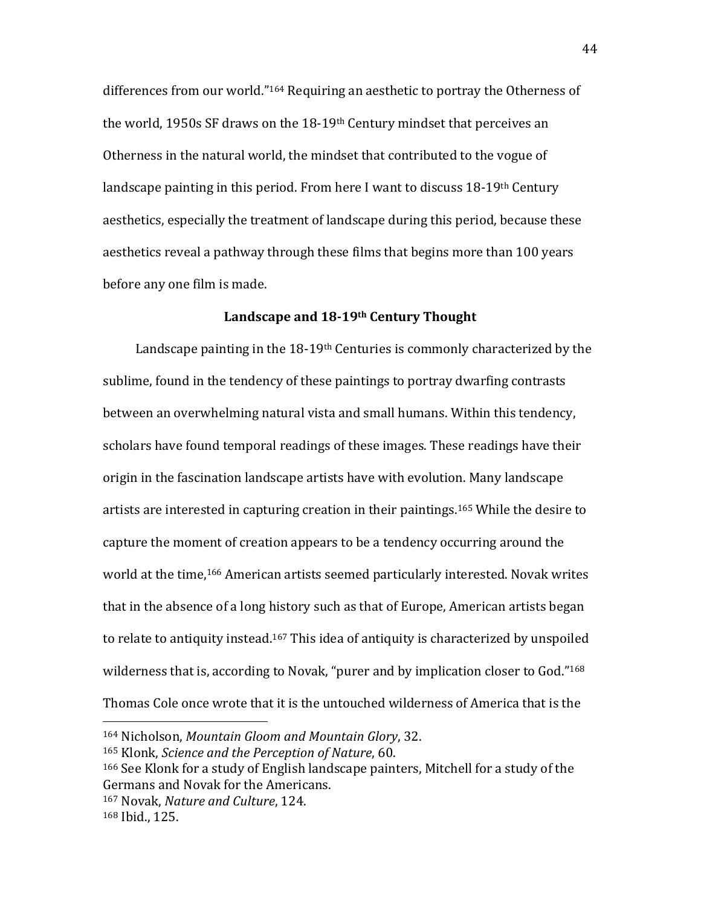differences from our world."[164] Requiring an aesthetic to portray the Otherness of the world, 1950s SF draws on the 18-19th Century mindset that perceives an Otherness in the natural world, the mindset that contributed to the vogue of landscape painting in this period. From here I want to discuss 18-19th Century aesthetics, especially the treatment of landscape during this period, because these aesthetics reveal a pathway through these films that begins more than 100 years before any one film is made.

### Landscape and 18-19th Century Thought

Landscape painting in the 18-19th Centuries is commonly characterized by the sublime, found in the tendency of these paintings to portray dwarfing contrasts between an overwhelming natural vista and small humans. Within this tendency, scholars have found temporal readings of these images. These readings have their origin in the fascination landscape artists have with evolution. Many landscape artists are interested in capturing creation in their paintings.[165] While the desire to capture the moment of creation appears to be a tendency occurring around the world at the time,[166] American artists seemed particularly interested. Novak writes that in the absence of a long history such as that of Europe, American artists began to relate to antiquity instead.[167] This idea of antiquity is characterized by unspoiled wilderness that is, according to Novak, "purer and by implication closer to God."[168] Thomas Cole once wrote that it is the untouched wilderness of America that is the

---

[164] Nicholson, *Mountain Gloom and Mountain Glory*, 32.

[165] Klonk, *Science and the Perception of Nature*, 60.

[166] See Klonk for a study of English landscape painters, Mitchell for a study of the Germans and Novak for the Americans.

[167] Novak, *Nature and Culture*, 124.

[168] Ibid., 125.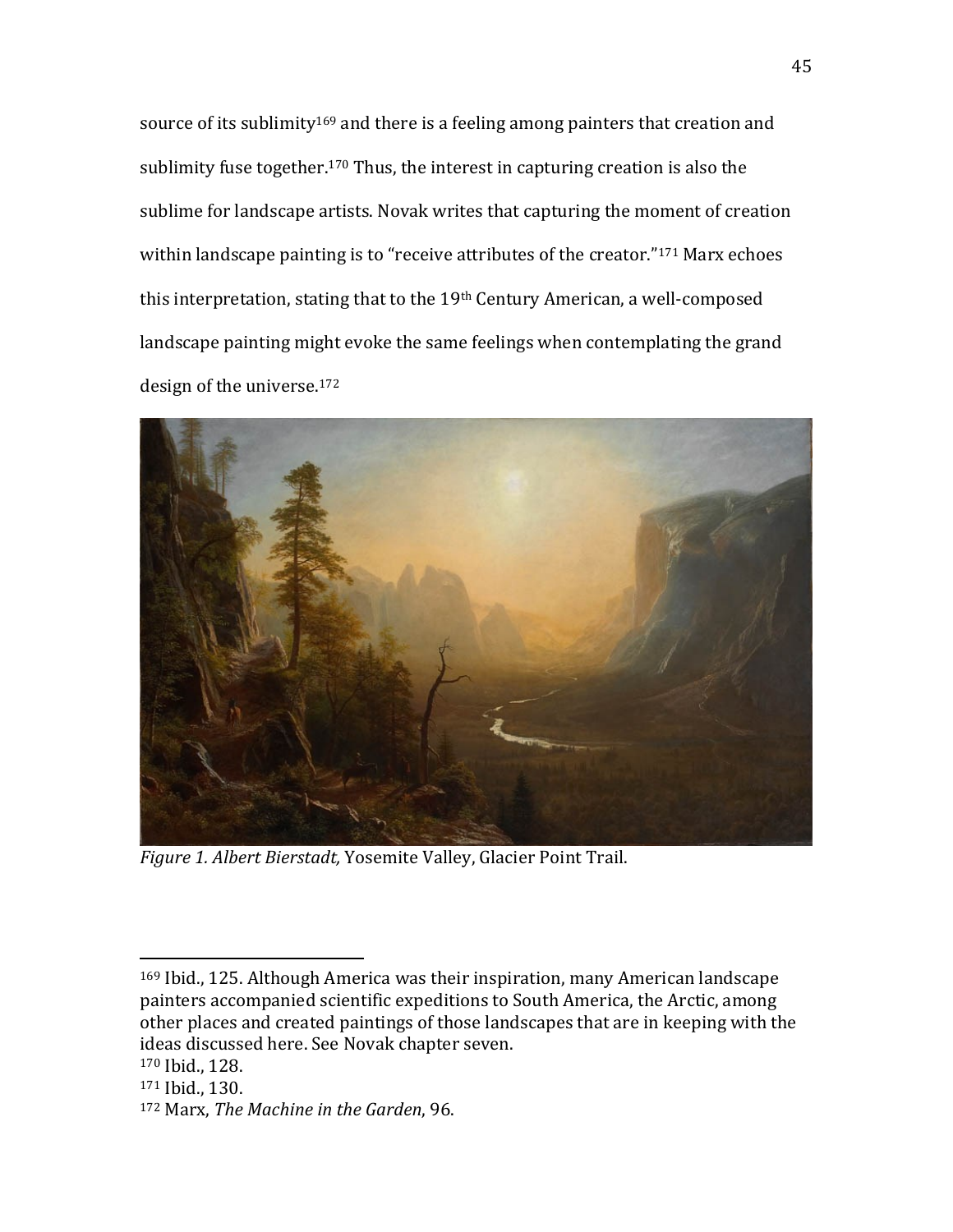source of its sublimity[169] and there is a feeling among painters that creation and sublimity fuse together.[170] Thus, the interest in capturing creation is also the sublime for landscape artists. Novak writes that capturing the moment of creation within landscape painting is to "receive attributes of the creator."[171] Marx echoes this interpretation, stating that to the 19th Century American, a well-composed landscape painting might evoke the same feelings when contemplating the grand design of the universe.[172]

*Figure 1. Albert Bierstadt,* Yosemite Valley, Glacier Point Trail.

---

[169] Ibid., 125. Although America was their inspiration, many American landscape painters accompanied scientific expeditions to South America, the Arctic, among other places and created paintings of those landscapes that are in keeping with the ideas discussed here. See Novak chapter seven.

[170] Ibid., 128.

[171] Ibid., 130.

[172] Marx, *The Machine in the Garden*, 96.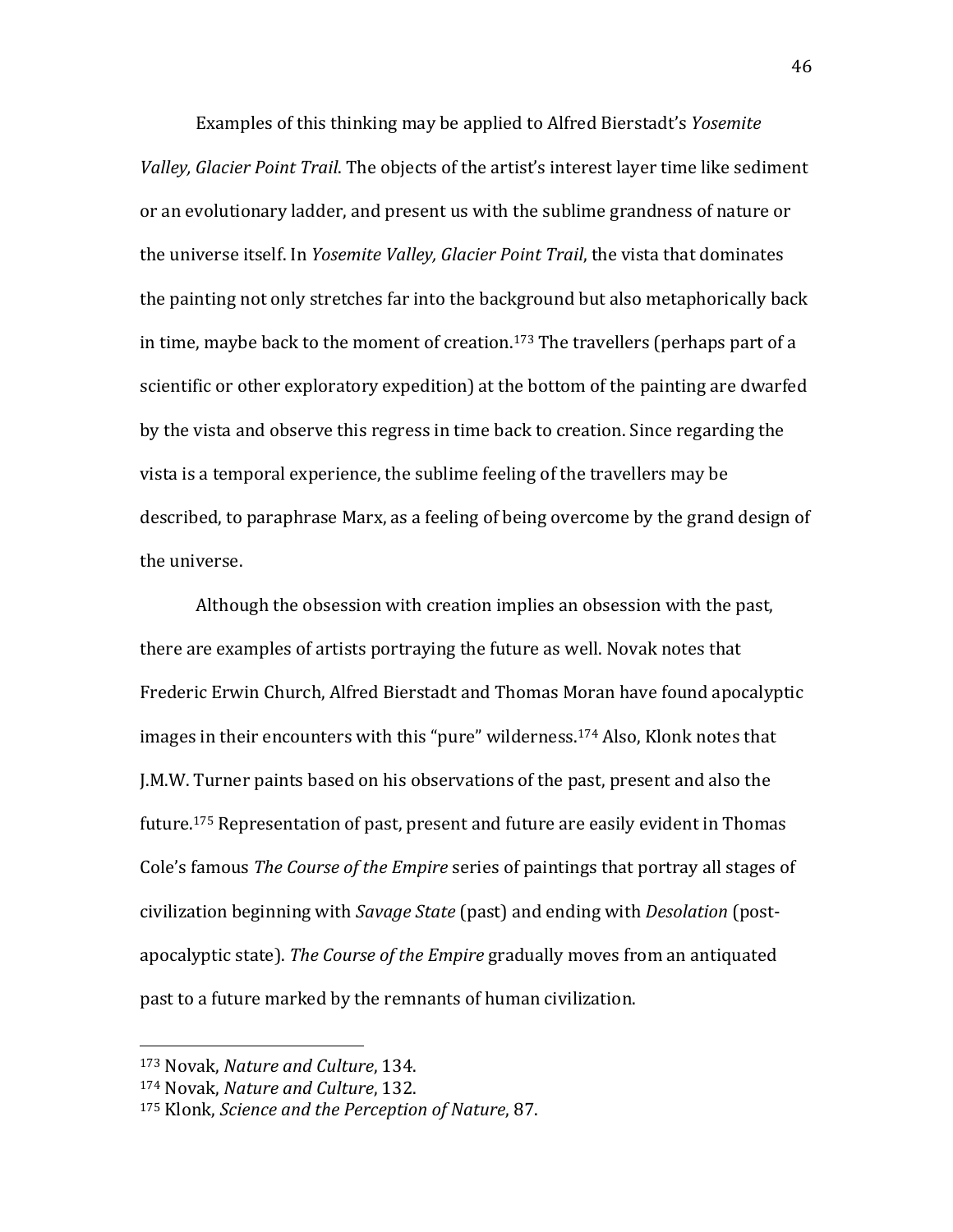Examples of this thinking may be applied to Alfred Bierstadt's *Yosemite Valley, Glacier Point Trail*. The objects of the artist's interest layer time like sediment or an evolutionary ladder, and present us with the sublime grandness of nature or the universe itself. In *Yosemite Valley, Glacier Point Trail*, the vista that dominates the painting not only stretches far into the background but also metaphorically back in time, maybe back to the moment of creation.[173] The travellers (perhaps part of a scientific or other exploratory expedition) at the bottom of the painting are dwarfed by the vista and observe this regress in time back to creation. Since regarding the vista is a temporal experience, the sublime feeling of the travellers may be described, to paraphrase Marx, as a feeling of being overcome by the grand design of the universe.

Although the obsession with creation implies an obsession with the past, there are examples of artists portraying the future as well. Novak notes that Frederic Erwin Church, Alfred Bierstadt and Thomas Moran have found apocalyptic images in their encounters with this "pure" wilderness.[174] Also, Klonk notes that J.M.W. Turner paints based on his observations of the past, present and also the future.[175] Representation of past, present and future are easily evident in Thomas Cole's famous *The Course of the Empire* series of paintings that portray all stages of civilization beginning with *Savage State* (past) and ending with *Desolation* (post-apocalyptic state). *The Course of the Empire* gradually moves from an antiquated past to a future marked by the remnants of human civilization.

---

[173] Novak, *Nature and Culture*, 134.
[174] Novak, *Nature and Culture*, 132.
[175] Klonk, *Science and the Perception of Nature*, 87.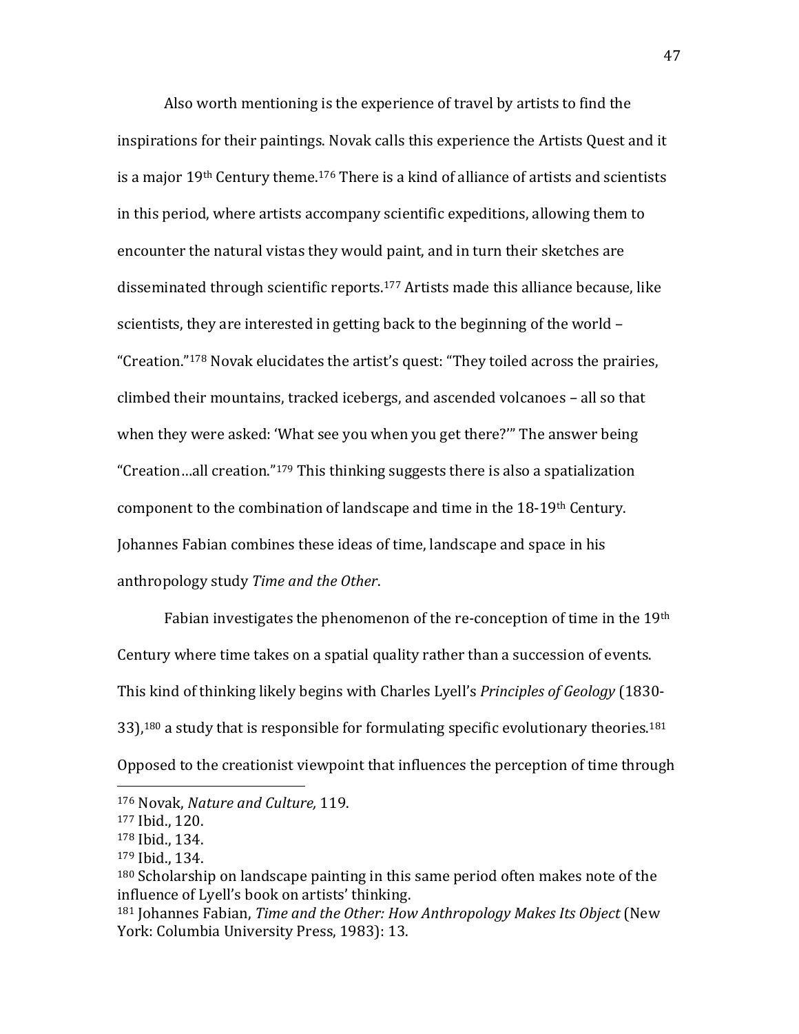Also worth mentioning is the experience of travel by artists to find the inspirations for their paintings. Novak calls this experience the Artists Quest and it is a major 19th Century theme.[176] There is a kind of alliance of artists and scientists in this period, where artists accompany scientific expeditions, allowing them to encounter the natural vistas they would paint, and in turn their sketches are disseminated through scientific reports.[177] Artists made this alliance because, like scientists, they are interested in getting back to the beginning of the world – "Creation."[178] Novak elucidates the artist's quest: "They toiled across the prairies, climbed their mountains, tracked icebergs, and ascended volcanoes – all so that when they were asked: 'What see you when you get there?'" The answer being "Creation…all creation."[179] This thinking suggests there is also a spatialization component to the combination of landscape and time in the 18-19th Century. Johannes Fabian combines these ideas of time, landscape and space in his anthropology study *Time and the Other*.

Fabian investigates the phenomenon of the re-conception of time in the 19th Century where time takes on a spatial quality rather than a succession of events. This kind of thinking likely begins with Charles Lyell's *Principles of Geology* (1830-33),[180] a study that is responsible for formulating specific evolutionary theories.[181] Opposed to the creationist viewpoint that influences the perception of time through

---

[176] Novak, *Nature and Culture,* 119.

[177] Ibid., 120.

[178] Ibid., 134.

[179] Ibid., 134.

[180] Scholarship on landscape painting in this same period often makes note of the influence of Lyell's book on artists' thinking.

[181] Johannes Fabian, *Time and the Other: How Anthropology Makes Its Object* (New York: Columbia University Press, 1983): 13.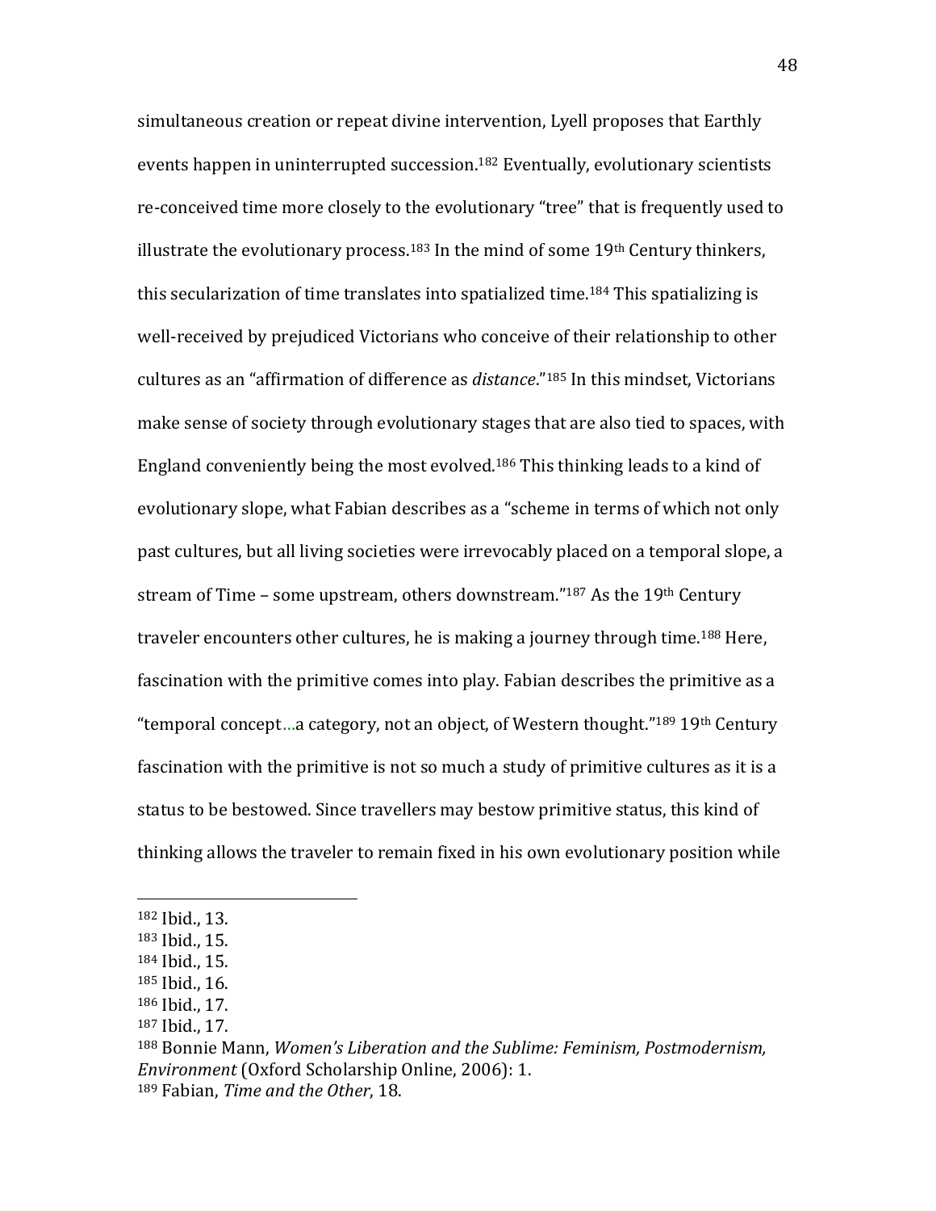simultaneous creation or repeat divine intervention, Lyell proposes that Earthly events happen in uninterrupted succession.[182] Eventually, evolutionary scientists re-conceived time more closely to the evolutionary "tree" that is frequently used to illustrate the evolutionary process.[183] In the mind of some 19th Century thinkers, this secularization of time translates into spatialized time.[184] This spatializing is well-received by prejudiced Victorians who conceive of their relationship to other cultures as an "affirmation of difference as *distance*."[185] In this mindset, Victorians make sense of society through evolutionary stages that are also tied to spaces, with England conveniently being the most evolved.[186] This thinking leads to a kind of evolutionary slope, what Fabian describes as a "scheme in terms of which not only past cultures, but all living societies were irrevocably placed on a temporal slope, a stream of Time – some upstream, others downstream."[187] As the 19th Century traveler encounters other cultures, he is making a journey through time.[188] Here, fascination with the primitive comes into play. Fabian describes the primitive as a "temporal concept…a category, not an object, of Western thought."[189] 19th Century fascination with the primitive is not so much a study of primitive cultures as it is a status to be bestowed. Since travellers may bestow primitive status, this kind of thinking allows the traveler to remain fixed in his own evolutionary position while

---

[182] Ibid., 13.
[183] Ibid., 15.
[184] Ibid., 15.
[185] Ibid., 16.
[186] Ibid., 17.
[187] Ibid., 17.
[188] Bonnie Mann, *Women's Liberation and the Sublime: Feminism, Postmodernism, Environment* (Oxford Scholarship Online, 2006): 1.
[189] Fabian, *Time and the Other*, 18.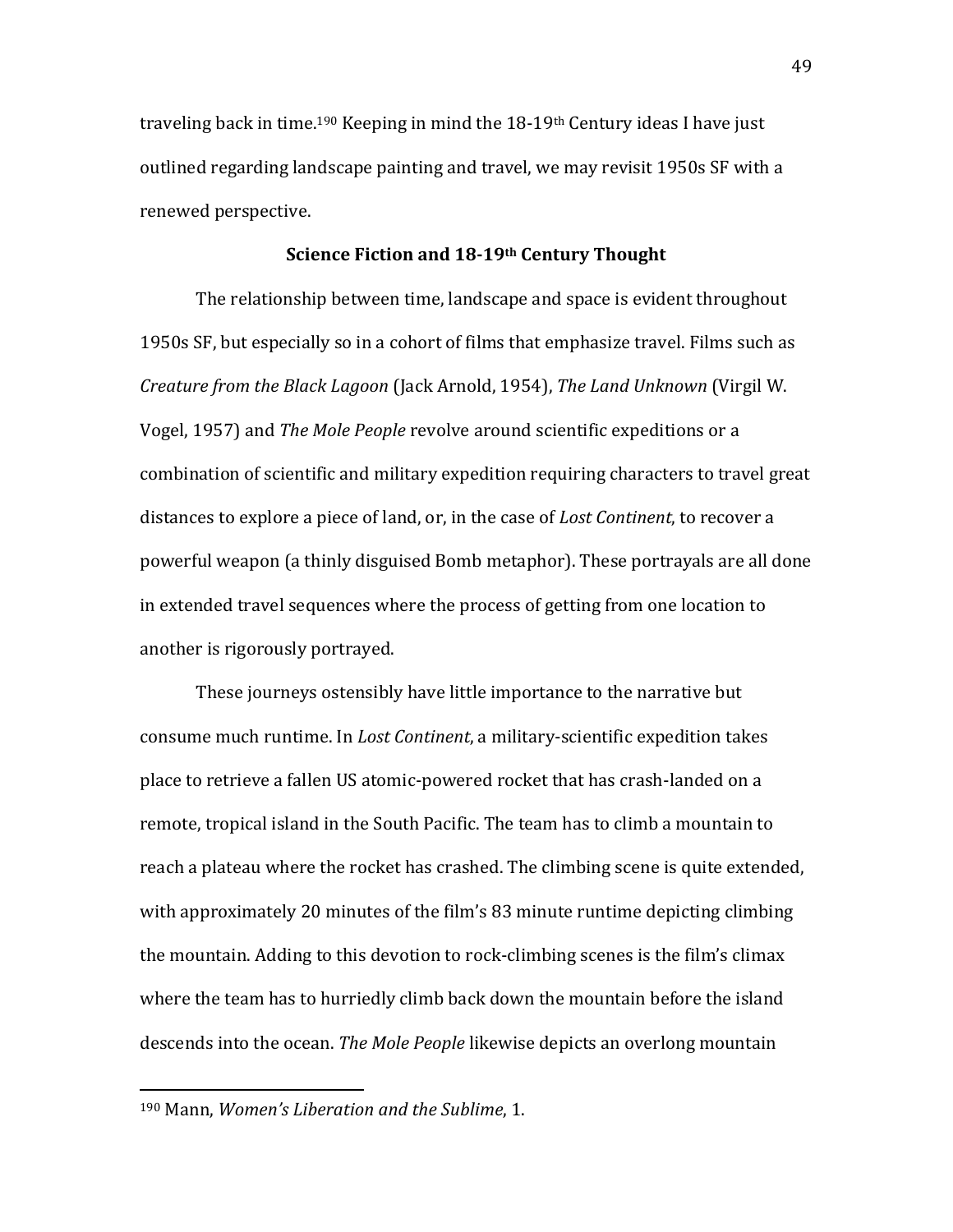traveling back in time.[190] Keeping in mind the 18-19th Century ideas I have just outlined regarding landscape painting and travel, we may revisit 1950s SF with a renewed perspective.

## Science Fiction and 18-19th Century Thought

The relationship between time, landscape and space is evident throughout 1950s SF, but especially so in a cohort of films that emphasize travel. Films such as *Creature from the Black Lagoon* (Jack Arnold, 1954), *The Land Unknown* (Virgil W. Vogel, 1957) and *The Mole People* revolve around scientific expeditions or a combination of scientific and military expedition requiring characters to travel great distances to explore a piece of land, or, in the case of *Lost Continent*, to recover a powerful weapon (a thinly disguised Bomb metaphor). These portrayals are all done in extended travel sequences where the process of getting from one location to another is rigorously portrayed.

These journeys ostensibly have little importance to the narrative but consume much runtime. In *Lost Continent*, a military-scientific expedition takes place to retrieve a fallen US atomic-powered rocket that has crash-landed on a remote, tropical island in the South Pacific. The team has to climb a mountain to reach a plateau where the rocket has crashed. The climbing scene is quite extended, with approximately 20 minutes of the film's 83 minute runtime depicting climbing the mountain. Adding to this devotion to rock-climbing scenes is the film's climax where the team has to hurriedly climb back down the mountain before the island descends into the ocean. *The Mole People* likewise depicts an overlong mountain

[190] Mann, *Women's Liberation and the Sublime*, 1.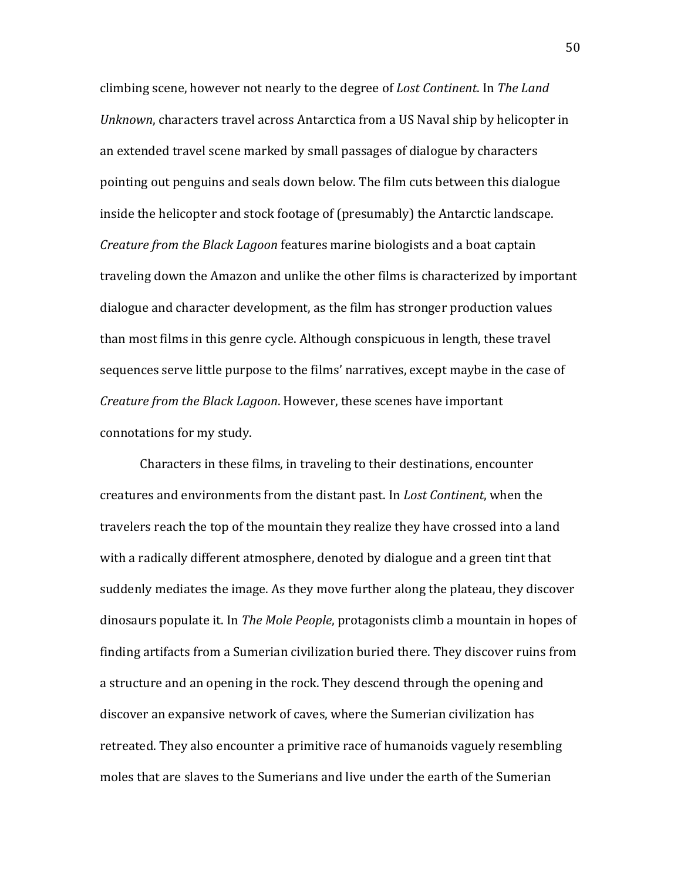climbing scene, however not nearly to the degree of *Lost Continent*. In *The Land Unknown*, characters travel across Antarctica from a US Naval ship by helicopter in an extended travel scene marked by small passages of dialogue by characters pointing out penguins and seals down below. The film cuts between this dialogue inside the helicopter and stock footage of (presumably) the Antarctic landscape. *Creature from the Black Lagoon* features marine biologists and a boat captain traveling down the Amazon and unlike the other films is characterized by important dialogue and character development, as the film has stronger production values than most films in this genre cycle. Although conspicuous in length, these travel sequences serve little purpose to the films' narratives, except maybe in the case of *Creature from the Black Lagoon*. However, these scenes have important connotations for my study.

Characters in these films, in traveling to their destinations, encounter creatures and environments from the distant past. In *Lost Continent*, when the travelers reach the top of the mountain they realize they have crossed into a land with a radically different atmosphere, denoted by dialogue and a green tint that suddenly mediates the image. As they move further along the plateau, they discover dinosaurs populate it. In *The Mole People*, protagonists climb a mountain in hopes of finding artifacts from a Sumerian civilization buried there. They discover ruins from a structure and an opening in the rock. They descend through the opening and discover an expansive network of caves, where the Sumerian civilization has retreated. They also encounter a primitive race of humanoids vaguely resembling moles that are slaves to the Sumerians and live under the earth of the Sumerian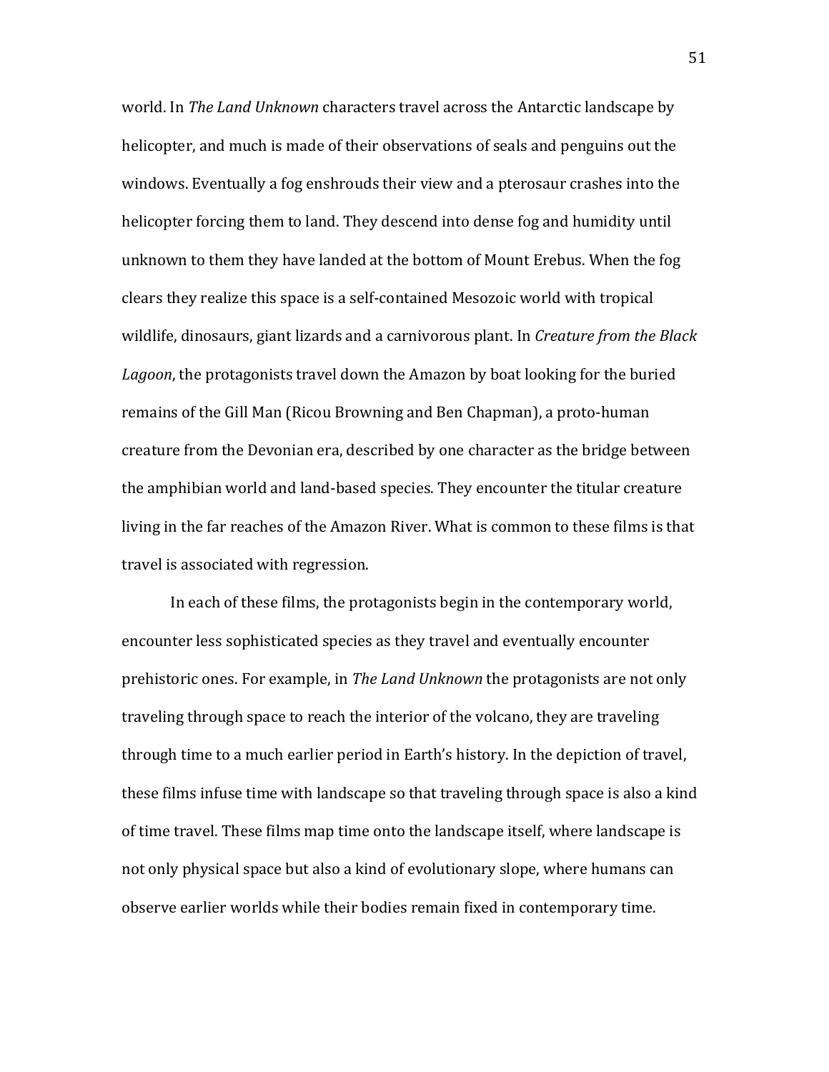world. In *The Land Unknown* characters travel across the Antarctic landscape by helicopter, and much is made of their observations of seals and penguins out the windows. Eventually a fog enshrouds their view and a pterosaur crashes into the helicopter forcing them to land. They descend into dense fog and humidity until unknown to them they have landed at the bottom of Mount Erebus. When the fog clears they realize this space is a self-contained Mesozoic world with tropical wildlife, dinosaurs, giant lizards and a carnivorous plant. In *Creature from the Black Lagoon*, the protagonists travel down the Amazon by boat looking for the buried remains of the Gill Man (Ricou Browning and Ben Chapman), a proto-human creature from the Devonian era, described by one character as the bridge between the amphibian world and land-based species. They encounter the titular creature living in the far reaches of the Amazon River. What is common to these films is that travel is associated with regression.

In each of these films, the protagonists begin in the contemporary world, encounter less sophisticated species as they travel and eventually encounter prehistoric ones. For example, in *The Land Unknown* the protagonists are not only traveling through space to reach the interior of the volcano, they are traveling through time to a much earlier period in Earth's history. In the depiction of travel, these films infuse time with landscape so that traveling through space is also a kind of time travel. These films map time onto the landscape itself, where landscape is not only physical space but also a kind of evolutionary slope, where humans can observe earlier worlds while their bodies remain fixed in contemporary time.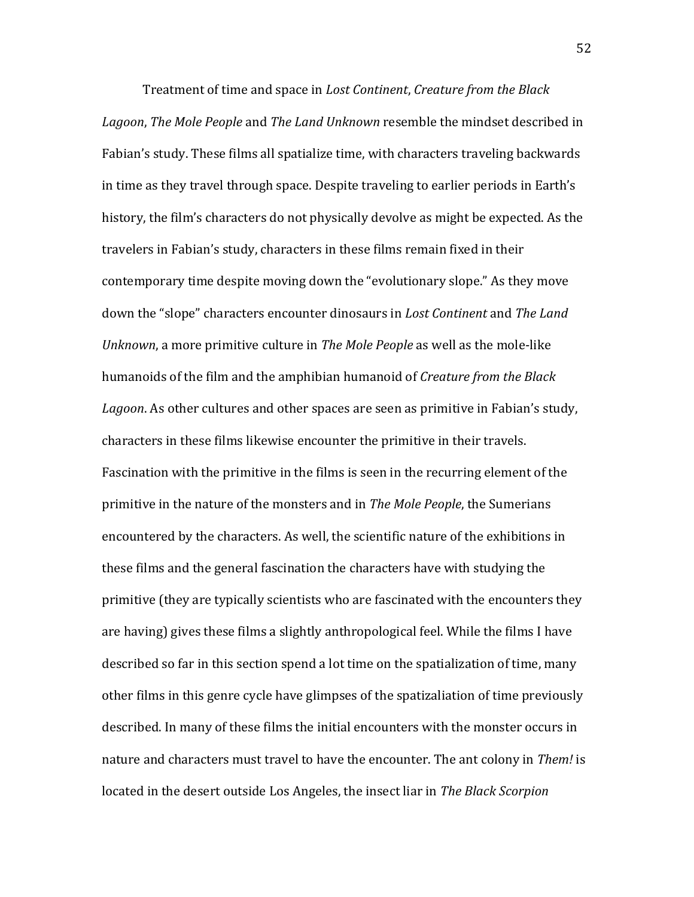Treatment of time and space in *Lost Continent*, *Creature from the Black Lagoon*, *The Mole People* and *The Land Unknown* resemble the mindset described in Fabian's study. These films all spatialize time, with characters traveling backwards in time as they travel through space. Despite traveling to earlier periods in Earth's history, the film's characters do not physically devolve as might be expected. As the travelers in Fabian's study, characters in these films remain fixed in their contemporary time despite moving down the "evolutionary slope." As they move down the "slope" characters encounter dinosaurs in *Lost Continent* and *The Land Unknown*, a more primitive culture in *The Mole People* as well as the mole-like humanoids of the film and the amphibian humanoid of *Creature from the Black Lagoon*. As other cultures and other spaces are seen as primitive in Fabian's study, characters in these films likewise encounter the primitive in their travels. Fascination with the primitive in the films is seen in the recurring element of the primitive in the nature of the monsters and in *The Mole People*, the Sumerians encountered by the characters. As well, the scientific nature of the exhibitions in these films and the general fascination the characters have with studying the primitive (they are typically scientists who are fascinated with the encounters they are having) gives these films a slightly anthropological feel. While the films I have described so far in this section spend a lot time on the spatialization of time, many other films in this genre cycle have glimpses of the spatizaliation of time previously described. In many of these films the initial encounters with the monster occurs in nature and characters must travel to have the encounter. The ant colony in *Them!* is located in the desert outside Los Angeles, the insect liar in *The Black Scorpion*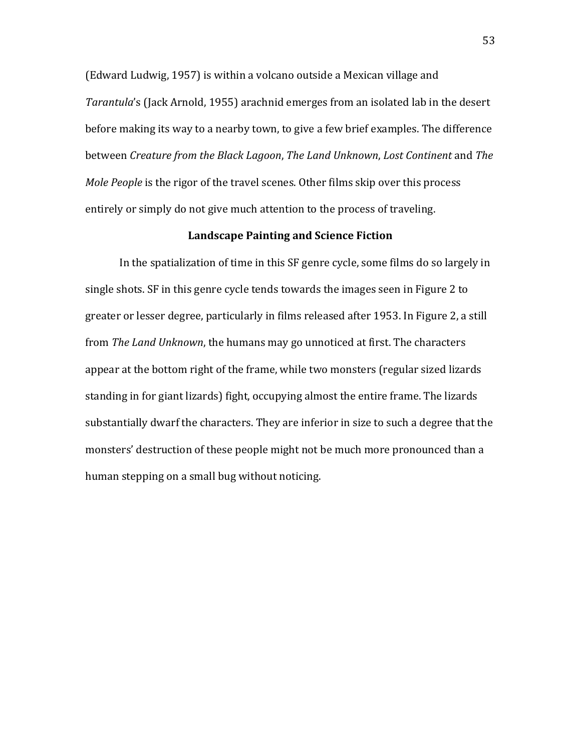(Edward Ludwig, 1957) is within a volcano outside a Mexican village and *Tarantula*'s (Jack Arnold, 1955) arachnid emerges from an isolated lab in the desert before making its way to a nearby town, to give a few brief examples. The difference between *Creature from the Black Lagoon*, *The Land Unknown*, *Lost Continent* and *The Mole People* is the rigor of the travel scenes. Other films skip over this process entirely or simply do not give much attention to the process of traveling.

## Landscape Painting and Science Fiction

In the spatialization of time in this SF genre cycle, some films do so largely in single shots. SF in this genre cycle tends towards the images seen in Figure 2 to greater or lesser degree, particularly in films released after 1953. In Figure 2, a still from *The Land Unknown*, the humans may go unnoticed at first. The characters appear at the bottom right of the frame, while two monsters (regular sized lizards standing in for giant lizards) fight, occupying almost the entire frame. The lizards substantially dwarf the characters. They are inferior in size to such a degree that the monsters' destruction of these people might not be much more pronounced than a human stepping on a small bug without noticing.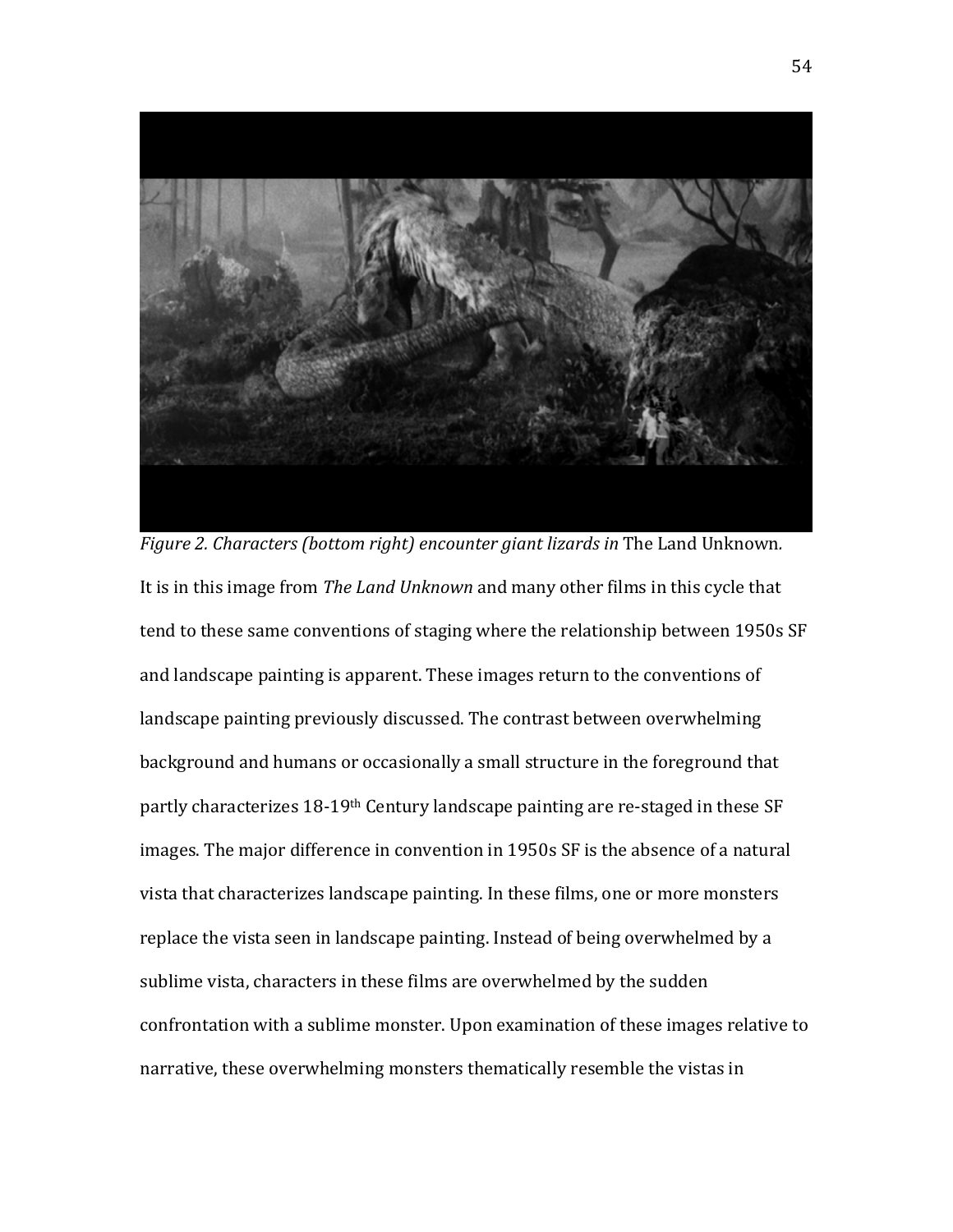*Figure 2. Characters (bottom right) encounter giant lizards in* The Land Unknown*.*

It is in this image from *The Land Unknown* and many other films in this cycle that tend to these same conventions of staging where the relationship between 1950s SF and landscape painting is apparent. These images return to the conventions of landscape painting previously discussed. The contrast between overwhelming background and humans or occasionally a small structure in the foreground that partly characterizes 18-19th Century landscape painting are re-staged in these SF images. The major difference in convention in 1950s SF is the absence of a natural vista that characterizes landscape painting. In these films, one or more monsters replace the vista seen in landscape painting. Instead of being overwhelmed by a sublime vista, characters in these films are overwhelmed by the sudden confrontation with a sublime monster. Upon examination of these images relative to narrative, these overwhelming monsters thematically resemble the vistas in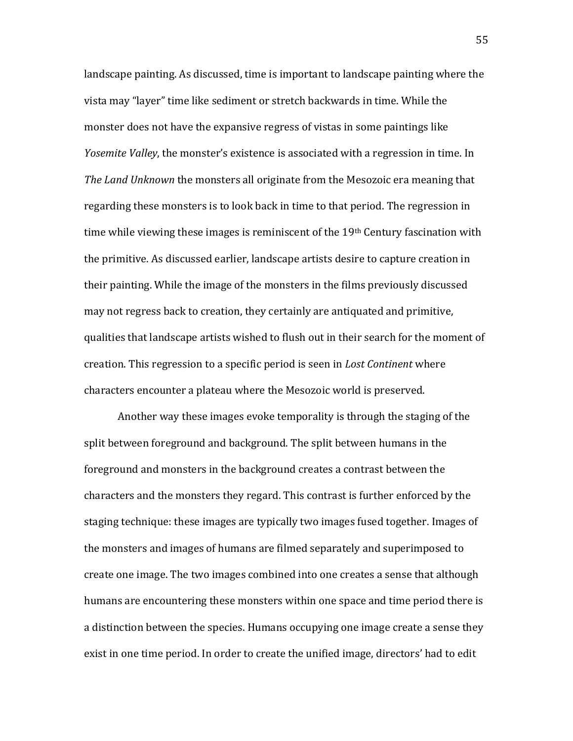landscape painting. As discussed, time is important to landscape painting where the vista may "layer" time like sediment or stretch backwards in time. While the monster does not have the expansive regress of vistas in some paintings like *Yosemite Valley*, the monster's existence is associated with a regression in time. In *The Land Unknown* the monsters all originate from the Mesozoic era meaning that regarding these monsters is to look back in time to that period. The regression in time while viewing these images is reminiscent of the 19th Century fascination with the primitive. As discussed earlier, landscape artists desire to capture creation in their painting. While the image of the monsters in the films previously discussed may not regress back to creation, they certainly are antiquated and primitive, qualities that landscape artists wished to flush out in their search for the moment of creation. This regression to a specific period is seen in *Lost Continent* where characters encounter a plateau where the Mesozoic world is preserved.

Another way these images evoke temporality is through the staging of the split between foreground and background. The split between humans in the foreground and monsters in the background creates a contrast between the characters and the monsters they regard. This contrast is further enforced by the staging technique: these images are typically two images fused together. Images of the monsters and images of humans are filmed separately and superimposed to create one image. The two images combined into one creates a sense that although humans are encountering these monsters within one space and time period there is a distinction between the species. Humans occupying one image create a sense they exist in one time period. In order to create the unified image, directors' had to edit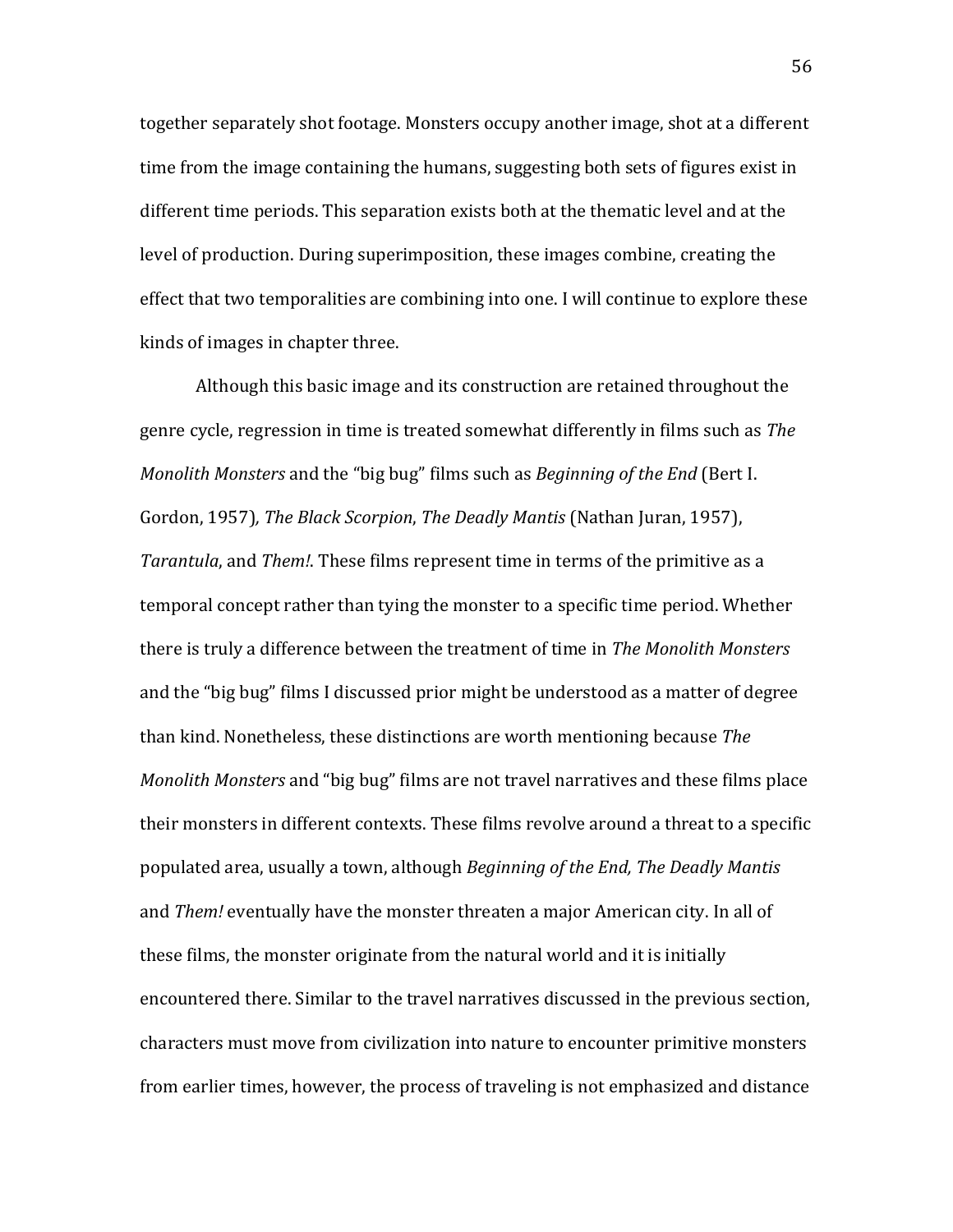together separately shot footage. Monsters occupy another image, shot at a different time from the image containing the humans, suggesting both sets of figures exist in different time periods. This separation exists both at the thematic level and at the level of production. During superimposition, these images combine, creating the effect that two temporalities are combining into one. I will continue to explore these kinds of images in chapter three.

Although this basic image and its construction are retained throughout the genre cycle, regression in time is treated somewhat differently in films such as *The Monolith Monsters* and the "big bug" films such as *Beginning of the End* (Bert I. Gordon, 1957)*, The Black Scorpion*, *The Deadly Mantis* (Nathan Juran, 1957), *Tarantula*, and *Them!*. These films represent time in terms of the primitive as a temporal concept rather than tying the monster to a specific time period. Whether there is truly a difference between the treatment of time in *The Monolith Monsters* and the "big bug" films I discussed prior might be understood as a matter of degree than kind. Nonetheless, these distinctions are worth mentioning because *The Monolith Monsters* and "big bug" films are not travel narratives and these films place their monsters in different contexts. These films revolve around a threat to a specific populated area, usually a town, although *Beginning of the End, The Deadly Mantis* and *Them!* eventually have the monster threaten a major American city. In all of these films, the monster originate from the natural world and it is initially encountered there. Similar to the travel narratives discussed in the previous section, characters must move from civilization into nature to encounter primitive monsters from earlier times, however, the process of traveling is not emphasized and distance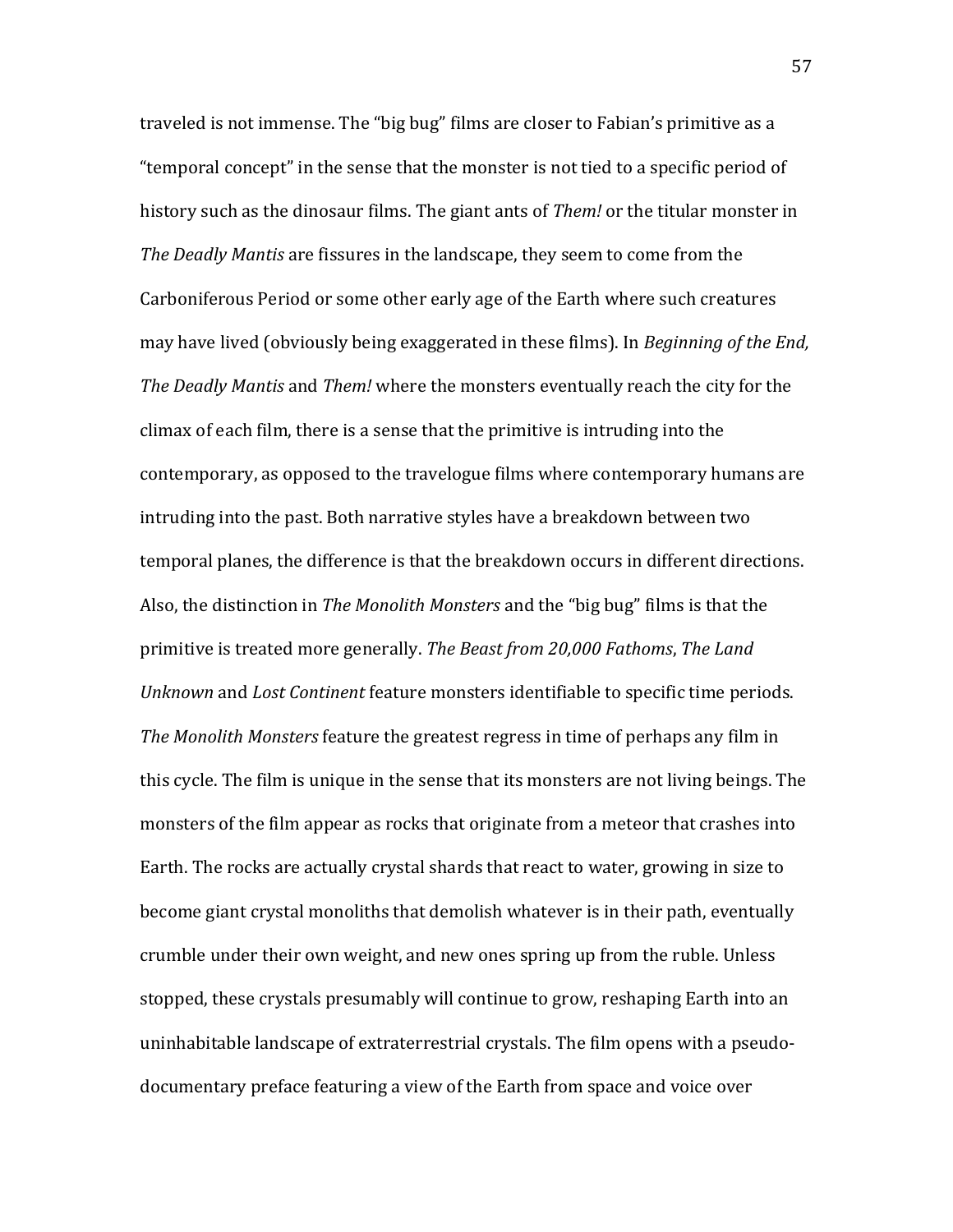traveled is not immense. The "big bug" films are closer to Fabian's primitive as a "temporal concept" in the sense that the monster is not tied to a specific period of history such as the dinosaur films. The giant ants of *Them!* or the titular monster in *The Deadly Mantis* are fissures in the landscape, they seem to come from the Carboniferous Period or some other early age of the Earth where such creatures may have lived (obviously being exaggerated in these films). In *Beginning of the End, The Deadly Mantis* and *Them!* where the monsters eventually reach the city for the climax of each film, there is a sense that the primitive is intruding into the contemporary, as opposed to the travelogue films where contemporary humans are intruding into the past. Both narrative styles have a breakdown between two temporal planes, the difference is that the breakdown occurs in different directions. Also, the distinction in *The Monolith Monsters* and the "big bug" films is that the primitive is treated more generally. *The Beast from 20,000 Fathoms*, *The Land Unknown* and *Lost Continent* feature monsters identifiable to specific time periods. *The Monolith Monsters* feature the greatest regress in time of perhaps any film in this cycle. The film is unique in the sense that its monsters are not living beings. The monsters of the film appear as rocks that originate from a meteor that crashes into Earth. The rocks are actually crystal shards that react to water, growing in size to become giant crystal monoliths that demolish whatever is in their path, eventually crumble under their own weight, and new ones spring up from the ruble. Unless stopped, these crystals presumably will continue to grow, reshaping Earth into an uninhabitable landscape of extraterrestrial crystals. The film opens with a pseudo-documentary preface featuring a view of the Earth from space and voice over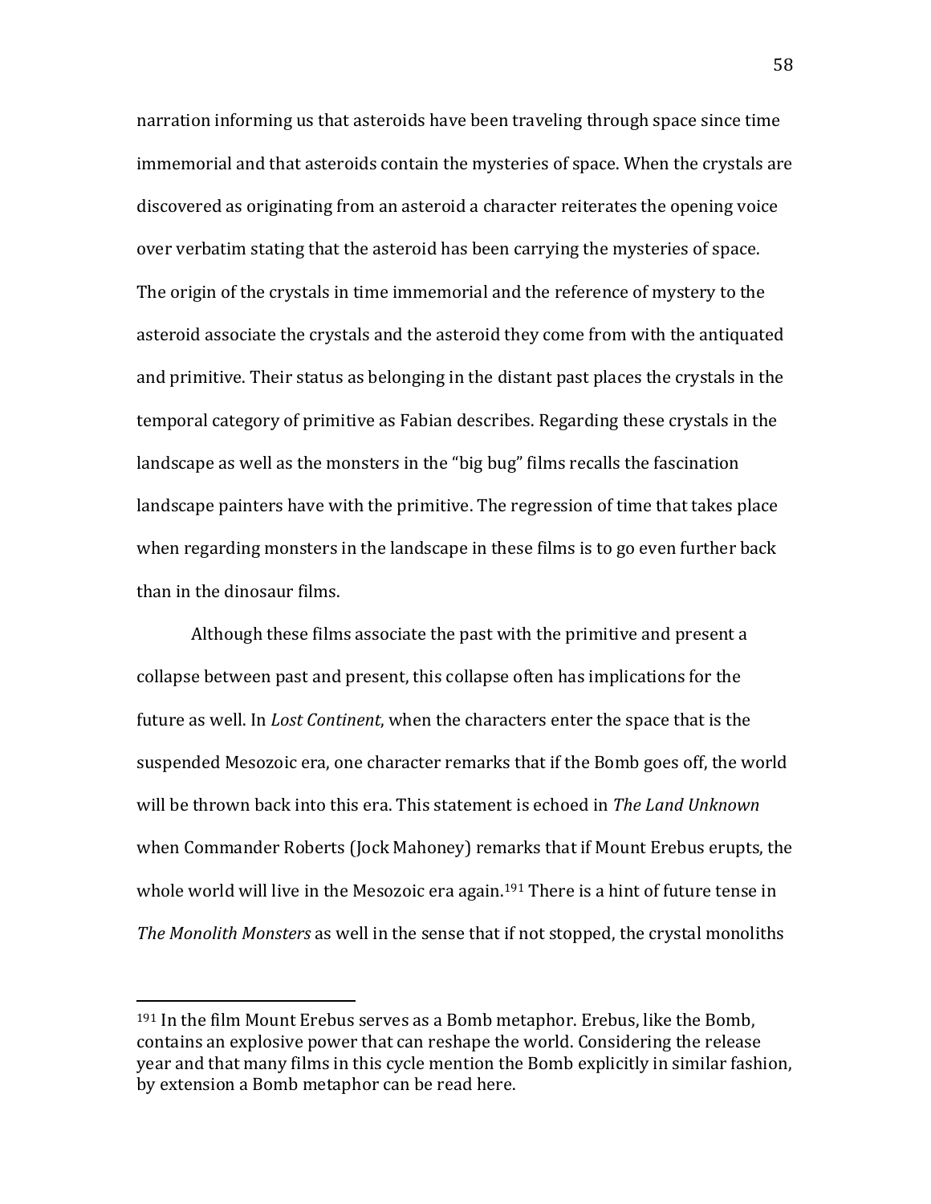narration informing us that asteroids have been traveling through space since time immemorial and that asteroids contain the mysteries of space. When the crystals are discovered as originating from an asteroid a character reiterates the opening voice over verbatim stating that the asteroid has been carrying the mysteries of space. The origin of the crystals in time immemorial and the reference of mystery to the asteroid associate the crystals and the asteroid they come from with the antiquated and primitive. Their status as belonging in the distant past places the crystals in the temporal category of primitive as Fabian describes. Regarding these crystals in the landscape as well as the monsters in the "big bug" films recalls the fascination landscape painters have with the primitive. The regression of time that takes place when regarding monsters in the landscape in these films is to go even further back than in the dinosaur films.

Although these films associate the past with the primitive and present a collapse between past and present, this collapse often has implications for the future as well. In *Lost Continent*, when the characters enter the space that is the suspended Mesozoic era, one character remarks that if the Bomb goes off, the world will be thrown back into this era. This statement is echoed in *The Land Unknown* when Commander Roberts (Jock Mahoney) remarks that if Mount Erebus erupts, the whole world will live in the Mesozoic era again.[191] There is a hint of future tense in *The Monolith Monsters* as well in the sense that if not stopped, the crystal monoliths

[191] In the film Mount Erebus serves as a Bomb metaphor. Erebus, like the Bomb, contains an explosive power that can reshape the world. Considering the release year and that many films in this cycle mention the Bomb explicitly in similar fashion, by extension a Bomb metaphor can be read here.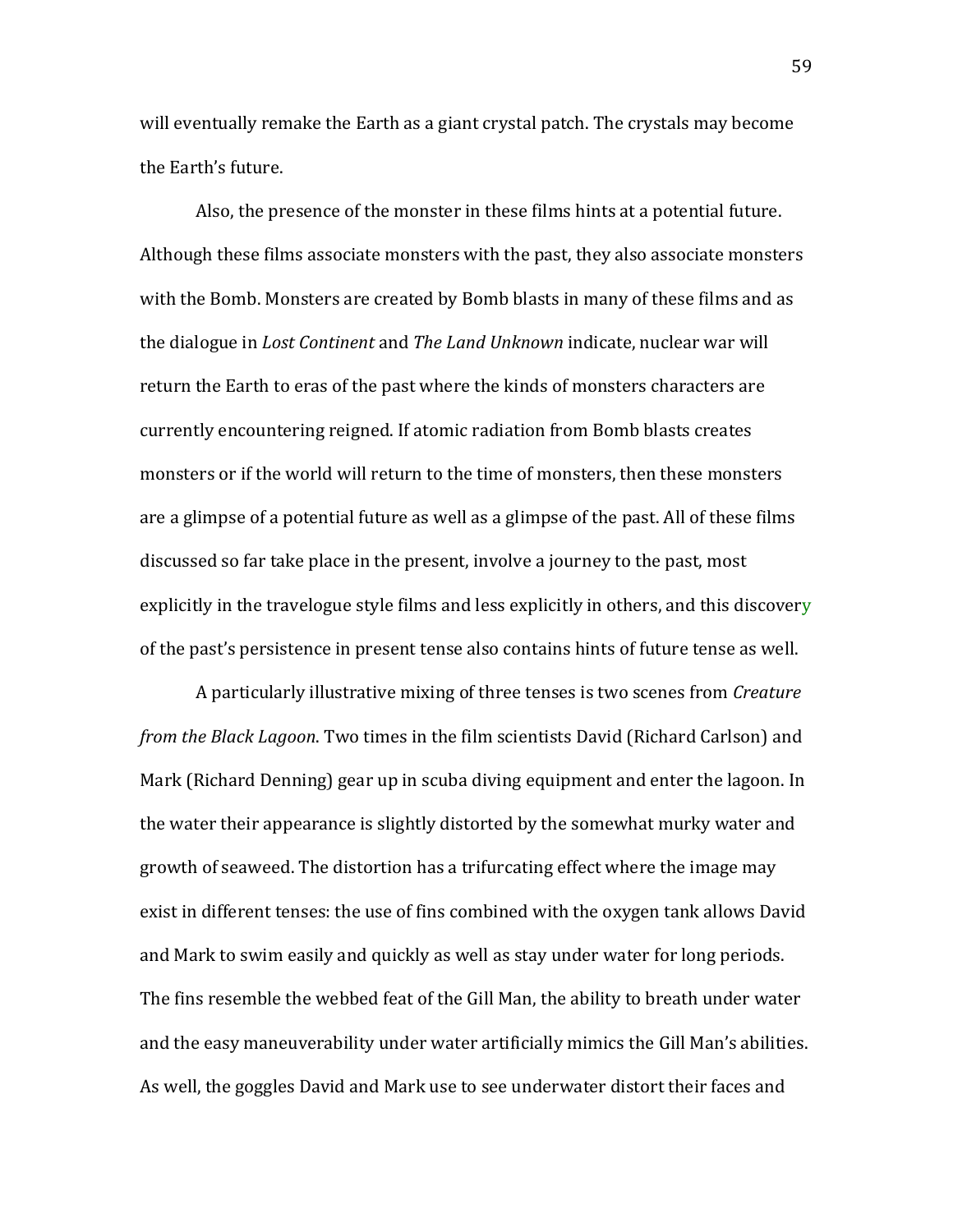will eventually remake the Earth as a giant crystal patch. The crystals may become the Earth's future.

Also, the presence of the monster in these films hints at a potential future. Although these films associate monsters with the past, they also associate monsters with the Bomb. Monsters are created by Bomb blasts in many of these films and as the dialogue in *Lost Continent* and *The Land Unknown* indicate, nuclear war will return the Earth to eras of the past where the kinds of monsters characters are currently encountering reigned. If atomic radiation from Bomb blasts creates monsters or if the world will return to the time of monsters, then these monsters are a glimpse of a potential future as well as a glimpse of the past. All of these films discussed so far take place in the present, involve a journey to the past, most explicitly in the travelogue style films and less explicitly in others, and this discovery of the past's persistence in present tense also contains hints of future tense as well.

A particularly illustrative mixing of three tenses is two scenes from *Creature from the Black Lagoon*. Two times in the film scientists David (Richard Carlson) and Mark (Richard Denning) gear up in scuba diving equipment and enter the lagoon. In the water their appearance is slightly distorted by the somewhat murky water and growth of seaweed. The distortion has a trifurcating effect where the image may exist in different tenses: the use of fins combined with the oxygen tank allows David and Mark to swim easily and quickly as well as stay under water for long periods. The fins resemble the webbed feat of the Gill Man, the ability to breath under water and the easy maneuverability under water artificially mimics the Gill Man's abilities. As well, the goggles David and Mark use to see underwater distort their faces and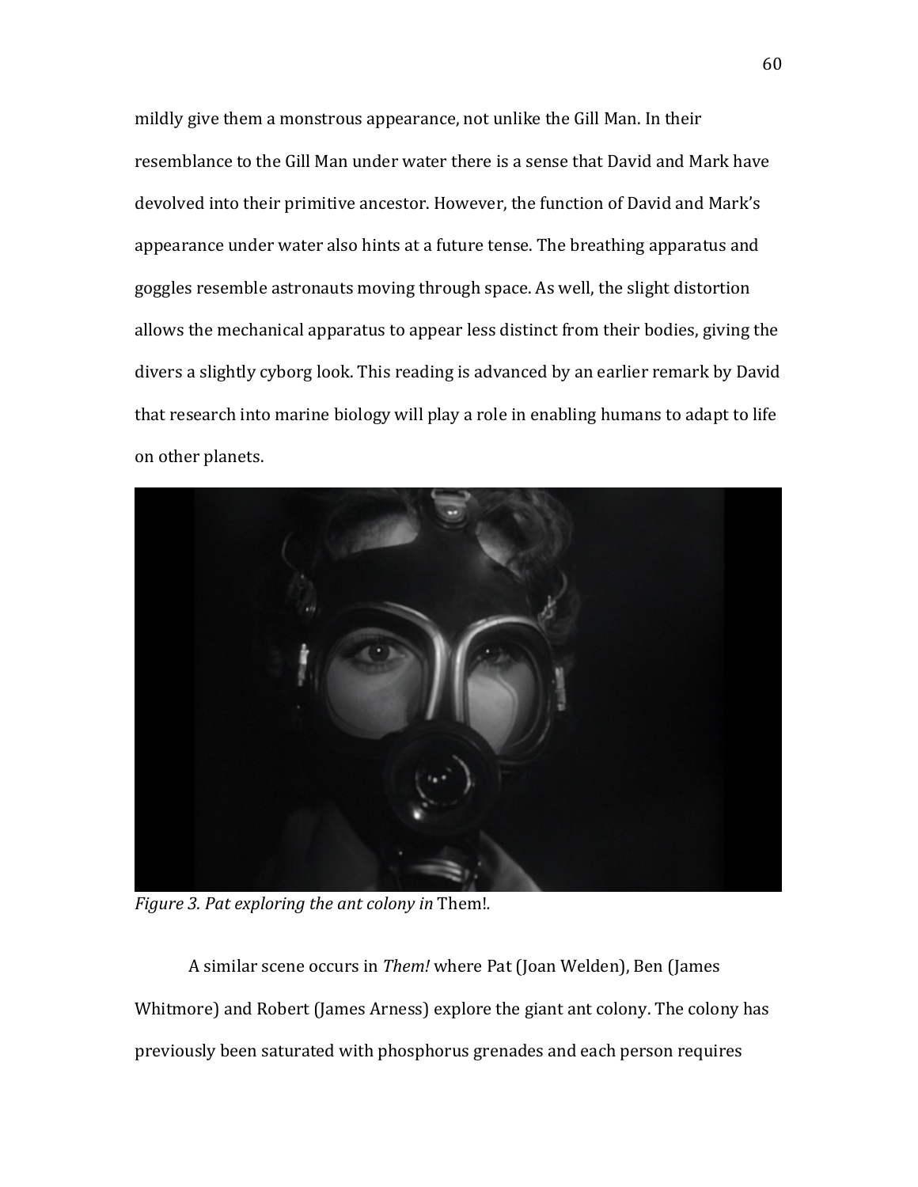mildly give them a monstrous appearance, not unlike the Gill Man. In their resemblance to the Gill Man under water there is a sense that David and Mark have devolved into their primitive ancestor. However, the function of David and Mark's appearance under water also hints at a future tense. The breathing apparatus and goggles resemble astronauts moving through space. As well, the slight distortion allows the mechanical apparatus to appear less distinct from their bodies, giving the divers a slightly cyborg look. This reading is advanced by an earlier remark by David that research into marine biology will play a role in enabling humans to adapt to life on other planets.

*Figure 3. Pat exploring the ant colony in* Them!.

A similar scene occurs in *Them!* where Pat (Joan Welden), Ben (James Whitmore) and Robert (James Arness) explore the giant ant colony. The colony has previously been saturated with phosphorus grenades and each person requires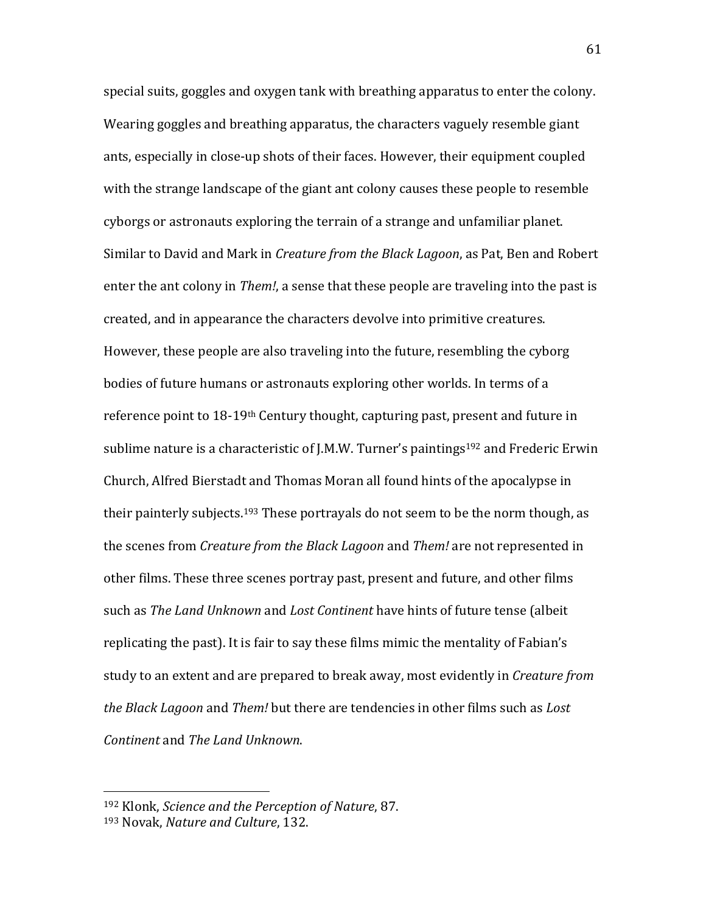special suits, goggles and oxygen tank with breathing apparatus to enter the colony. Wearing goggles and breathing apparatus, the characters vaguely resemble giant ants, especially in close-up shots of their faces. However, their equipment coupled with the strange landscape of the giant ant colony causes these people to resemble cyborgs or astronauts exploring the terrain of a strange and unfamiliar planet. Similar to David and Mark in *Creature from the Black Lagoon*, as Pat, Ben and Robert enter the ant colony in *Them!*, a sense that these people are traveling into the past is created, and in appearance the characters devolve into primitive creatures. However, these people are also traveling into the future, resembling the cyborg bodies of future humans or astronauts exploring other worlds. In terms of a reference point to 18-19th Century thought, capturing past, present and future in sublime nature is a characteristic of J.M.W. Turner's paintings[192] and Frederic Erwin Church, Alfred Bierstadt and Thomas Moran all found hints of the apocalypse in their painterly subjects.[193] These portrayals do not seem to be the norm though, as the scenes from *Creature from the Black Lagoon* and *Them!* are not represented in other films. These three scenes portray past, present and future, and other films such as *The Land Unknown* and *Lost Continent* have hints of future tense (albeit replicating the past). It is fair to say these films mimic the mentality of Fabian's study to an extent and are prepared to break away, most evidently in *Creature from the Black Lagoon* and *Them!* but there are tendencies in other films such as *Lost Continent* and *The Land Unknown*.

---

[192] Klonk, *Science and the Perception of Nature*, 87.

[193] Novak, *Nature and Culture*, 132.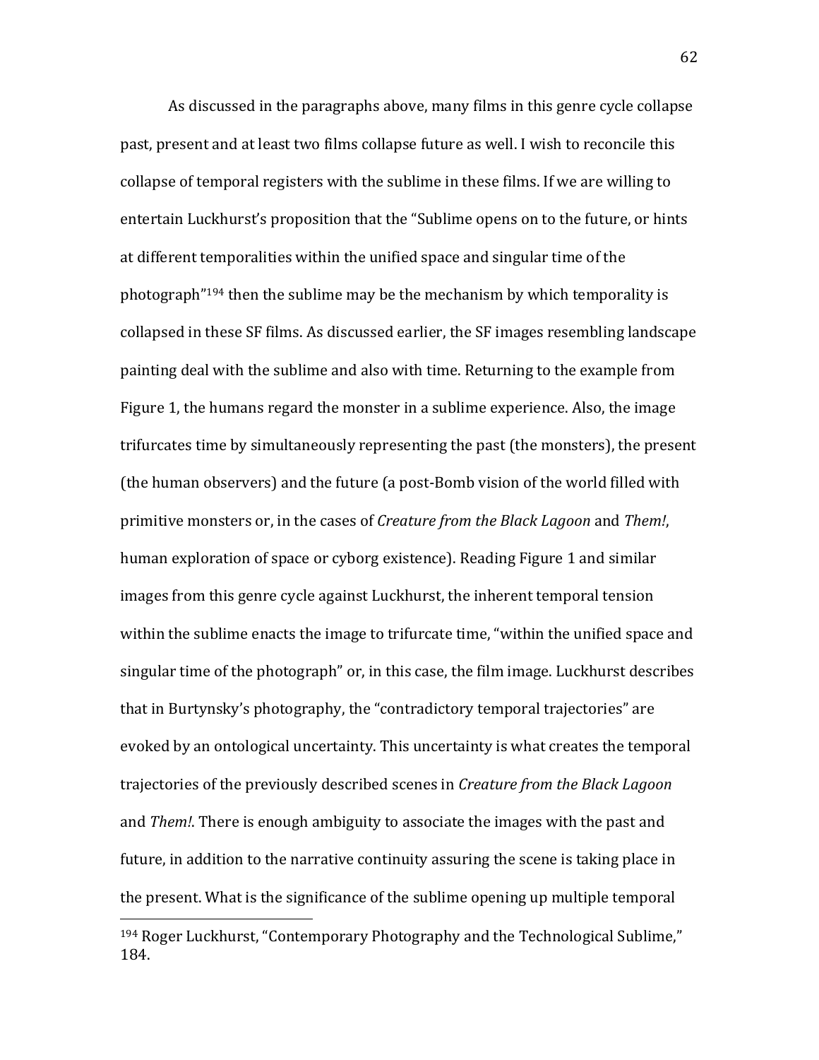As discussed in the paragraphs above, many films in this genre cycle collapse past, present and at least two films collapse future as well. I wish to reconcile this collapse of temporal registers with the sublime in these films. If we are willing to entertain Luckhurst's proposition that the "Sublime opens on to the future, or hints at different temporalities within the unified space and singular time of the photograph"[194] then the sublime may be the mechanism by which temporality is collapsed in these SF films. As discussed earlier, the SF images resembling landscape painting deal with the sublime and also with time. Returning to the example from Figure 1, the humans regard the monster in a sublime experience. Also, the image trifurcates time by simultaneously representing the past (the monsters), the present (the human observers) and the future (a post-Bomb vision of the world filled with primitive monsters or, in the cases of *Creature from the Black Lagoon* and *Them!*, human exploration of space or cyborg existence). Reading Figure 1 and similar images from this genre cycle against Luckhurst, the inherent temporal tension within the sublime enacts the image to trifurcate time, "within the unified space and singular time of the photograph" or, in this case, the film image. Luckhurst describes that in Burtynsky's photography, the "contradictory temporal trajectories" are evoked by an ontological uncertainty. This uncertainty is what creates the temporal trajectories of the previously described scenes in *Creature from the Black Lagoon* and *Them!*. There is enough ambiguity to associate the images with the past and future, in addition to the narrative continuity assuring the scene is taking place in the present. What is the significance of the sublime opening up multiple temporal

---

[194] Roger Luckhurst, "Contemporary Photography and the Technological Sublime," 184.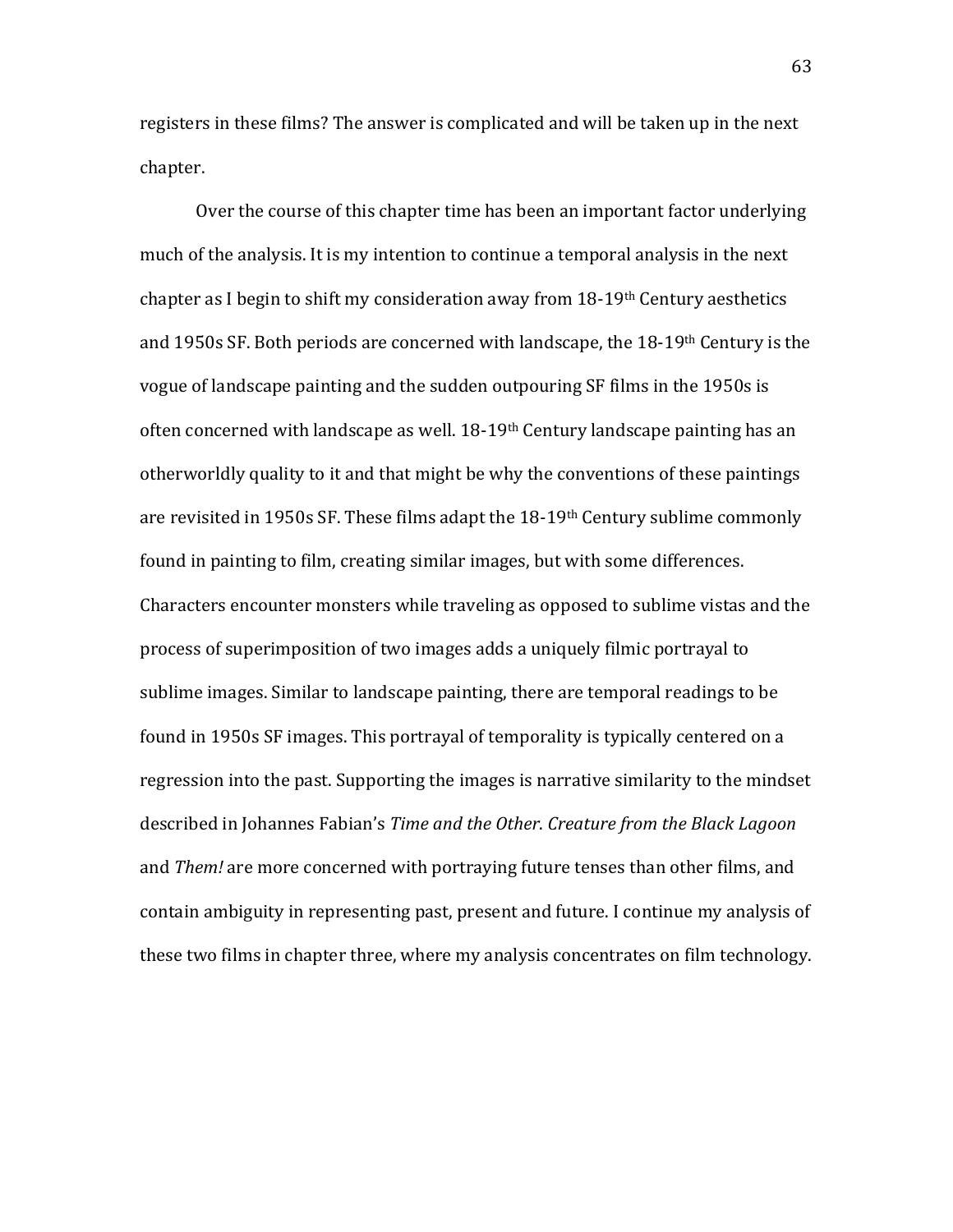registers in these films? The answer is complicated and will be taken up in the next chapter.

Over the course of this chapter time has been an important factor underlying much of the analysis. It is my intention to continue a temporal analysis in the next chapter as I begin to shift my consideration away from 18-19th Century aesthetics and 1950s SF. Both periods are concerned with landscape, the 18-19th Century is the vogue of landscape painting and the sudden outpouring SF films in the 1950s is often concerned with landscape as well. 18-19th Century landscape painting has an otherworldly quality to it and that might be why the conventions of these paintings are revisited in 1950s SF. These films adapt the 18-19th Century sublime commonly found in painting to film, creating similar images, but with some differences. Characters encounter monsters while traveling as opposed to sublime vistas and the process of superimposition of two images adds a uniquely filmic portrayal to sublime images. Similar to landscape painting, there are temporal readings to be found in 1950s SF images. This portrayal of temporality is typically centered on a regression into the past. Supporting the images is narrative similarity to the mindset described in Johannes Fabian's *Time and the Other*. *Creature from the Black Lagoon* and *Them!* are more concerned with portraying future tenses than other films, and contain ambiguity in representing past, present and future. I continue my analysis of these two films in chapter three, where my analysis concentrates on film technology.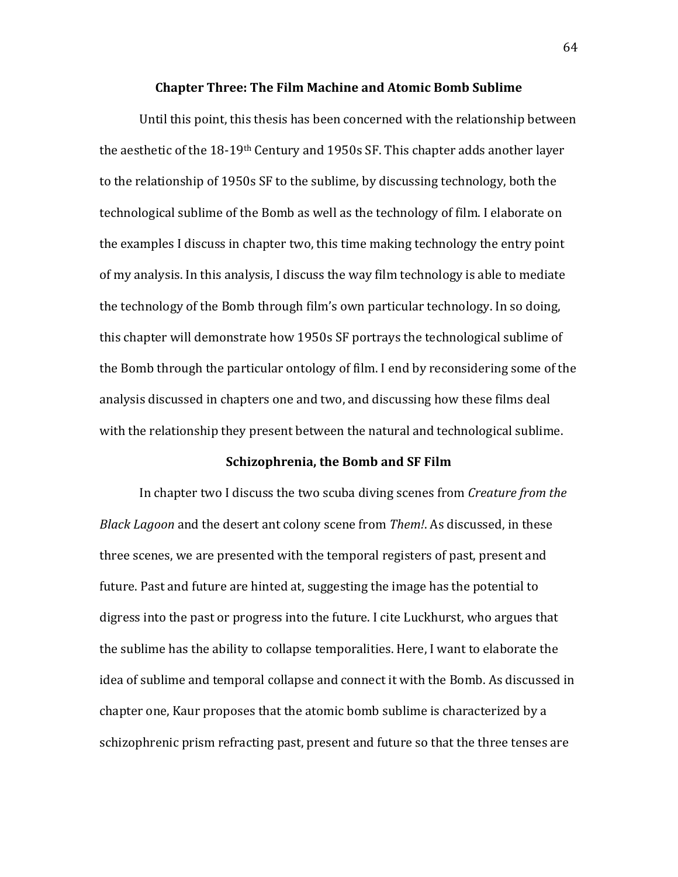## Chapter Three: The Film Machine and Atomic Bomb Sublime

Until this point, this thesis has been concerned with the relationship between the aesthetic of the 18-19th Century and 1950s SF. This chapter adds another layer to the relationship of 1950s SF to the sublime, by discussing technology, both the technological sublime of the Bomb as well as the technology of film. I elaborate on the examples I discuss in chapter two, this time making technology the entry point of my analysis. In this analysis, I discuss the way film technology is able to mediate the technology of the Bomb through film's own particular technology. In so doing, this chapter will demonstrate how 1950s SF portrays the technological sublime of the Bomb through the particular ontology of film. I end by reconsidering some of the analysis discussed in chapters one and two, and discussing how these films deal with the relationship they present between the natural and technological sublime.

### Schizophrenia, the Bomb and SF Film

In chapter two I discuss the two scuba diving scenes from *Creature from the Black Lagoon* and the desert ant colony scene from *Them!*. As discussed, in these three scenes, we are presented with the temporal registers of past, present and future. Past and future are hinted at, suggesting the image has the potential to digress into the past or progress into the future. I cite Luckhurst, who argues that the sublime has the ability to collapse temporalities. Here, I want to elaborate the idea of sublime and temporal collapse and connect it with the Bomb. As discussed in chapter one, Kaur proposes that the atomic bomb sublime is characterized by a schizophrenic prism refracting past, present and future so that the three tenses are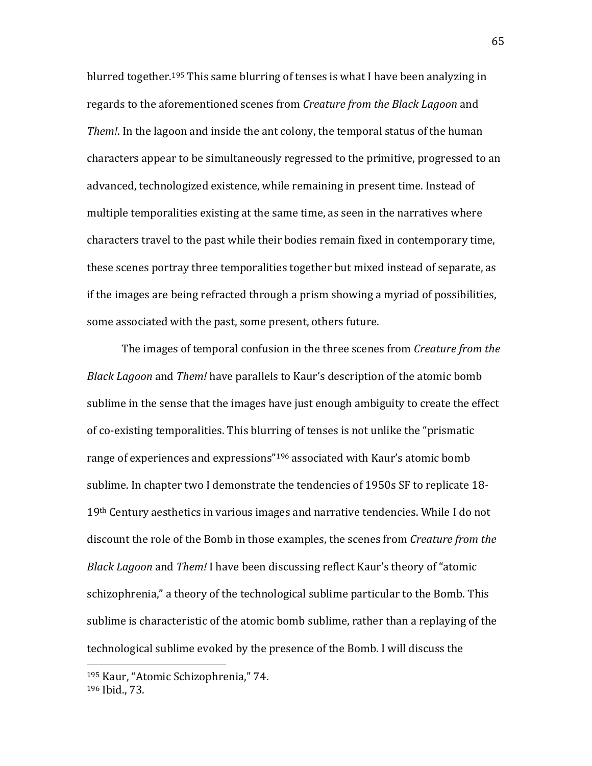blurred together.[195] This same blurring of tenses is what I have been analyzing in regards to the aforementioned scenes from *Creature from the Black Lagoon* and *Them!*. In the lagoon and inside the ant colony, the temporal status of the human characters appear to be simultaneously regressed to the primitive, progressed to an advanced, technologized existence, while remaining in present time. Instead of multiple temporalities existing at the same time, as seen in the narratives where characters travel to the past while their bodies remain fixed in contemporary time, these scenes portray three temporalities together but mixed instead of separate, as if the images are being refracted through a prism showing a myriad of possibilities, some associated with the past, some present, others future.

The images of temporal confusion in the three scenes from *Creature from the Black Lagoon* and *Them!* have parallels to Kaur's description of the atomic bomb sublime in the sense that the images have just enough ambiguity to create the effect of co-existing temporalities. This blurring of tenses is not unlike the "prismatic range of experiences and expressions"[196] associated with Kaur's atomic bomb sublime. In chapter two I demonstrate the tendencies of 1950s SF to replicate 18-19th Century aesthetics in various images and narrative tendencies. While I do not discount the role of the Bomb in those examples, the scenes from *Creature from the Black Lagoon* and *Them!* I have been discussing reflect Kaur's theory of "atomic schizophrenia," a theory of the technological sublime particular to the Bomb. This sublime is characteristic of the atomic bomb sublime, rather than a replaying of the technological sublime evoked by the presence of the Bomb. I will discuss the

---

[195] Kaur, "Atomic Schizophrenia," 74.

[196] Ibid., 73.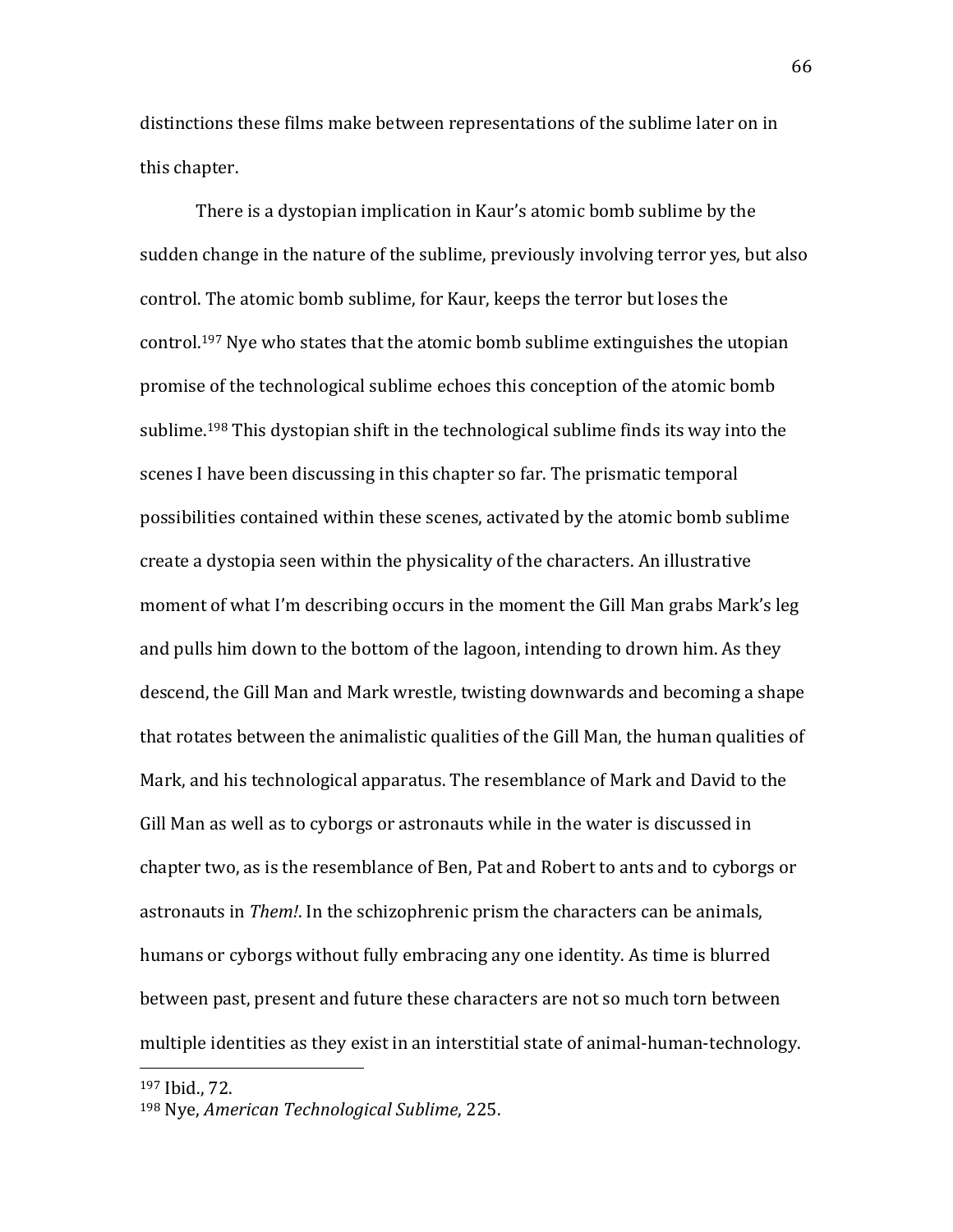distinctions these films make between representations of the sublime later on in this chapter.

There is a dystopian implication in Kaur's atomic bomb sublime by the sudden change in the nature of the sublime, previously involving terror yes, but also control. The atomic bomb sublime, for Kaur, keeps the terror but loses the control.[197] Nye who states that the atomic bomb sublime extinguishes the utopian promise of the technological sublime echoes this conception of the atomic bomb sublime.[198] This dystopian shift in the technological sublime finds its way into the scenes I have been discussing in this chapter so far. The prismatic temporal possibilities contained within these scenes, activated by the atomic bomb sublime create a dystopia seen within the physicality of the characters. An illustrative moment of what I'm describing occurs in the moment the Gill Man grabs Mark's leg and pulls him down to the bottom of the lagoon, intending to drown him. As they descend, the Gill Man and Mark wrestle, twisting downwards and becoming a shape that rotates between the animalistic qualities of the Gill Man, the human qualities of Mark, and his technological apparatus. The resemblance of Mark and David to the Gill Man as well as to cyborgs or astronauts while in the water is discussed in chapter two, as is the resemblance of Ben, Pat and Robert to ants and to cyborgs or astronauts in *Them!*. In the schizophrenic prism the characters can be animals, humans or cyborgs without fully embracing any one identity. As time is blurred between past, present and future these characters are not so much torn between multiple identities as they exist in an interstitial state of animal-human-technology.

---

[197] Ibid., 72.

[198] Nye, *American Technological Sublime*, 225.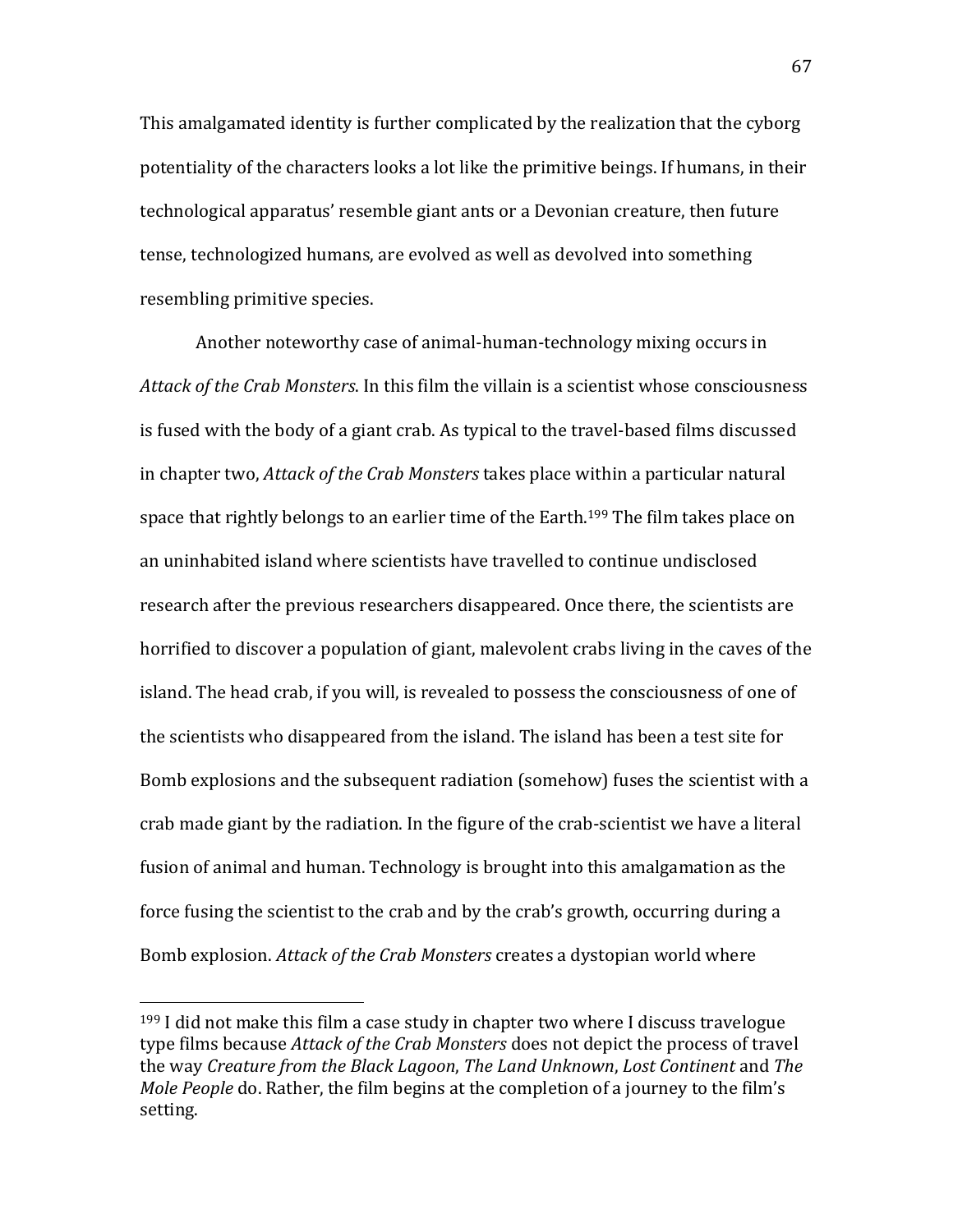This amalgamated identity is further complicated by the realization that the cyborg potentiality of the characters looks a lot like the primitive beings. If humans, in their technological apparatus' resemble giant ants or a Devonian creature, then future tense, technologized humans, are evolved as well as devolved into something resembling primitive species.

Another noteworthy case of animal-human-technology mixing occurs in *Attack of the Crab Monsters*. In this film the villain is a scientist whose consciousness is fused with the body of a giant crab. As typical to the travel-based films discussed in chapter two, *Attack of the Crab Monsters* takes place within a particular natural space that rightly belongs to an earlier time of the Earth.[199] The film takes place on an uninhabited island where scientists have travelled to continue undisclosed research after the previous researchers disappeared. Once there, the scientists are horrified to discover a population of giant, malevolent crabs living in the caves of the island. The head crab, if you will, is revealed to possess the consciousness of one of the scientists who disappeared from the island. The island has been a test site for Bomb explosions and the subsequent radiation (somehow) fuses the scientist with a crab made giant by the radiation. In the figure of the crab-scientist we have a literal fusion of animal and human. Technology is brought into this amalgamation as the force fusing the scientist to the crab and by the crab's growth, occurring during a Bomb explosion. *Attack of the Crab Monsters* creates a dystopian world where

---

[199] I did not make this film a case study in chapter two where I discuss travelogue type films because *Attack of the Crab Monsters* does not depict the process of travel the way *Creature from the Black Lagoon*, *The Land Unknown*, *Lost Continent* and *The Mole People* do. Rather, the film begins at the completion of a journey to the film's setting.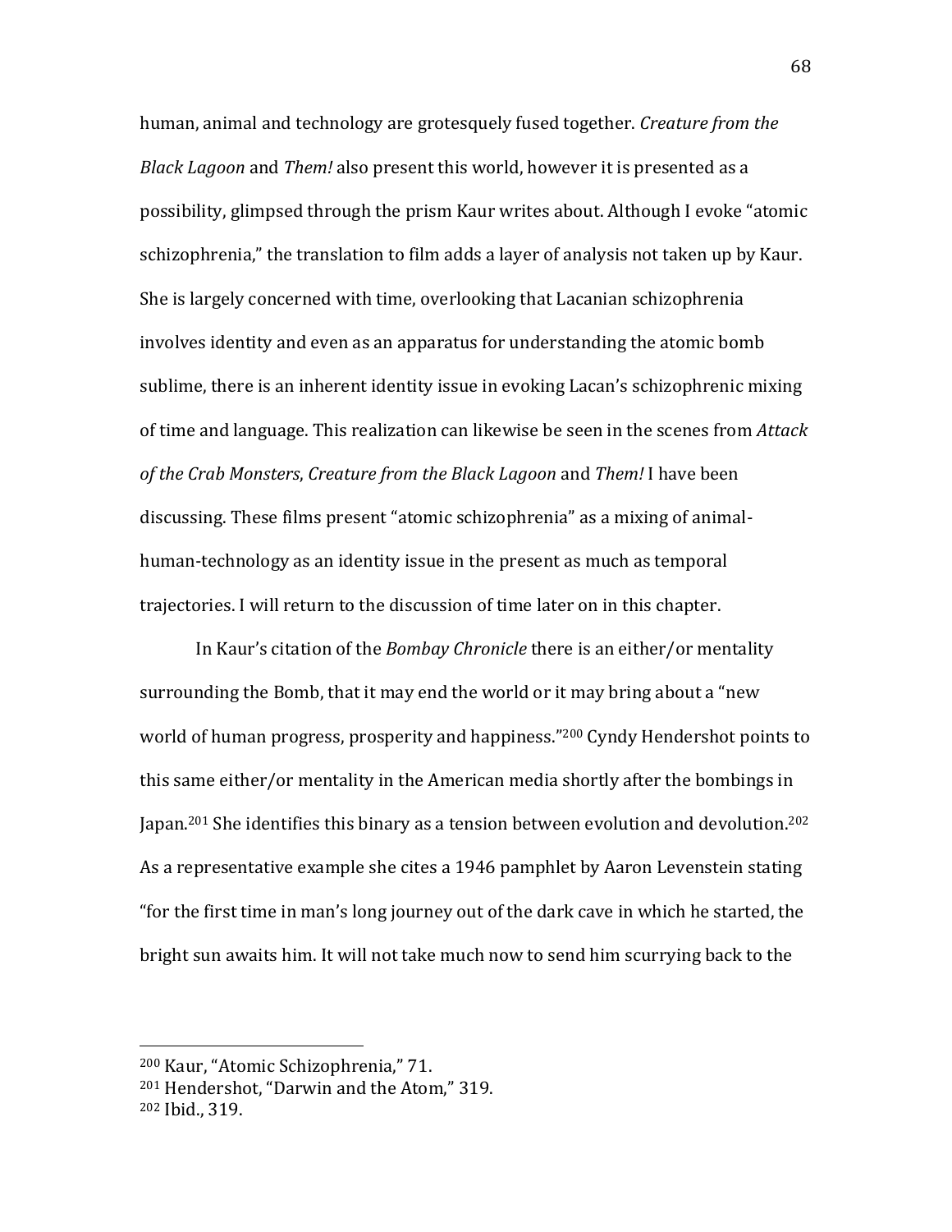human, animal and technology are grotesquely fused together. *Creature from the Black Lagoon* and *Them!* also present this world, however it is presented as a possibility, glimpsed through the prism Kaur writes about. Although I evoke "atomic schizophrenia," the translation to film adds a layer of analysis not taken up by Kaur. She is largely concerned with time, overlooking that Lacanian schizophrenia involves identity and even as an apparatus for understanding the atomic bomb sublime, there is an inherent identity issue in evoking Lacan's schizophrenic mixing of time and language. This realization can likewise be seen in the scenes from *Attack of the Crab Monsters*, *Creature from the Black Lagoon* and *Them!* I have been discussing. These films present "atomic schizophrenia" as a mixing of animal-human-technology as an identity issue in the present as much as temporal trajectories. I will return to the discussion of time later on in this chapter.

In Kaur's citation of the *Bombay Chronicle* there is an either/or mentality surrounding the Bomb, that it may end the world or it may bring about a "new world of human progress, prosperity and happiness."[200] Cyndy Hendershot points to this same either/or mentality in the American media shortly after the bombings in Japan.[201] She identifies this binary as a tension between evolution and devolution.[202] As a representative example she cites a 1946 pamphlet by Aaron Levenstein stating "for the first time in man's long journey out of the dark cave in which he started, the bright sun awaits him. It will not take much now to send him scurrying back to the

---

[200] Kaur, "Atomic Schizophrenia," 71.
[201] Hendershot, "Darwin and the Atom," 319.
[202] Ibid., 319.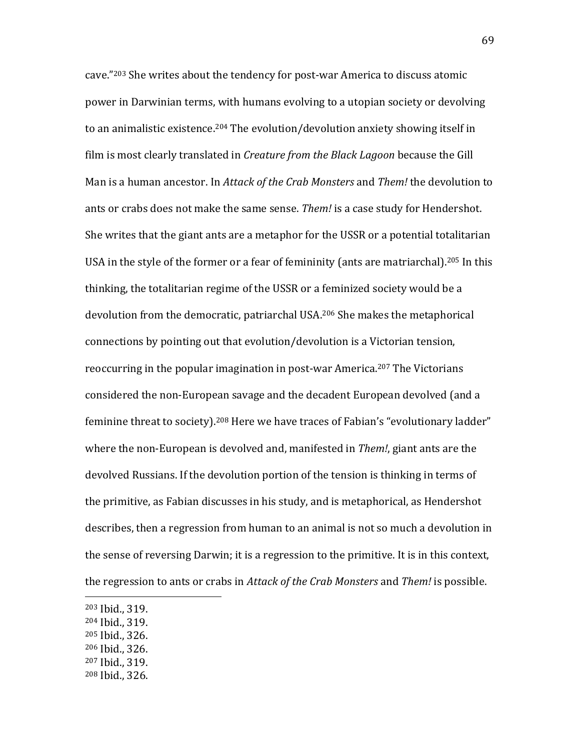cave."[203] She writes about the tendency for post-war America to discuss atomic power in Darwinian terms, with humans evolving to a utopian society or devolving to an animalistic existence.[204] The evolution/devolution anxiety showing itself in film is most clearly translated in *Creature from the Black Lagoon* because the Gill Man is a human ancestor. In *Attack of the Crab Monsters* and *Them!* the devolution to ants or crabs does not make the same sense. *Them!* is a case study for Hendershot. She writes that the giant ants are a metaphor for the USSR or a potential totalitarian USA in the style of the former or a fear of femininity (ants are matriarchal).[205] In this thinking, the totalitarian regime of the USSR or a feminized society would be a devolution from the democratic, patriarchal USA.[206] She makes the metaphorical connections by pointing out that evolution/devolution is a Victorian tension, reoccurring in the popular imagination in post-war America.[207] The Victorians considered the non-European savage and the decadent European devolved (and a feminine threat to society).[208] Here we have traces of Fabian's "evolutionary ladder" where the non-European is devolved and, manifested in *Them!*, giant ants are the devolved Russians. If the devolution portion of the tension is thinking in terms of the primitive, as Fabian discusses in his study, and is metaphorical, as Hendershot describes, then a regression from human to an animal is not so much a devolution in the sense of reversing Darwin; it is a regression to the primitive. It is in this context, the regression to ants or crabs in *Attack of the Crab Monsters* and *Them!* is possible.

---

[203] Ibid., 319.
[204] Ibid., 319.
[205] Ibid., 326.
[206] Ibid., 326.
[207] Ibid., 319.
[208] Ibid., 326.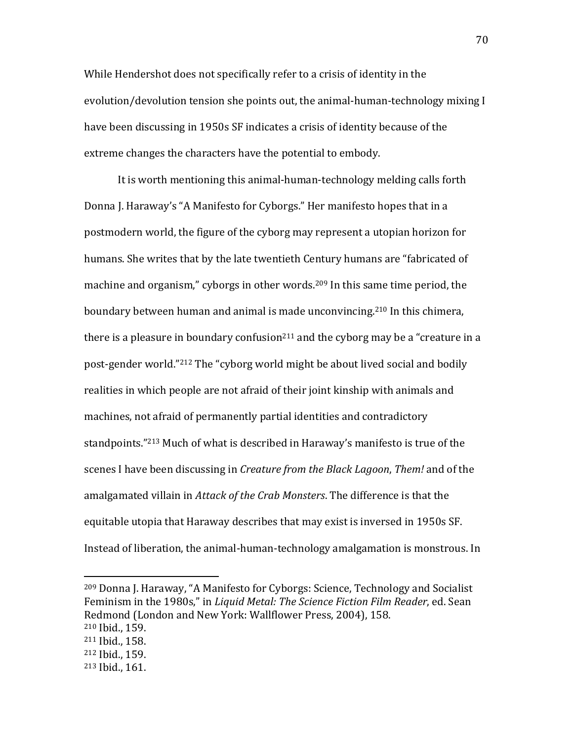While Hendershot does not specifically refer to a crisis of identity in the evolution/devolution tension she points out, the animal-human-technology mixing I have been discussing in 1950s SF indicates a crisis of identity because of the extreme changes the characters have the potential to embody.

It is worth mentioning this animal-human-technology melding calls forth Donna J. Haraway's "A Manifesto for Cyborgs." Her manifesto hopes that in a postmodern world, the figure of the cyborg may represent a utopian horizon for humans. She writes that by the late twentieth Century humans are "fabricated of machine and organism," cyborgs in other words.[209] In this same time period, the boundary between human and animal is made unconvincing.[210] In this chimera, there is a pleasure in boundary confusion[211] and the cyborg may be a "creature in a post-gender world."[212] The "cyborg world might be about lived social and bodily realities in which people are not afraid of their joint kinship with animals and machines, not afraid of permanently partial identities and contradictory standpoints."[213] Much of what is described in Haraway's manifesto is true of the scenes I have been discussing in *Creature from the Black Lagoon*, *Them!* and of the amalgamated villain in *Attack of the Crab Monsters*. The difference is that the equitable utopia that Haraway describes that may exist is inversed in 1950s SF. Instead of liberation, the animal-human-technology amalgamation is monstrous. In

---

[209] Donna J. Haraway, "A Manifesto for Cyborgs: Science, Technology and Socialist Feminism in the 1980s," in *Liquid Metal: The Science Fiction Film Reader*, ed. Sean Redmond (London and New York: Wallflower Press, 2004), 158.
[210] Ibid., 159.
[211] Ibid., 158.
[212] Ibid., 159.
[213] Ibid., 161.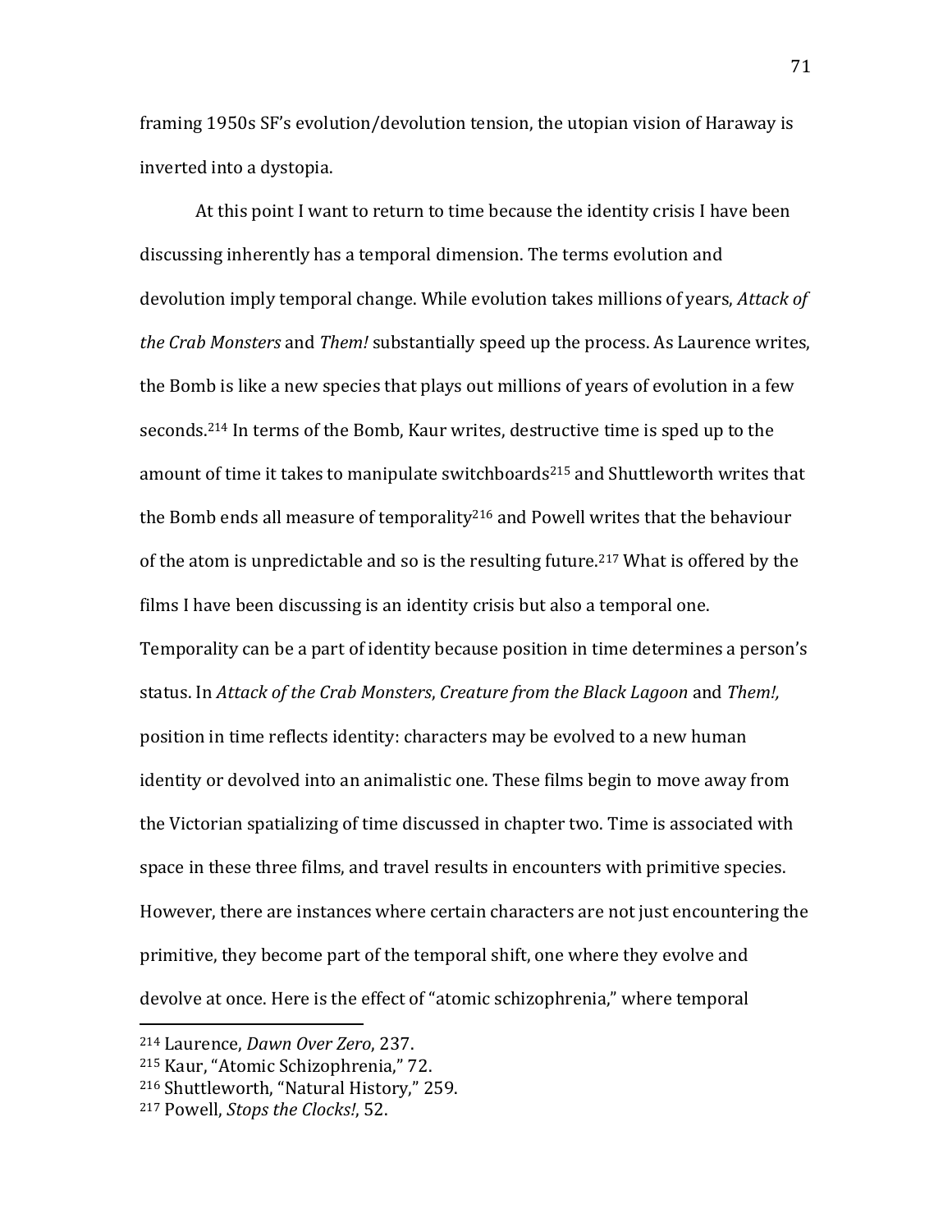framing 1950s SF's evolution/devolution tension, the utopian vision of Haraway is inverted into a dystopia.

At this point I want to return to time because the identity crisis I have been discussing inherently has a temporal dimension. The terms evolution and devolution imply temporal change. While evolution takes millions of years, *Attack of the Crab Monsters* and *Them!* substantially speed up the process. As Laurence writes, the Bomb is like a new species that plays out millions of years of evolution in a few seconds.[214] In terms of the Bomb, Kaur writes, destructive time is sped up to the amount of time it takes to manipulate switchboards[215] and Shuttleworth writes that the Bomb ends all measure of temporality[216] and Powell writes that the behaviour of the atom is unpredictable and so is the resulting future.[217] What is offered by the films I have been discussing is an identity crisis but also a temporal one. Temporality can be a part of identity because position in time determines a person's status. In *Attack of the Crab Monsters*, *Creature from the Black Lagoon* and *Them!,* position in time reflects identity: characters may be evolved to a new human identity or devolved into an animalistic one. These films begin to move away from the Victorian spatializing of time discussed in chapter two. Time is associated with space in these three films, and travel results in encounters with primitive species. However, there are instances where certain characters are not just encountering the primitive, they become part of the temporal shift, one where they evolve and devolve at once. Here is the effect of "atomic schizophrenia," where temporal

---

[214] Laurence, *Dawn Over Zero*, 237.

[215] Kaur, "Atomic Schizophrenia," 72.

[216] Shuttleworth, "Natural History," 259.

[217] Powell, *Stops the Clocks!*, 52.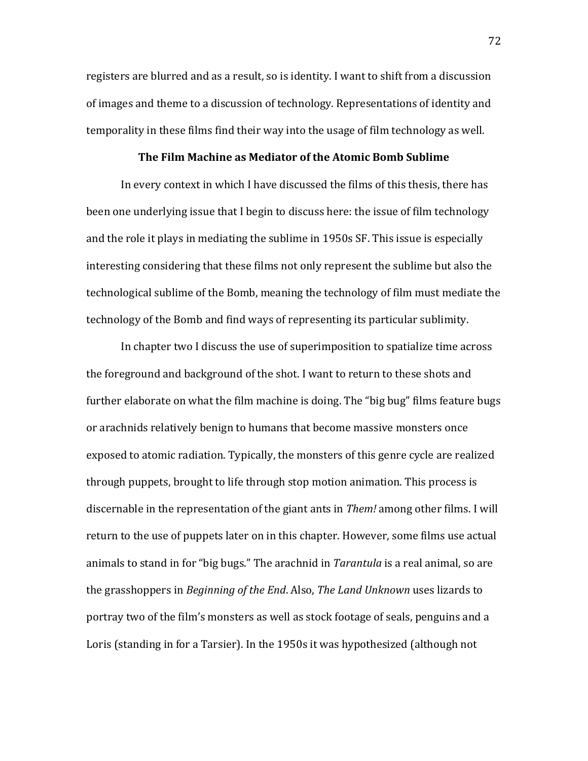registers are blurred and as a result, so is identity. I want to shift from a discussion of images and theme to a discussion of technology. Representations of identity and temporality in these films find their way into the usage of film technology as well.

## The Film Machine as Mediator of the Atomic Bomb Sublime

In every context in which I have discussed the films of this thesis, there has been one underlying issue that I begin to discuss here: the issue of film technology and the role it plays in mediating the sublime in 1950s SF. This issue is especially interesting considering that these films not only represent the sublime but also the technological sublime of the Bomb, meaning the technology of film must mediate the technology of the Bomb and find ways of representing its particular sublimity.

In chapter two I discuss the use of superimposition to spatialize time across the foreground and background of the shot. I want to return to these shots and further elaborate on what the film machine is doing. The "big bug" films feature bugs or arachnids relatively benign to humans that become massive monsters once exposed to atomic radiation. Typically, the monsters of this genre cycle are realized through puppets, brought to life through stop motion animation. This process is discernable in the representation of the giant ants in *Them!* among other films. I will return to the use of puppets later on in this chapter. However, some films use actual animals to stand in for "big bugs." The arachnid in *Tarantula* is a real animal, so are the grasshoppers in *Beginning of the End*. Also, *The Land Unknown* uses lizards to portray two of the film's monsters as well as stock footage of seals, penguins and a Loris (standing in for a Tarsier). In the 1950s it was hypothesized (although not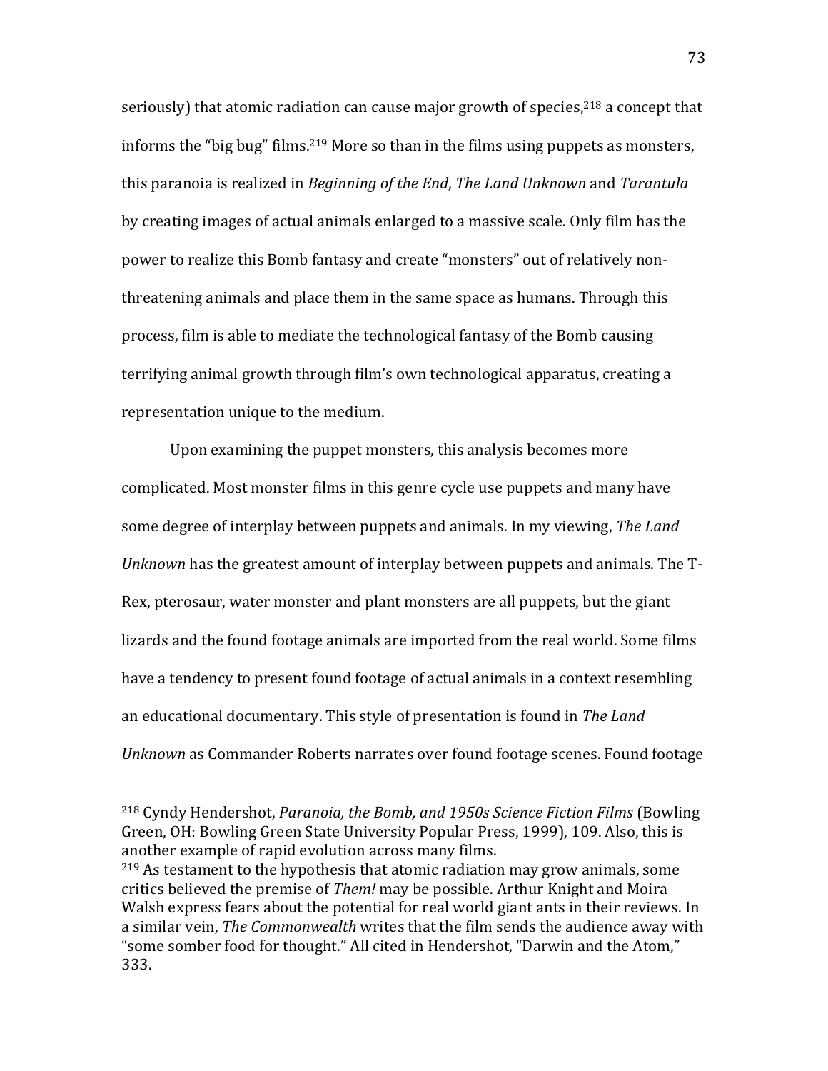seriously) that atomic radiation can cause major growth of species,[218] a concept that informs the "big bug" films.[219] More so than in the films using puppets as monsters, this paranoia is realized in *Beginning of the End*, *The Land Unknown* and *Tarantula* by creating images of actual animals enlarged to a massive scale. Only film has the power to realize this Bomb fantasy and create "monsters" out of relatively non-threatening animals and place them in the same space as humans. Through this process, film is able to mediate the technological fantasy of the Bomb causing terrifying animal growth through film's own technological apparatus, creating a representation unique to the medium.

Upon examining the puppet monsters, this analysis becomes more complicated. Most monster films in this genre cycle use puppets and many have some degree of interplay between puppets and animals. In my viewing, *The Land Unknown* has the greatest amount of interplay between puppets and animals. The T-Rex, pterosaur, water monster and plant monsters are all puppets, but the giant lizards and the found footage animals are imported from the real world. Some films have a tendency to present found footage of actual animals in a context resembling an educational documentary. This style of presentation is found in *The Land Unknown* as Commander Roberts narrates over found footage scenes. Found footage

---

[218] Cyndy Hendershot, *Paranoia, the Bomb, and 1950s Science Fiction Films* (Bowling Green, OH: Bowling Green State University Popular Press, 1999), 109. Also, this is another example of rapid evolution across many films.

[219] As testament to the hypothesis that atomic radiation may grow animals, some critics believed the premise of *Them!* may be possible. Arthur Knight and Moira Walsh express fears about the potential for real world giant ants in their reviews. In a similar vein, *The Commonwealth* writes that the film sends the audience away with "some somber food for thought." All cited in Hendershot, "Darwin and the Atom," 333.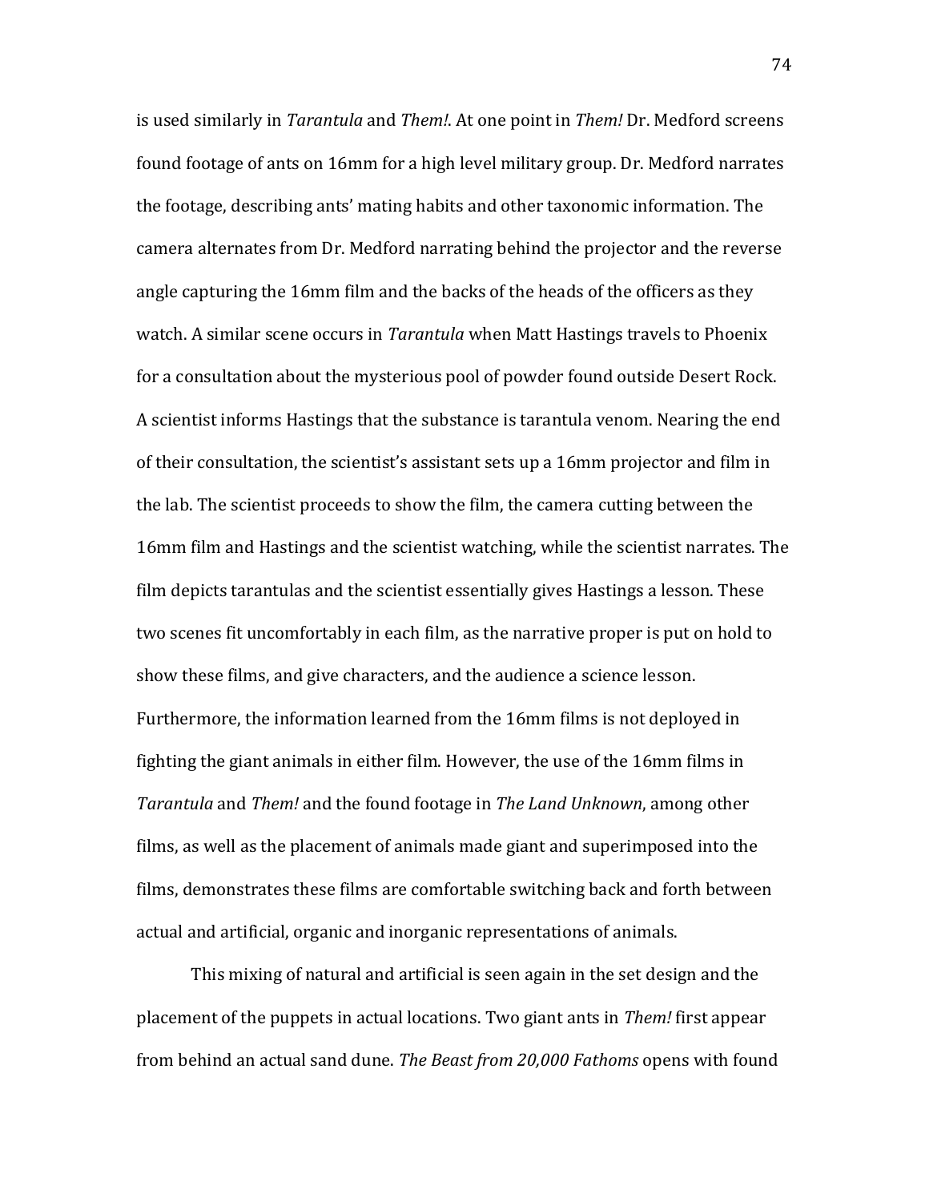is used similarly in *Tarantula* and *Them!*. At one point in *Them!* Dr. Medford screens found footage of ants on 16mm for a high level military group. Dr. Medford narrates the footage, describing ants' mating habits and other taxonomic information. The camera alternates from Dr. Medford narrating behind the projector and the reverse angle capturing the 16mm film and the backs of the heads of the officers as they watch. A similar scene occurs in *Tarantula* when Matt Hastings travels to Phoenix for a consultation about the mysterious pool of powder found outside Desert Rock. A scientist informs Hastings that the substance is tarantula venom. Nearing the end of their consultation, the scientist's assistant sets up a 16mm projector and film in the lab. The scientist proceeds to show the film, the camera cutting between the 16mm film and Hastings and the scientist watching, while the scientist narrates. The film depicts tarantulas and the scientist essentially gives Hastings a lesson. These two scenes fit uncomfortably in each film, as the narrative proper is put on hold to show these films, and give characters, and the audience a science lesson. Furthermore, the information learned from the 16mm films is not deployed in fighting the giant animals in either film. However, the use of the 16mm films in *Tarantula* and *Them!* and the found footage in *The Land Unknown*, among other films, as well as the placement of animals made giant and superimposed into the films, demonstrates these films are comfortable switching back and forth between actual and artificial, organic and inorganic representations of animals.

This mixing of natural and artificial is seen again in the set design and the placement of the puppets in actual locations. Two giant ants in *Them!* first appear from behind an actual sand dune. *The Beast from 20,000 Fathoms* opens with found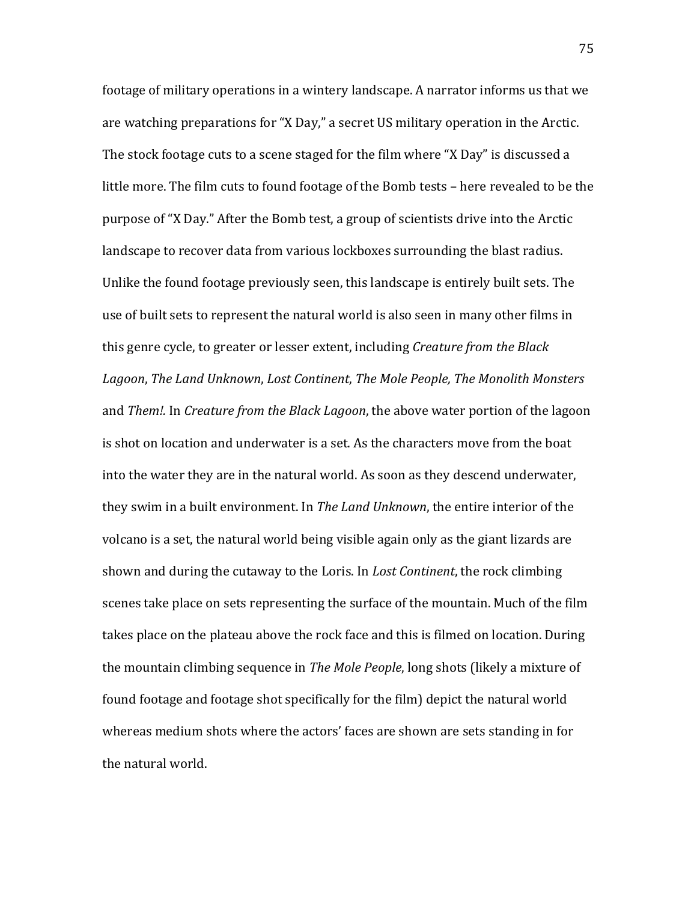footage of military operations in a wintery landscape. A narrator informs us that we are watching preparations for "X Day," a secret US military operation in the Arctic. The stock footage cuts to a scene staged for the film where "X Day" is discussed a little more. The film cuts to found footage of the Bomb tests – here revealed to be the purpose of "X Day." After the Bomb test, a group of scientists drive into the Arctic landscape to recover data from various lockboxes surrounding the blast radius. Unlike the found footage previously seen, this landscape is entirely built sets. The use of built sets to represent the natural world is also seen in many other films in this genre cycle, to greater or lesser extent, including *Creature from the Black Lagoon*, *The Land Unknown*, *Lost Continent*, *The Mole People, The Monolith Monsters* and *Them!.* In *Creature from the Black Lagoon*, the above water portion of the lagoon is shot on location and underwater is a set. As the characters move from the boat into the water they are in the natural world. As soon as they descend underwater, they swim in a built environment. In *The Land Unknown*, the entire interior of the volcano is a set, the natural world being visible again only as the giant lizards are shown and during the cutaway to the Loris. In *Lost Continent*, the rock climbing scenes take place on sets representing the surface of the mountain. Much of the film takes place on the plateau above the rock face and this is filmed on location. During the mountain climbing sequence in *The Mole People*, long shots (likely a mixture of found footage and footage shot specifically for the film) depict the natural world whereas medium shots where the actors' faces are shown are sets standing in for the natural world.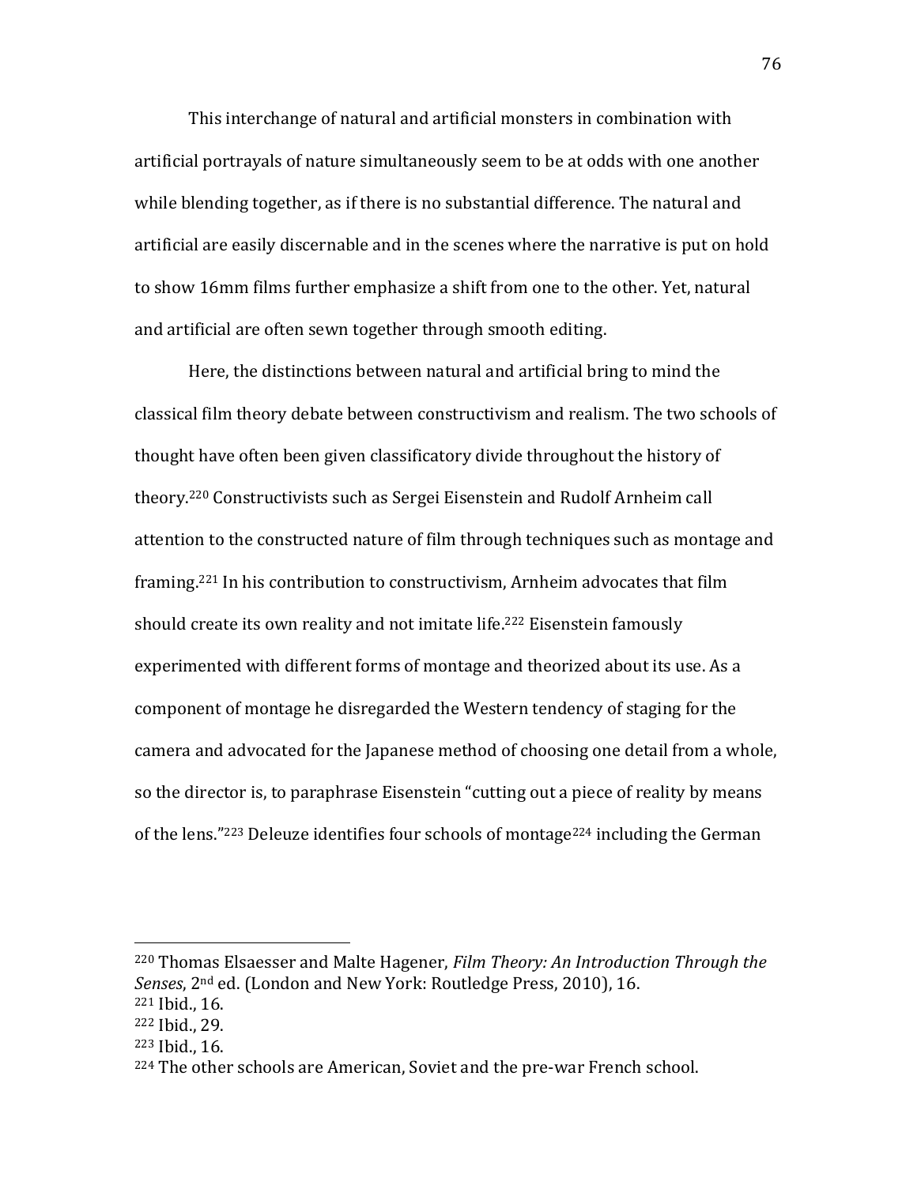This interchange of natural and artificial monsters in combination with artificial portrayals of nature simultaneously seem to be at odds with one another while blending together, as if there is no substantial difference. The natural and artificial are easily discernable and in the scenes where the narrative is put on hold to show 16mm films further emphasize a shift from one to the other. Yet, natural and artificial are often sewn together through smooth editing.

Here, the distinctions between natural and artificial bring to mind the classical film theory debate between constructivism and realism. The two schools of thought have often been given classificatory divide throughout the history of theory.[220] Constructivists such as Sergei Eisenstein and Rudolf Arnheim call attention to the constructed nature of film through techniques such as montage and framing.[221] In his contribution to constructivism, Arnheim advocates that film should create its own reality and not imitate life.[222] Eisenstein famously experimented with different forms of montage and theorized about its use. As a component of montage he disregarded the Western tendency of staging for the camera and advocated for the Japanese method of choosing one detail from a whole, so the director is, to paraphrase Eisenstein "cutting out a piece of reality by means of the lens."[223] Deleuze identifies four schools of montage[224] including the German

---

[220] Thomas Elsaesser and Malte Hagener, *Film Theory: An Introduction Through the Senses*, 2nd ed. (London and New York: Routledge Press, 2010), 16.
[221] Ibid., 16.
[222] Ibid., 29.
[223] Ibid., 16.
[224] The other schools are American, Soviet and the pre-war French school.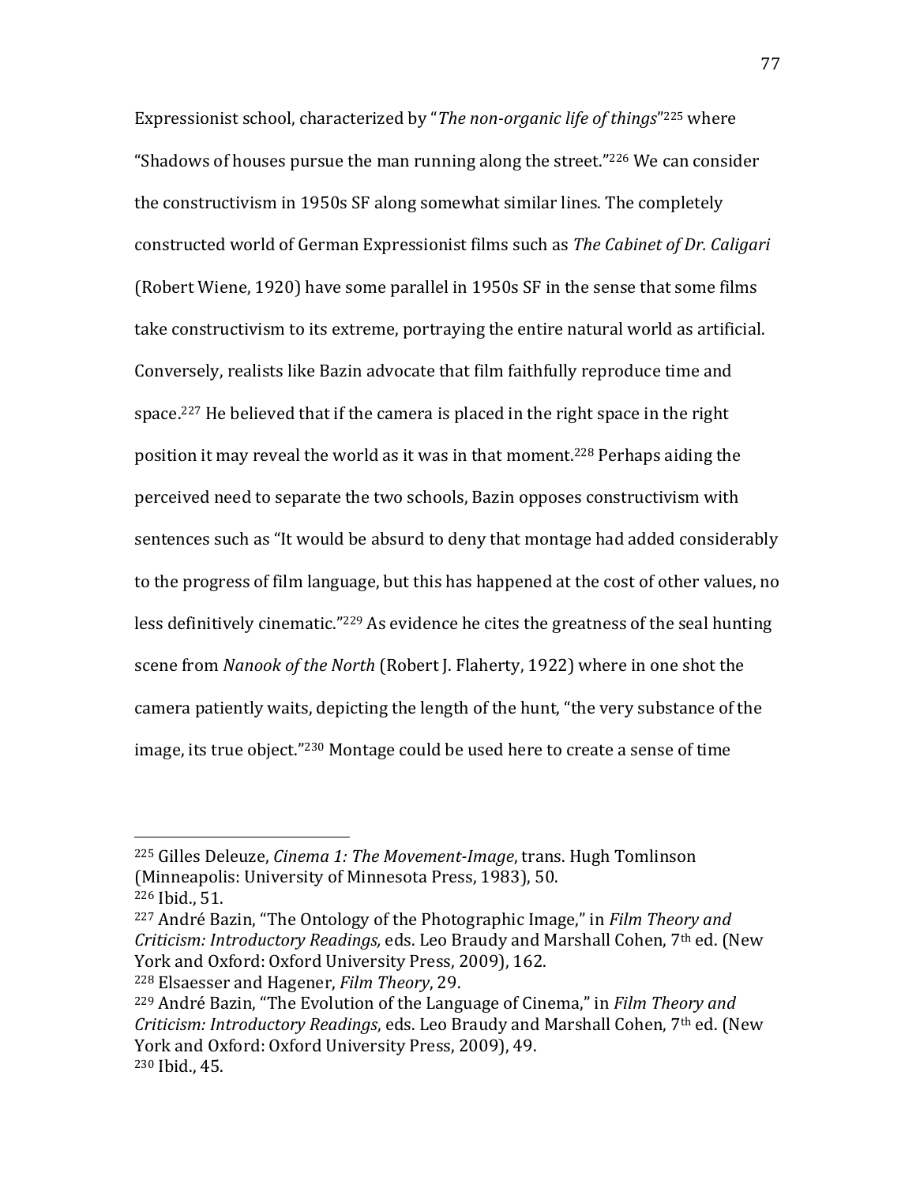Expressionist school, characterized by "*The non-organic life of things*"[225] where "Shadows of houses pursue the man running along the street."[226] We can consider the constructivism in 1950s SF along somewhat similar lines. The completely constructed world of German Expressionist films such as *The Cabinet of Dr. Caligari* (Robert Wiene, 1920) have some parallel in 1950s SF in the sense that some films take constructivism to its extreme, portraying the entire natural world as artificial. Conversely, realists like Bazin advocate that film faithfully reproduce time and space.[227] He believed that if the camera is placed in the right space in the right position it may reveal the world as it was in that moment.[228] Perhaps aiding the perceived need to separate the two schools, Bazin opposes constructivism with sentences such as "It would be absurd to deny that montage had added considerably to the progress of film language, but this has happened at the cost of other values, no less definitively cinematic."[229] As evidence he cites the greatness of the seal hunting scene from *Nanook of the North* (Robert J. Flaherty, 1922) where in one shot the camera patiently waits, depicting the length of the hunt, "the very substance of the image, its true object."[230] Montage could be used here to create a sense of time

---

[225] Gilles Deleuze, *Cinema 1: The Movement-Image*, trans. Hugh Tomlinson (Minneapolis: University of Minnesota Press, 1983), 50.

[226] Ibid., 51.

[227] André Bazin, "The Ontology of the Photographic Image," in *Film Theory and Criticism: Introductory Readings,* eds. Leo Braudy and Marshall Cohen, 7th ed. (New York and Oxford: Oxford University Press, 2009), 162.

[228] Elsaesser and Hagener, *Film Theory*, 29.

[229] André Bazin, "The Evolution of the Language of Cinema," in *Film Theory and Criticism: Introductory Readings*, eds. Leo Braudy and Marshall Cohen, 7th ed. (New York and Oxford: Oxford University Press, 2009), 49.

[230] Ibid., 45.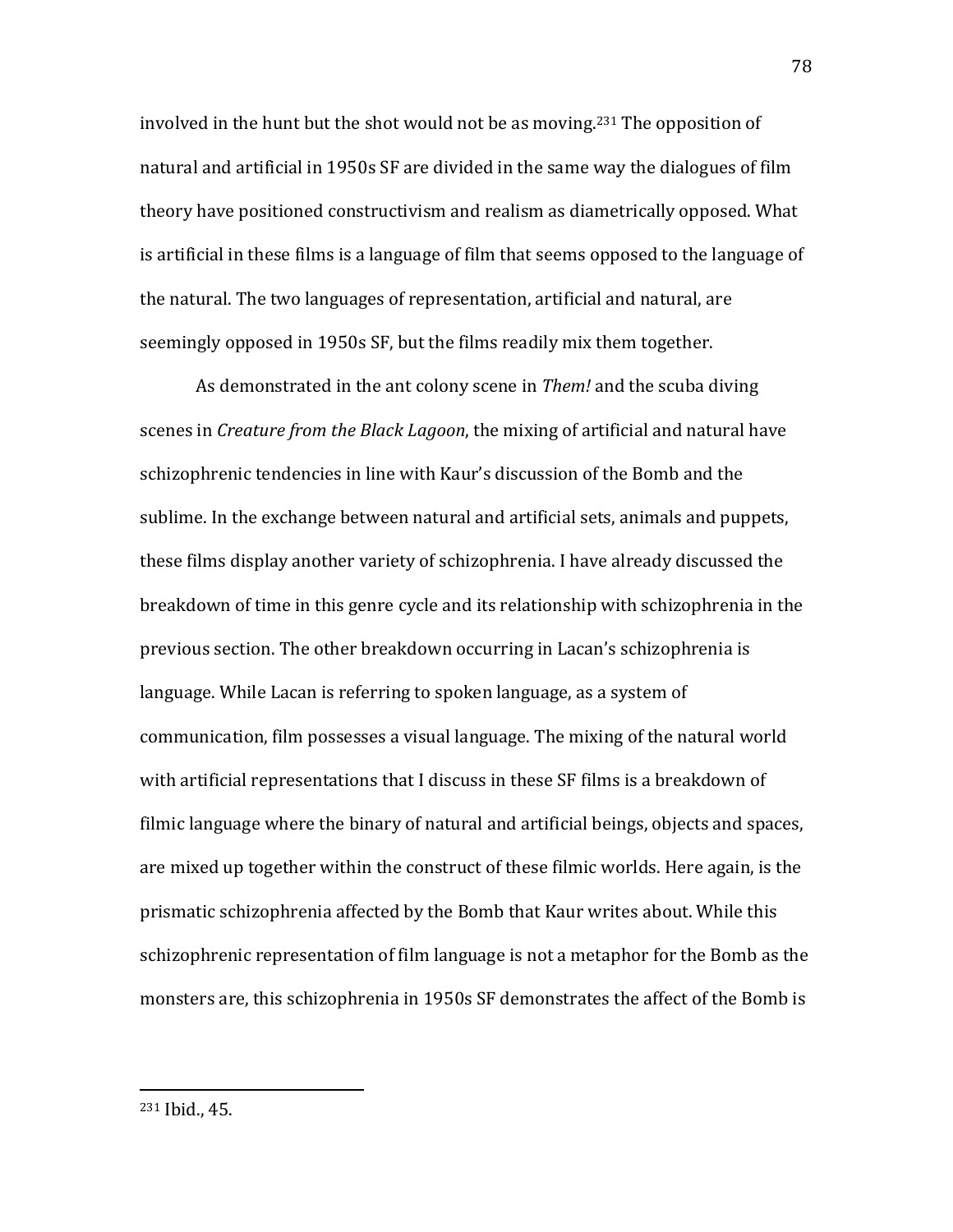involved in the hunt but the shot would not be as moving.[231] The opposition of natural and artificial in 1950s SF are divided in the same way the dialogues of film theory have positioned constructivism and realism as diametrically opposed. What is artificial in these films is a language of film that seems opposed to the language of the natural. The two languages of representation, artificial and natural, are seemingly opposed in 1950s SF, but the films readily mix them together.

As demonstrated in the ant colony scene in *Them!* and the scuba diving scenes in *Creature from the Black Lagoon*, the mixing of artificial and natural have schizophrenic tendencies in line with Kaur's discussion of the Bomb and the sublime. In the exchange between natural and artificial sets, animals and puppets, these films display another variety of schizophrenia. I have already discussed the breakdown of time in this genre cycle and its relationship with schizophrenia in the previous section. The other breakdown occurring in Lacan's schizophrenia is language. While Lacan is referring to spoken language, as a system of communication, film possesses a visual language. The mixing of the natural world with artificial representations that I discuss in these SF films is a breakdown of filmic language where the binary of natural and artificial beings, objects and spaces, are mixed up together within the construct of these filmic worlds. Here again, is the prismatic schizophrenia affected by the Bomb that Kaur writes about. While this schizophrenic representation of film language is not a metaphor for the Bomb as the monsters are, this schizophrenia in 1950s SF demonstrates the affect of the Bomb is

[231] Ibid., 45.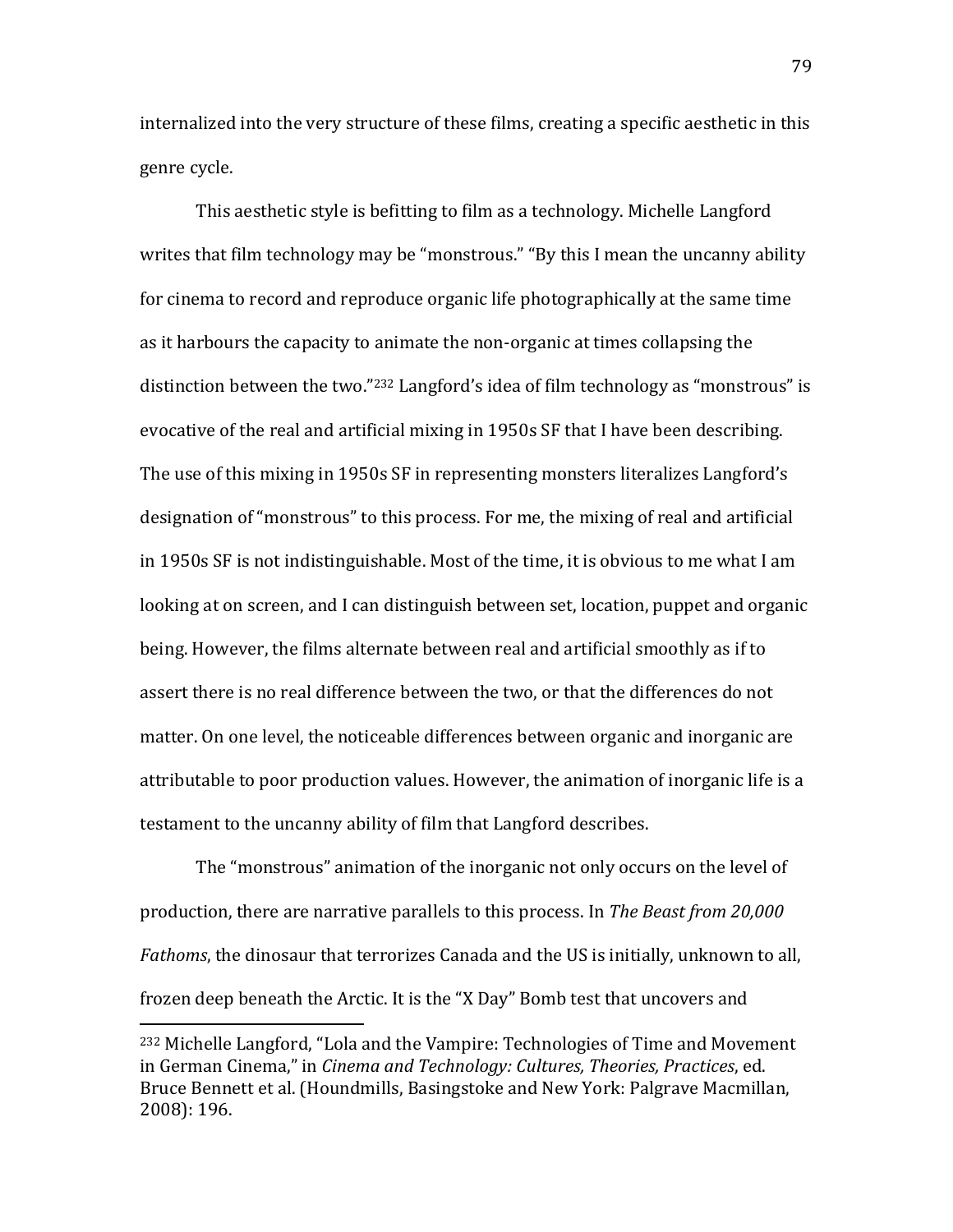internalized into the very structure of these films, creating a specific aesthetic in this genre cycle.

This aesthetic style is befitting to film as a technology. Michelle Langford writes that film technology may be "monstrous." "By this I mean the uncanny ability for cinema to record and reproduce organic life photographically at the same time as it harbours the capacity to animate the non-organic at times collapsing the distinction between the two."[232] Langford's idea of film technology as "monstrous" is evocative of the real and artificial mixing in 1950s SF that I have been describing. The use of this mixing in 1950s SF in representing monsters literalizes Langford's designation of "monstrous" to this process. For me, the mixing of real and artificial in 1950s SF is not indistinguishable. Most of the time, it is obvious to me what I am looking at on screen, and I can distinguish between set, location, puppet and organic being. However, the films alternate between real and artificial smoothly as if to assert there is no real difference between the two, or that the differences do not matter. On one level, the noticeable differences between organic and inorganic are attributable to poor production values. However, the animation of inorganic life is a testament to the uncanny ability of film that Langford describes.

The "monstrous" animation of the inorganic not only occurs on the level of production, there are narrative parallels to this process. In *The Beast from 20,000 Fathoms*, the dinosaur that terrorizes Canada and the US is initially, unknown to all, frozen deep beneath the Arctic. It is the "X Day" Bomb test that uncovers and

---

[232] Michelle Langford, "Lola and the Vampire: Technologies of Time and Movement in German Cinema," in *Cinema and Technology: Cultures, Theories, Practices*, ed. Bruce Bennett et al. (Houndmills, Basingstoke and New York: Palgrave Macmillan, 2008): 196.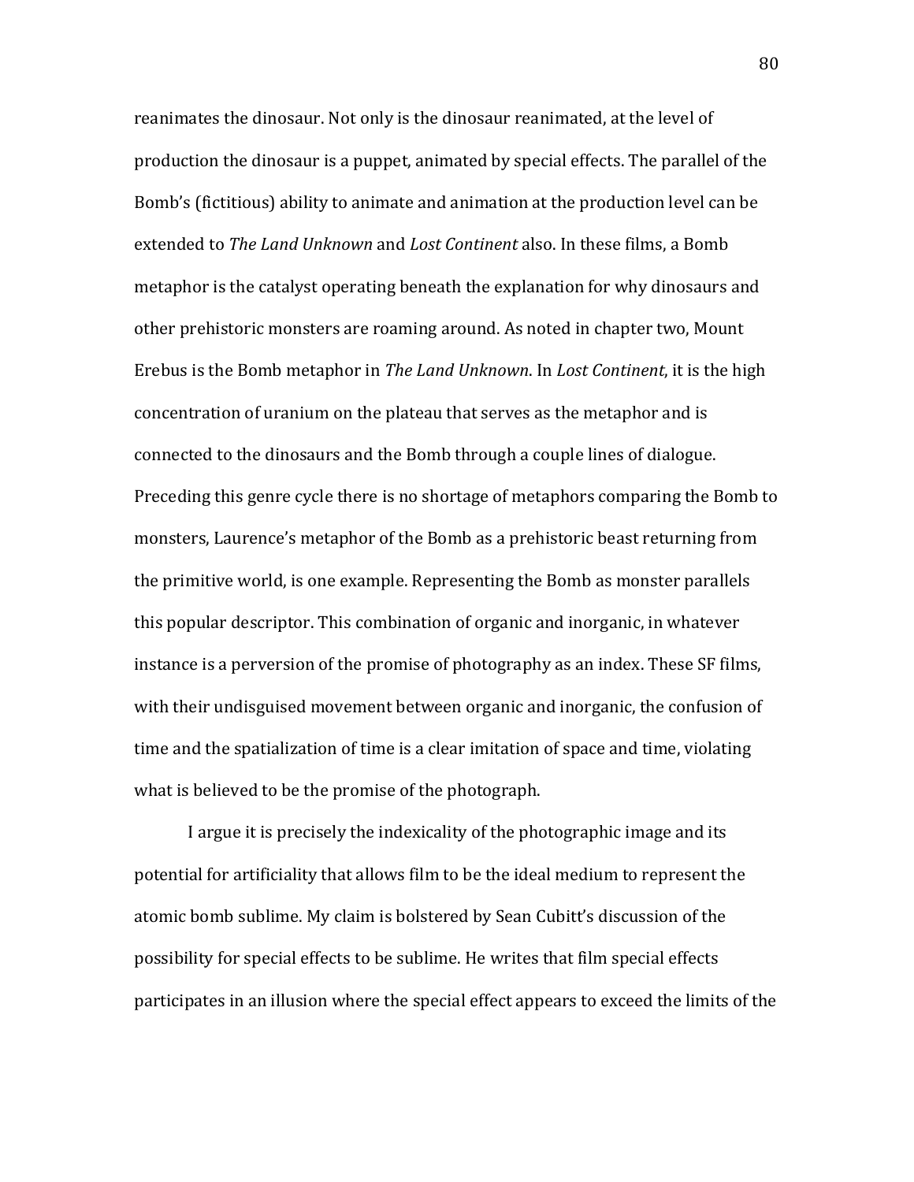reanimates the dinosaur. Not only is the dinosaur reanimated, at the level of production the dinosaur is a puppet, animated by special effects. The parallel of the Bomb's (fictitious) ability to animate and animation at the production level can be extended to *The Land Unknown* and *Lost Continent* also. In these films, a Bomb metaphor is the catalyst operating beneath the explanation for why dinosaurs and other prehistoric monsters are roaming around. As noted in chapter two, Mount Erebus is the Bomb metaphor in *The Land Unknown*. In *Lost Continent*, it is the high concentration of uranium on the plateau that serves as the metaphor and is connected to the dinosaurs and the Bomb through a couple lines of dialogue. Preceding this genre cycle there is no shortage of metaphors comparing the Bomb to monsters, Laurence's metaphor of the Bomb as a prehistoric beast returning from the primitive world, is one example. Representing the Bomb as monster parallels this popular descriptor. This combination of organic and inorganic, in whatever instance is a perversion of the promise of photography as an index. These SF films, with their undisguised movement between organic and inorganic, the confusion of time and the spatialization of time is a clear imitation of space and time, violating what is believed to be the promise of the photograph.

I argue it is precisely the indexicality of the photographic image and its potential for artificiality that allows film to be the ideal medium to represent the atomic bomb sublime. My claim is bolstered by Sean Cubitt's discussion of the possibility for special effects to be sublime. He writes that film special effects participates in an illusion where the special effect appears to exceed the limits of the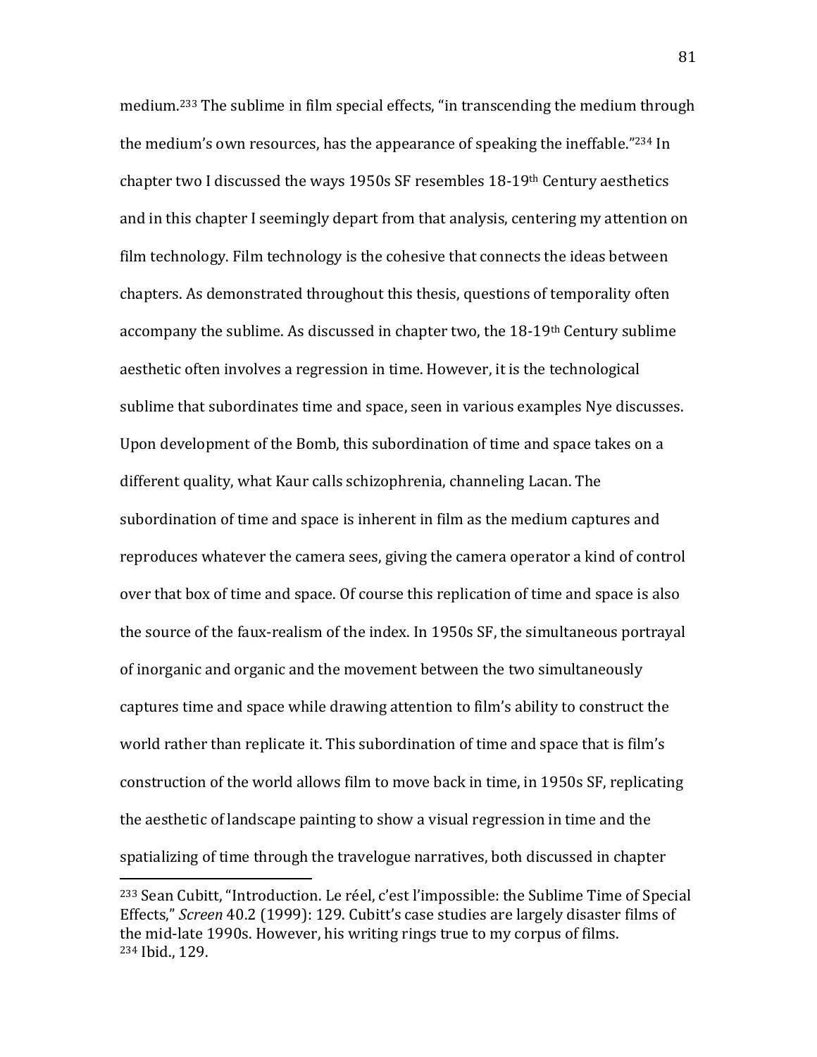medium.[233] The sublime in film special effects, "in transcending the medium through the medium's own resources, has the appearance of speaking the ineffable."[234] In chapter two I discussed the ways 1950s SF resembles 18-19th Century aesthetics and in this chapter I seemingly depart from that analysis, centering my attention on film technology. Film technology is the cohesive that connects the ideas between chapters. As demonstrated throughout this thesis, questions of temporality often accompany the sublime. As discussed in chapter two, the 18-19th Century sublime aesthetic often involves a regression in time. However, it is the technological sublime that subordinates time and space, seen in various examples Nye discusses. Upon development of the Bomb, this subordination of time and space takes on a different quality, what Kaur calls schizophrenia, channeling Lacan. The subordination of time and space is inherent in film as the medium captures and reproduces whatever the camera sees, giving the camera operator a kind of control over that box of time and space. Of course this replication of time and space is also the source of the faux-realism of the index. In 1950s SF, the simultaneous portrayal of inorganic and organic and the movement between the two simultaneously captures time and space while drawing attention to film's ability to construct the world rather than replicate it. This subordination of time and space that is film's construction of the world allows film to move back in time, in 1950s SF, replicating the aesthetic of landscape painting to show a visual regression in time and the spatializing of time through the travelogue narratives, both discussed in chapter

---

[233] Sean Cubitt, "Introduction. Le réel, c'est l'impossible: the Sublime Time of Special Effects," *Screen* 40.2 (1999): 129. Cubitt's case studies are largely disaster films of the mid-late 1990s. However, his writing rings true to my corpus of films.
[234] Ibid., 129.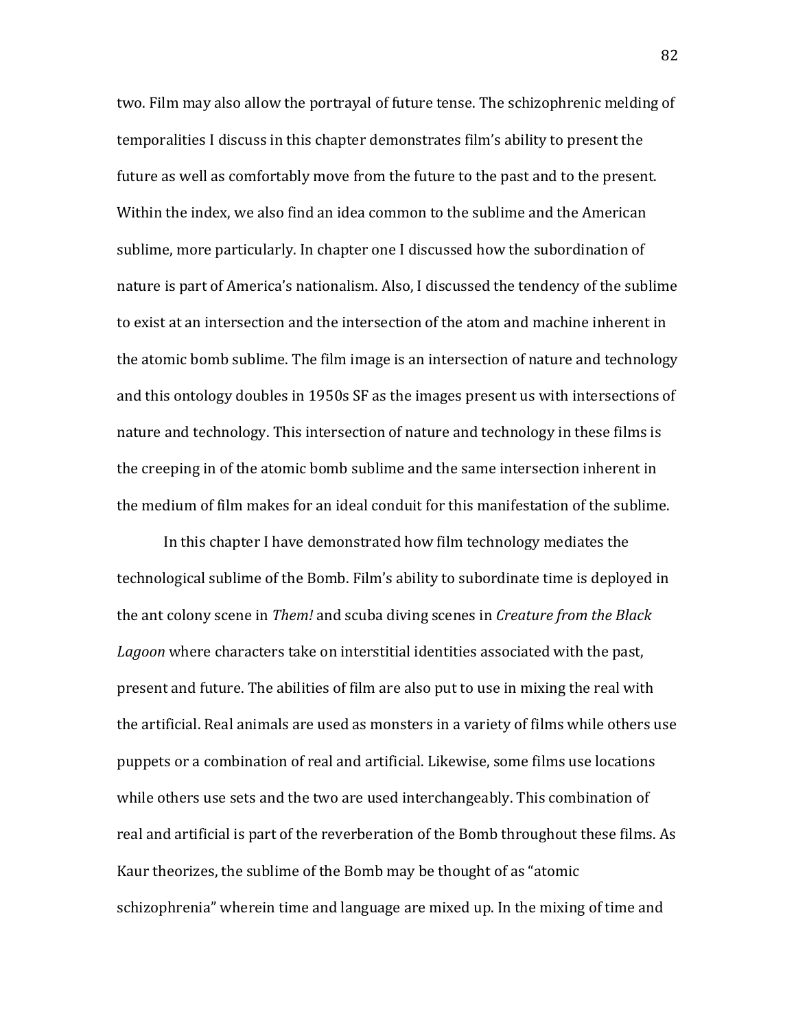two. Film may also allow the portrayal of future tense. The schizophrenic melding of temporalities I discuss in this chapter demonstrates film's ability to present the future as well as comfortably move from the future to the past and to the present. Within the index, we also find an idea common to the sublime and the American sublime, more particularly. In chapter one I discussed how the subordination of nature is part of America's nationalism. Also, I discussed the tendency of the sublime to exist at an intersection and the intersection of the atom and machine inherent in the atomic bomb sublime. The film image is an intersection of nature and technology and this ontology doubles in 1950s SF as the images present us with intersections of nature and technology. This intersection of nature and technology in these films is the creeping in of the atomic bomb sublime and the same intersection inherent in the medium of film makes for an ideal conduit for this manifestation of the sublime.

In this chapter I have demonstrated how film technology mediates the technological sublime of the Bomb. Film's ability to subordinate time is deployed in the ant colony scene in *Them!* and scuba diving scenes in *Creature from the Black Lagoon* where characters take on interstitial identities associated with the past, present and future. The abilities of film are also put to use in mixing the real with the artificial. Real animals are used as monsters in a variety of films while others use puppets or a combination of real and artificial. Likewise, some films use locations while others use sets and the two are used interchangeably. This combination of real and artificial is part of the reverberation of the Bomb throughout these films. As Kaur theorizes, the sublime of the Bomb may be thought of as "atomic schizophrenia" wherein time and language are mixed up. In the mixing of time and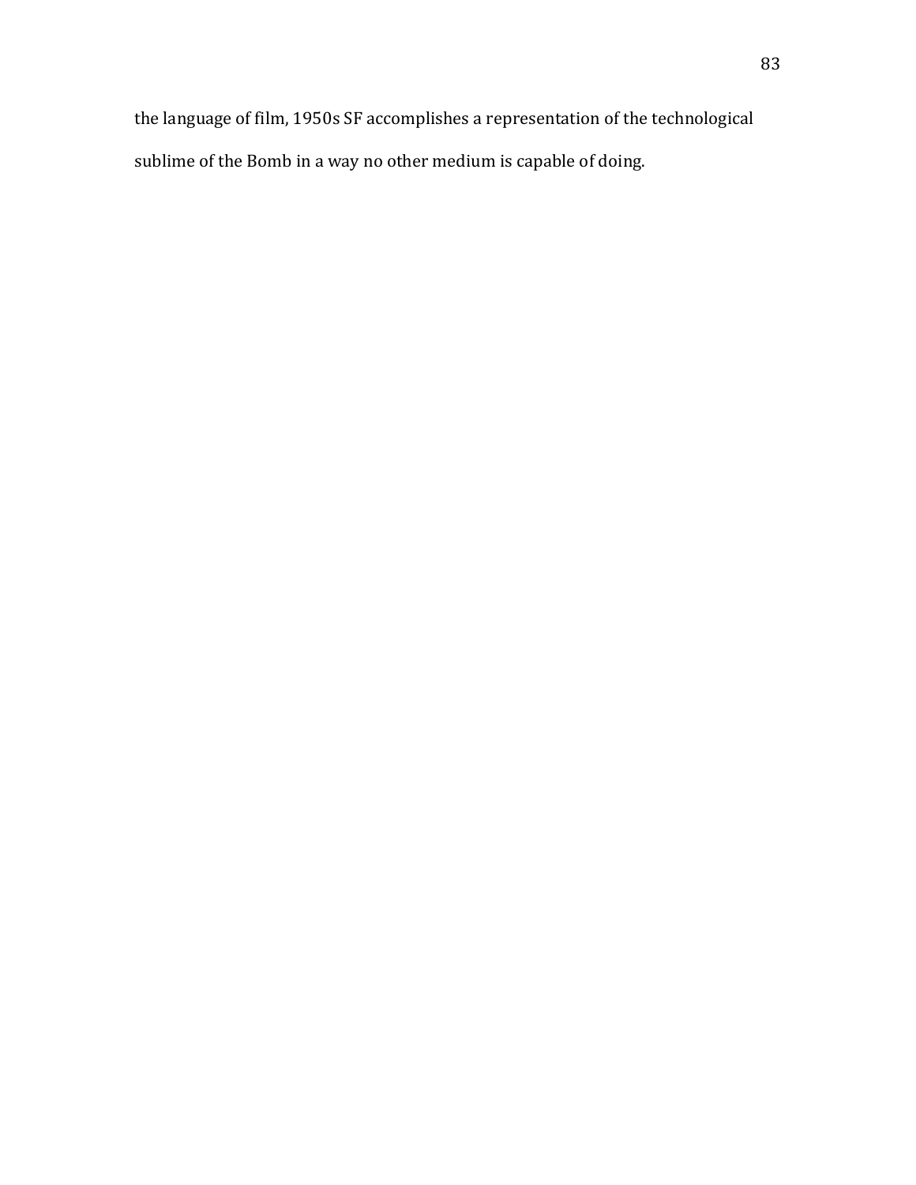the language of film, 1950s SF accomplishes a representation of the technological sublime of the Bomb in a way no other medium is capable of doing.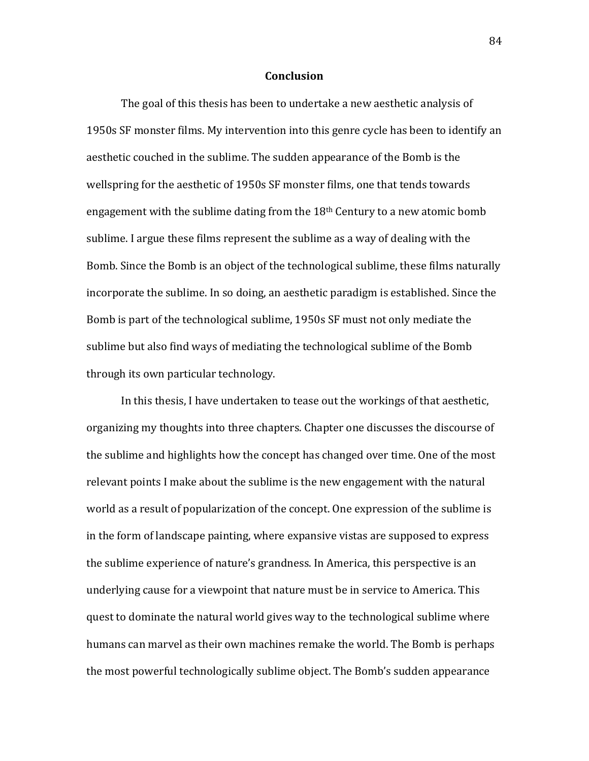# Conclusion

The goal of this thesis has been to undertake a new aesthetic analysis of 1950s SF monster films. My intervention into this genre cycle has been to identify an aesthetic couched in the sublime. The sudden appearance of the Bomb is the wellspring for the aesthetic of 1950s SF monster films, one that tends towards engagement with the sublime dating from the 18th Century to a new atomic bomb sublime. I argue these films represent the sublime as a way of dealing with the Bomb. Since the Bomb is an object of the technological sublime, these films naturally incorporate the sublime. In so doing, an aesthetic paradigm is established. Since the Bomb is part of the technological sublime, 1950s SF must not only mediate the sublime but also find ways of mediating the technological sublime of the Bomb through its own particular technology.

In this thesis, I have undertaken to tease out the workings of that aesthetic, organizing my thoughts into three chapters. Chapter one discusses the discourse of the sublime and highlights how the concept has changed over time. One of the most relevant points I make about the sublime is the new engagement with the natural world as a result of popularization of the concept. One expression of the sublime is in the form of landscape painting, where expansive vistas are supposed to express the sublime experience of nature's grandness. In America, this perspective is an underlying cause for a viewpoint that nature must be in service to America. This quest to dominate the natural world gives way to the technological sublime where humans can marvel as their own machines remake the world. The Bomb is perhaps the most powerful technologically sublime object. The Bomb's sudden appearance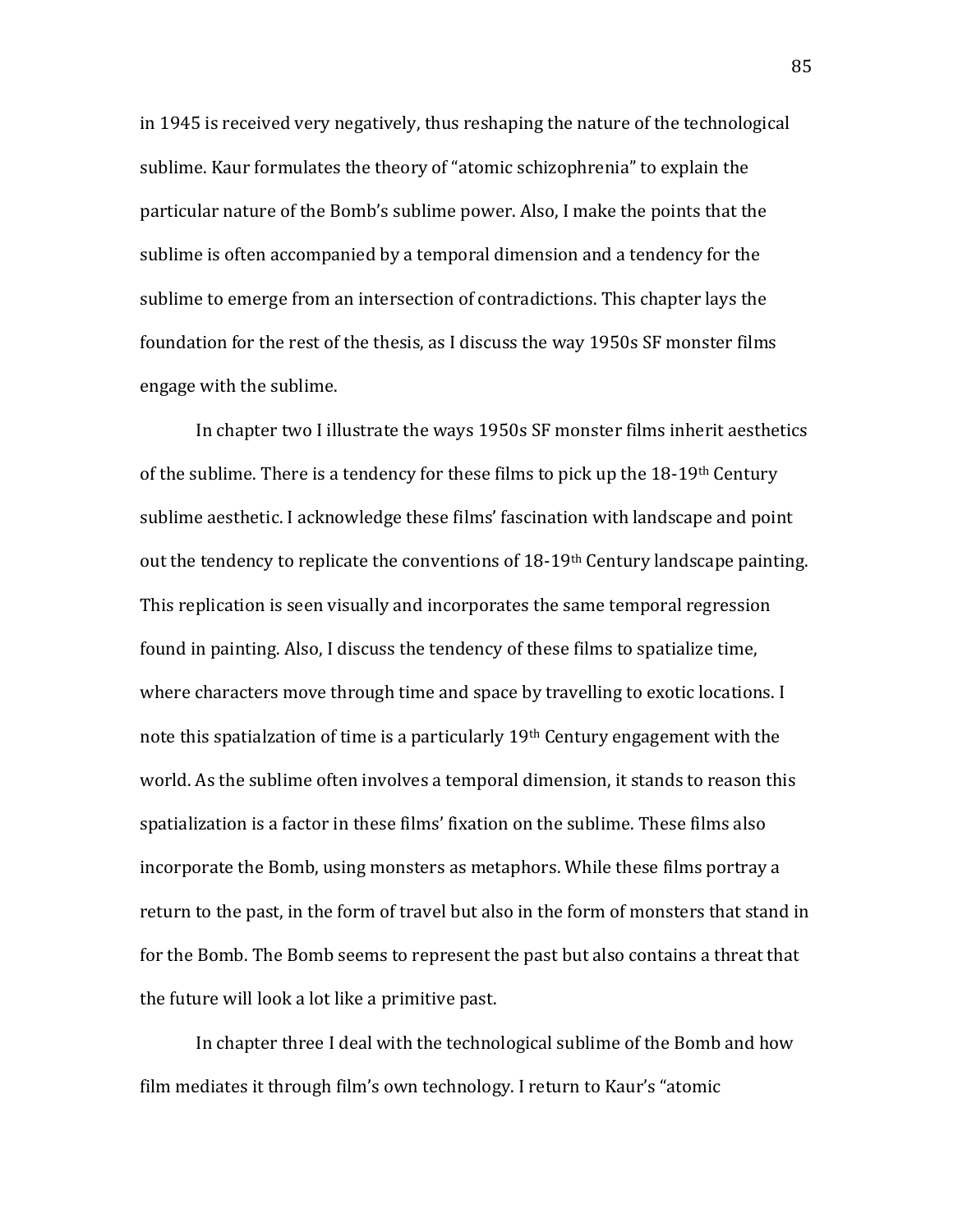in 1945 is received very negatively, thus reshaping the nature of the technological sublime. Kaur formulates the theory of "atomic schizophrenia" to explain the particular nature of the Bomb's sublime power. Also, I make the points that the sublime is often accompanied by a temporal dimension and a tendency for the sublime to emerge from an intersection of contradictions. This chapter lays the foundation for the rest of the thesis, as I discuss the way 1950s SF monster films engage with the sublime.

In chapter two I illustrate the ways 1950s SF monster films inherit aesthetics of the sublime. There is a tendency for these films to pick up the 18-19th Century sublime aesthetic. I acknowledge these films' fascination with landscape and point out the tendency to replicate the conventions of 18-19th Century landscape painting. This replication is seen visually and incorporates the same temporal regression found in painting. Also, I discuss the tendency of these films to spatialize time, where characters move through time and space by travelling to exotic locations. I note this spatialzation of time is a particularly 19th Century engagement with the world. As the sublime often involves a temporal dimension, it stands to reason this spatialization is a factor in these films' fixation on the sublime. These films also incorporate the Bomb, using monsters as metaphors. While these films portray a return to the past, in the form of travel but also in the form of monsters that stand in for the Bomb. The Bomb seems to represent the past but also contains a threat that the future will look a lot like a primitive past.

In chapter three I deal with the technological sublime of the Bomb and how film mediates it through film's own technology. I return to Kaur's "atomic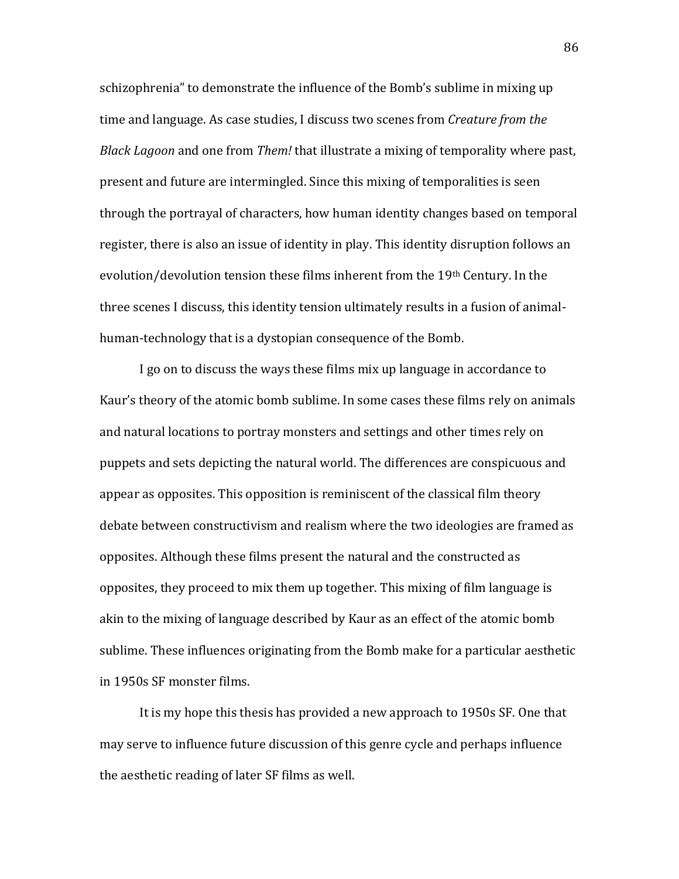schizophrenia" to demonstrate the influence of the Bomb's sublime in mixing up time and language. As case studies, I discuss two scenes from *Creature from the Black Lagoon* and one from *Them!* that illustrate a mixing of temporality where past, present and future are intermingled. Since this mixing of temporalities is seen through the portrayal of characters, how human identity changes based on temporal register, there is also an issue of identity in play. This identity disruption follows an evolution/devolution tension these films inherent from the 19th Century. In the three scenes I discuss, this identity tension ultimately results in a fusion of animal-human-technology that is a dystopian consequence of the Bomb.

I go on to discuss the ways these films mix up language in accordance to Kaur's theory of the atomic bomb sublime. In some cases these films rely on animals and natural locations to portray monsters and settings and other times rely on puppets and sets depicting the natural world. The differences are conspicuous and appear as opposites. This opposition is reminiscent of the classical film theory debate between constructivism and realism where the two ideologies are framed as opposites. Although these films present the natural and the constructed as opposites, they proceed to mix them up together. This mixing of film language is akin to the mixing of language described by Kaur as an effect of the atomic bomb sublime. These influences originating from the Bomb make for a particular aesthetic in 1950s SF monster films.

It is my hope this thesis has provided a new approach to 1950s SF. One that may serve to influence future discussion of this genre cycle and perhaps influence the aesthetic reading of later SF films as well.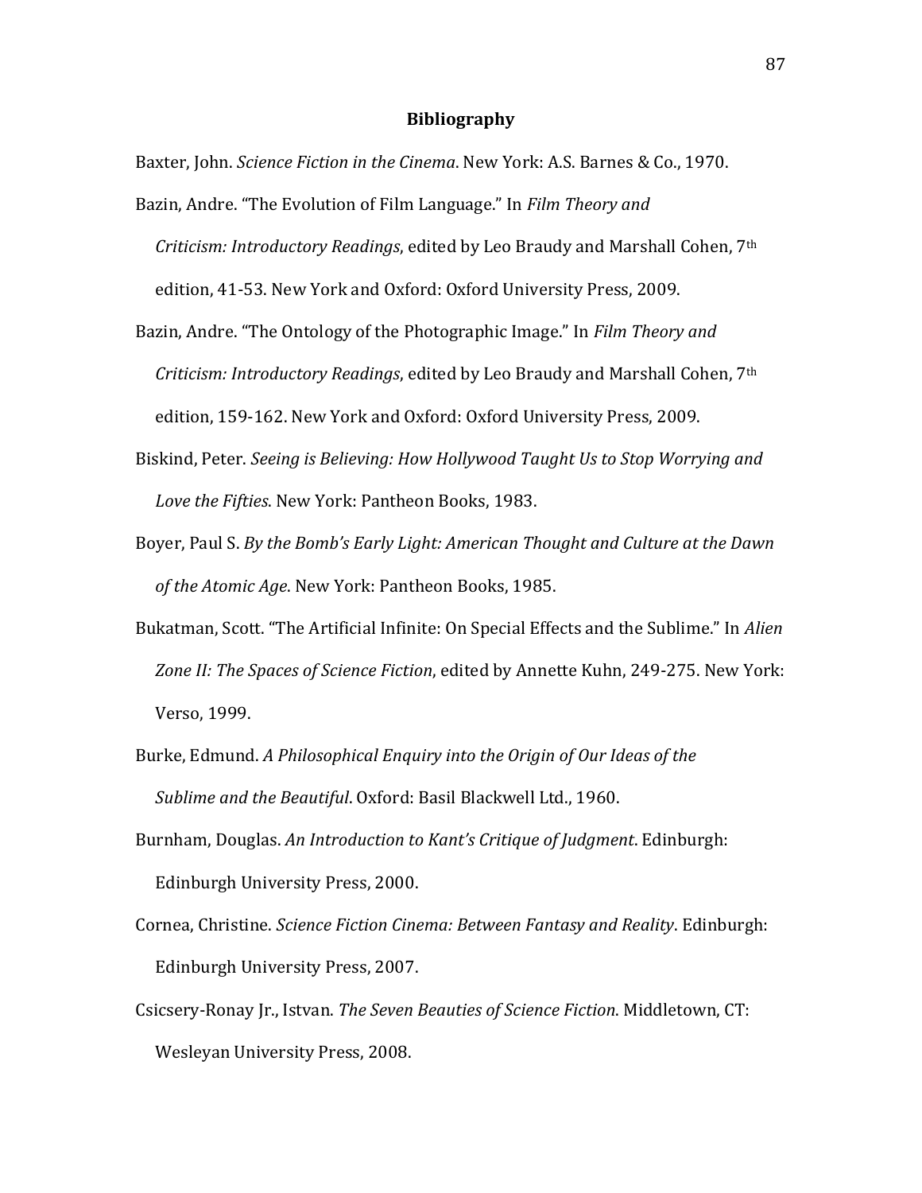## Bibliography

Baxter, John. *Science Fiction in the Cinema*. New York: A.S. Barnes & Co., 1970.

Bazin, Andre. "The Evolution of Film Language." In *Film Theory and Criticism: Introductory Readings*, edited by Leo Braudy and Marshall Cohen, 7th edition, 41-53. New York and Oxford: Oxford University Press, 2009.

Bazin, Andre. "The Ontology of the Photographic Image." In *Film Theory and Criticism: Introductory Readings*, edited by Leo Braudy and Marshall Cohen, 7th edition, 159-162. New York and Oxford: Oxford University Press, 2009.

Biskind, Peter. *Seeing is Believing: How Hollywood Taught Us to Stop Worrying and Love the Fifties*. New York: Pantheon Books, 1983.

Boyer, Paul S. *By the Bomb's Early Light: American Thought and Culture at the Dawn of the Atomic Age*. New York: Pantheon Books, 1985.

Bukatman, Scott. "The Artificial Infinite: On Special Effects and the Sublime." In *Alien Zone II: The Spaces of Science Fiction*, edited by Annette Kuhn, 249-275. New York: Verso, 1999.

Burke, Edmund. *A Philosophical Enquiry into the Origin of Our Ideas of the Sublime and the Beautiful*. Oxford: Basil Blackwell Ltd., 1960.

Burnham, Douglas. *An Introduction to Kant's Critique of Judgment*. Edinburgh: Edinburgh University Press, 2000.

Cornea, Christine. *Science Fiction Cinema: Between Fantasy and Reality*. Edinburgh: Edinburgh University Press, 2007.

Csicsery-Ronay Jr., Istvan. *The Seven Beauties of Science Fiction*. Middletown, CT: Wesleyan University Press, 2008.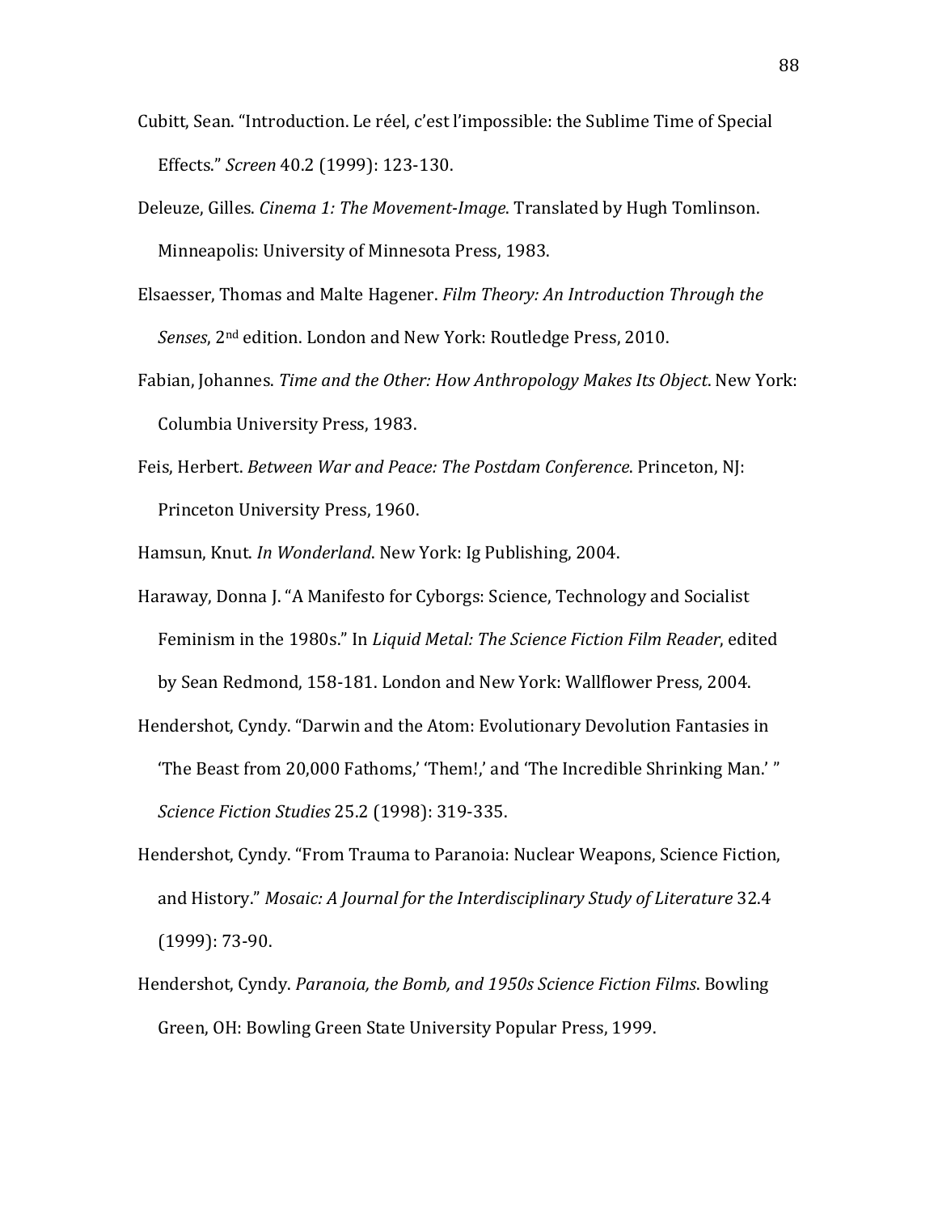Cubitt, Sean. "Introduction. Le réel, c'est l'impossible: the Sublime Time of Special Effects." *Screen* 40.2 (1999): 123-130.

Deleuze, Gilles. *Cinema 1: The Movement-Image*. Translated by Hugh Tomlinson. Minneapolis: University of Minnesota Press, 1983.

Elsaesser, Thomas and Malte Hagener. *Film Theory: An Introduction Through the Senses*, 2nd edition. London and New York: Routledge Press, 2010.

Fabian, Johannes. *Time and the Other: How Anthropology Makes Its Object*. New York: Columbia University Press, 1983.

Feis, Herbert. *Between War and Peace: The Postdam Conference*. Princeton, NJ: Princeton University Press, 1960.

Hamsun, Knut. *In Wonderland*. New York: Ig Publishing, 2004.

Haraway, Donna J. "A Manifesto for Cyborgs: Science, Technology and Socialist Feminism in the 1980s." In *Liquid Metal: The Science Fiction Film Reader*, edited by Sean Redmond, 158-181. London and New York: Wallflower Press, 2004.

Hendershot, Cyndy. "Darwin and the Atom: Evolutionary Devolution Fantasies in 'The Beast from 20,000 Fathoms,' 'Them!,' and 'The Incredible Shrinking Man.' " *Science Fiction Studies* 25.2 (1998): 319-335.

Hendershot, Cyndy. "From Trauma to Paranoia: Nuclear Weapons, Science Fiction, and History." *Mosaic: A Journal for the Interdisciplinary Study of Literature* 32.4 (1999): 73-90.

Hendershot, Cyndy. *Paranoia, the Bomb, and 1950s Science Fiction Films*. Bowling Green, OH: Bowling Green State University Popular Press, 1999.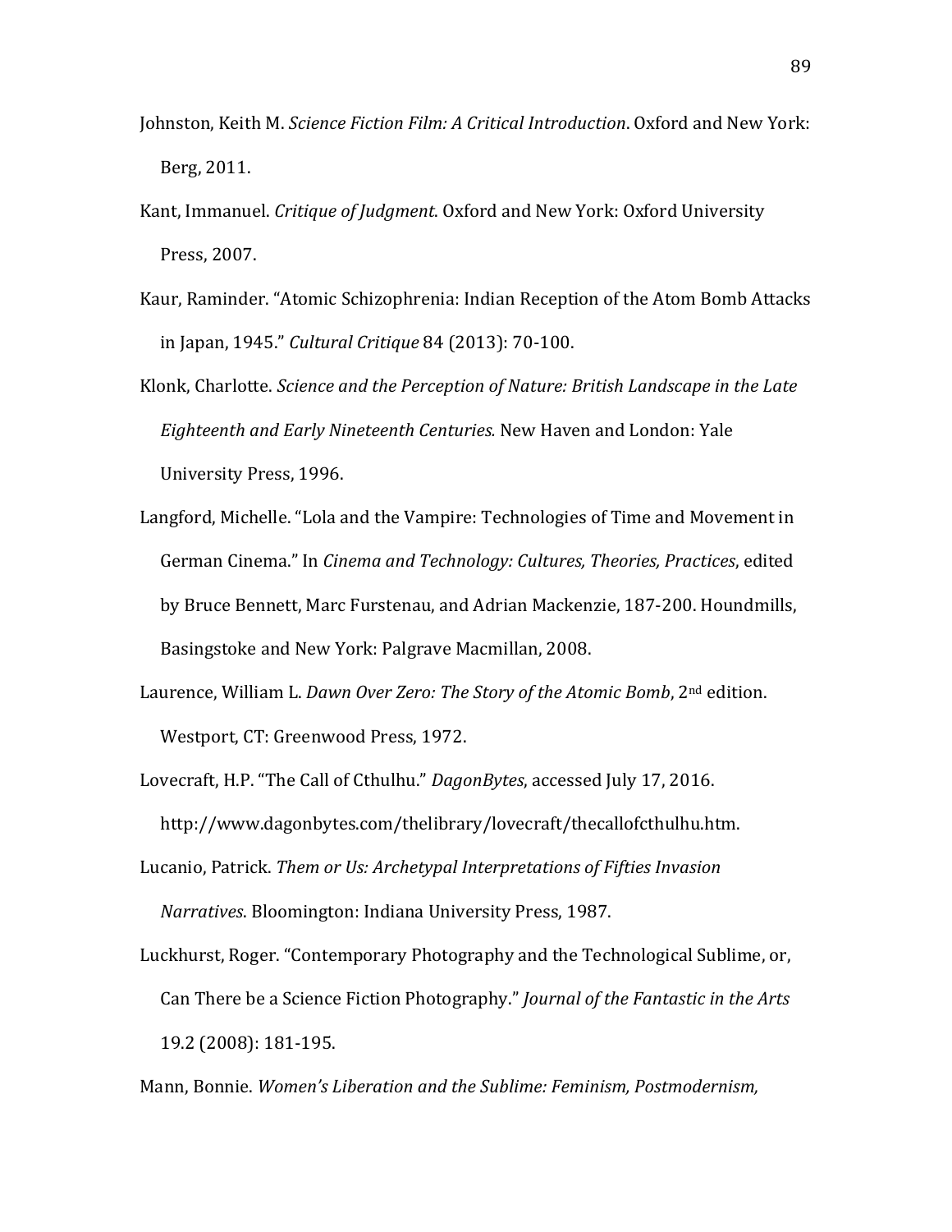Johnston, Keith M. *Science Fiction Film: A Critical Introduction*. Oxford and New York: Berg, 2011.

Kant, Immanuel. *Critique of Judgment*. Oxford and New York: Oxford University Press, 2007.

Kaur, Raminder. "Atomic Schizophrenia: Indian Reception of the Atom Bomb Attacks in Japan, 1945." *Cultural Critique* 84 (2013): 70-100.

Klonk, Charlotte. *Science and the Perception of Nature: British Landscape in the Late Eighteenth and Early Nineteenth Centuries.* New Haven and London: Yale University Press, 1996.

Langford, Michelle. "Lola and the Vampire: Technologies of Time and Movement in German Cinema." In *Cinema and Technology: Cultures, Theories, Practices*, edited by Bruce Bennett, Marc Furstenau, and Adrian Mackenzie, 187-200. Houndmills, Basingstoke and New York: Palgrave Macmillan, 2008.

Laurence, William L. *Dawn Over Zero: The Story of the Atomic Bomb*, 2nd edition. Westport, CT: Greenwood Press, 1972.

Lovecraft, H.P. "The Call of Cthulhu." *DagonBytes*, accessed July 17, 2016. http://www.dagonbytes.com/thelibrary/lovecraft/thecallofcthulhu.htm.

Lucanio, Patrick. *Them or Us: Archetypal Interpretations of Fifties Invasion Narratives*. Bloomington: Indiana University Press, 1987.

Luckhurst, Roger. "Contemporary Photography and the Technological Sublime, or, Can There be a Science Fiction Photography." *Journal of the Fantastic in the Arts* 19.2 (2008): 181-195.

Mann, Bonnie. *Women's Liberation and the Sublime: Feminism, Postmodernism,*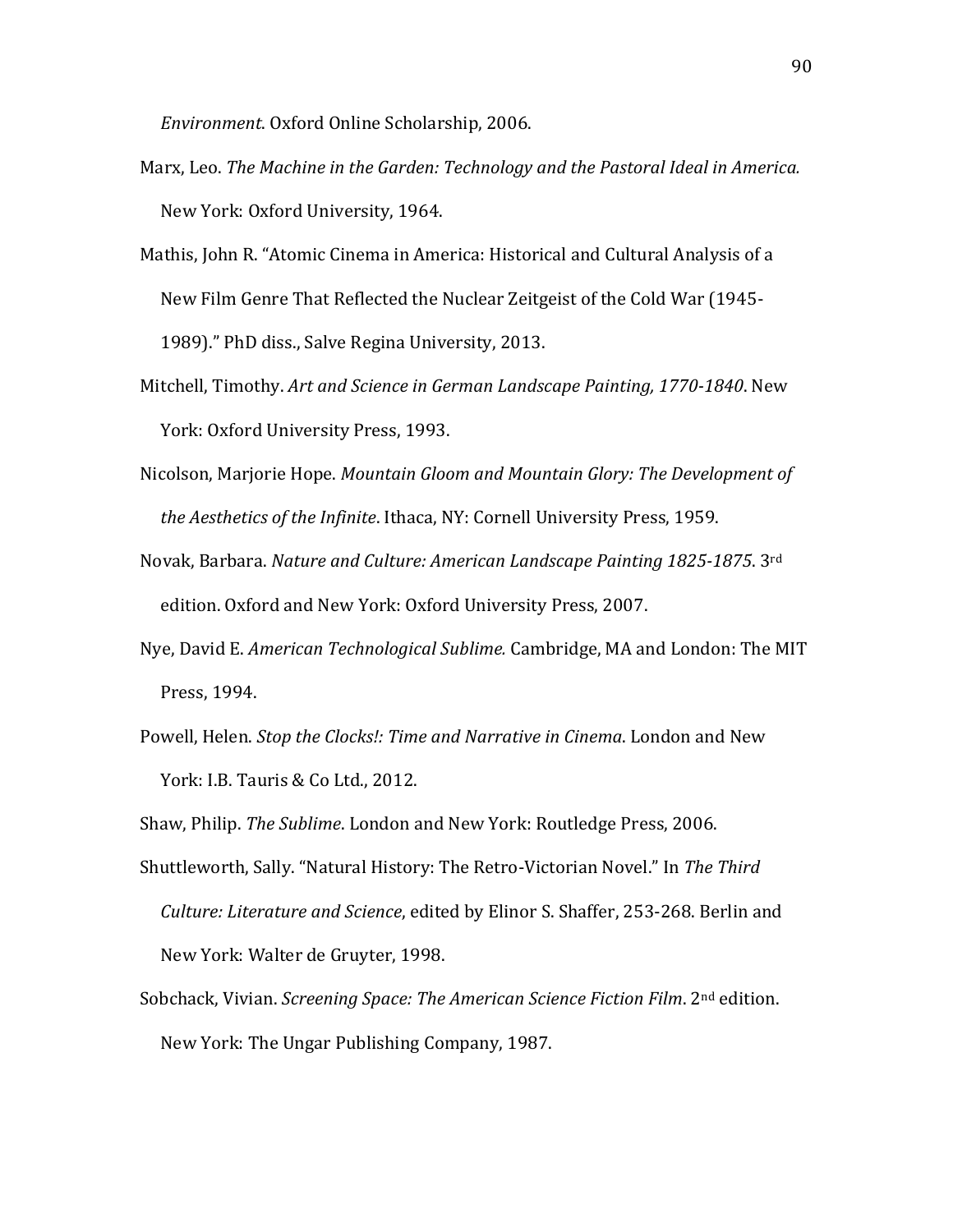*Environment*. Oxford Online Scholarship, 2006.

Marx, Leo. *The Machine in the Garden: Technology and the Pastoral Ideal in America.* New York: Oxford University, 1964.

Mathis, John R. "Atomic Cinema in America: Historical and Cultural Analysis of a New Film Genre That Reflected the Nuclear Zeitgeist of the Cold War (1945-1989)." PhD diss., Salve Regina University, 2013.

Mitchell, Timothy. *Art and Science in German Landscape Painting, 1770-1840*. New York: Oxford University Press, 1993.

Nicolson, Marjorie Hope. *Mountain Gloom and Mountain Glory: The Development of the Aesthetics of the Infinite*. Ithaca, NY: Cornell University Press, 1959.

Novak, Barbara. *Nature and Culture: American Landscape Painting 1825-1875*. 3rd edition. Oxford and New York: Oxford University Press, 2007.

Nye, David E. *American Technological Sublime.* Cambridge, MA and London: The MIT Press, 1994.

Powell, Helen. *Stop the Clocks!: Time and Narrative in Cinema*. London and New York: I.B. Tauris & Co Ltd., 2012.

Shaw, Philip. *The Sublime*. London and New York: Routledge Press, 2006.

Shuttleworth, Sally. "Natural History: The Retro-Victorian Novel." In *The Third Culture: Literature and Science*, edited by Elinor S. Shaffer, 253-268. Berlin and New York: Walter de Gruyter, 1998.

Sobchack, Vivian. *Screening Space: The American Science Fiction Film*. 2nd edition. New York: The Ungar Publishing Company, 1987.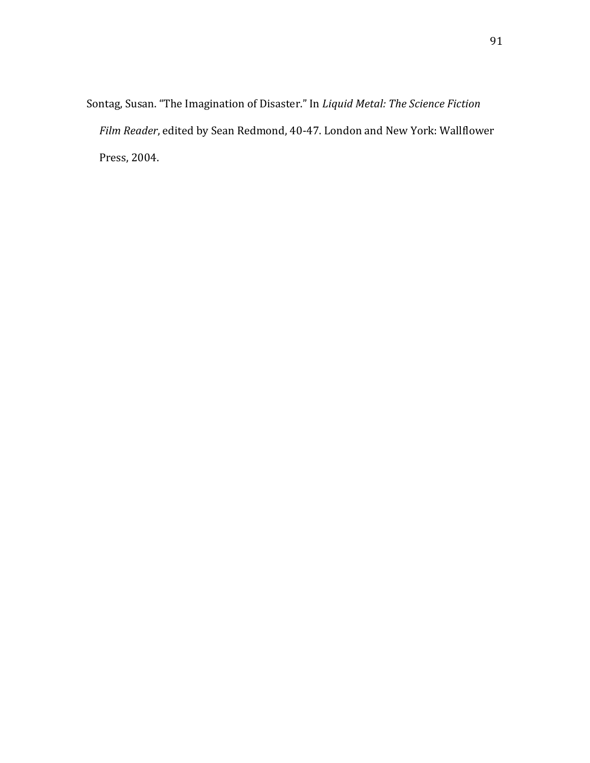Sontag, Susan. "The Imagination of Disaster." In *Liquid Metal: The Science Fiction Film Reader*, edited by Sean Redmond, 40-47. London and New York: Wallflower Press, 2004.